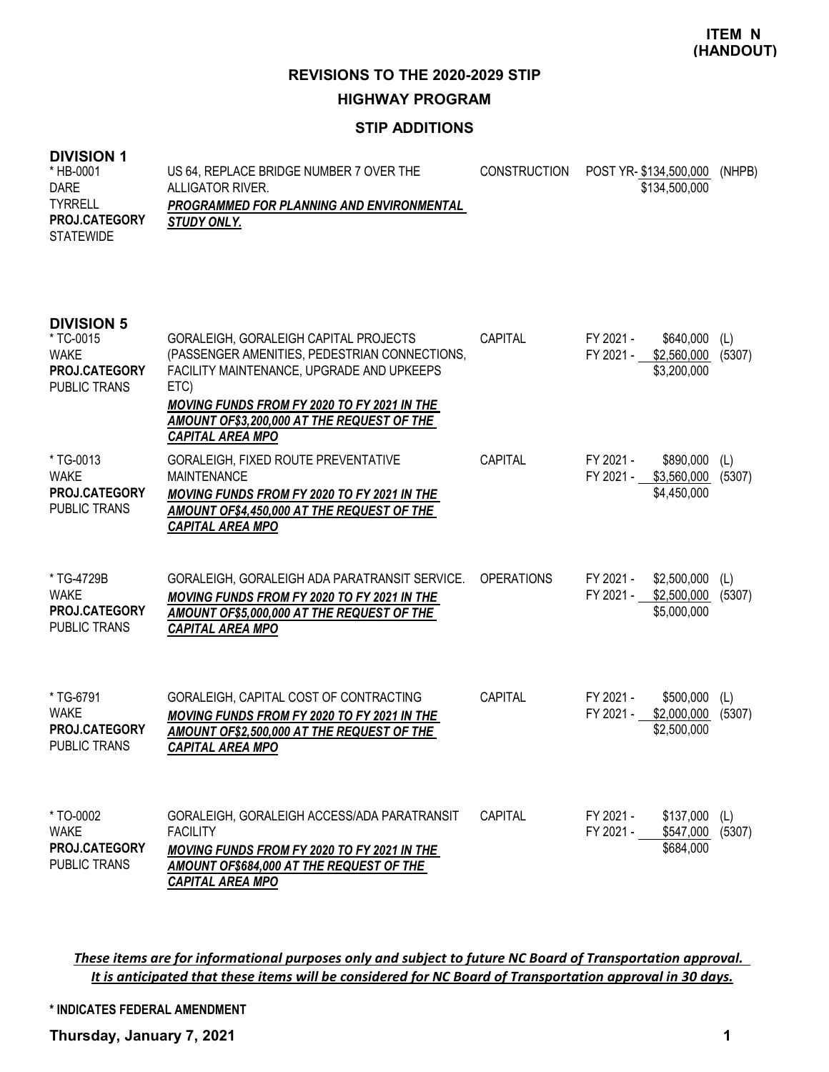**ITEM N (HANDOUT)**

# REVISIONS TO THE 2020-2029 STIP

## HIGHWAY PROGRAM

### STIP ADDITIONS

**DIVISION 1**

| Project | Description | Work Type | Funding | Source |
|---|---|---|---|---|
| * HB-0001<br>DARE<br>TYRRELL<br>**PROJ.CATEGORY**<br>STATEWIDE | US 64, REPLACE BRIDGE NUMBER 7 OVER THE ALLIGATOR RIVER.<br>***PROGRAMMED FOR PLANNING AND ENVIRONMENTAL STUDY ONLY.*** | CONSTRUCTION | POST YR- $134,500,000<br>$134,500,000 | (NHPB) |

**DIVISION 5**

| Project | Description | Work Type | Funding | Source |
|---|---|---|---|---|
| * TC-0015<br>WAKE<br>**PROJ.CATEGORY**<br>PUBLIC TRANS | GORALEIGH, GORALEIGH CAPITAL PROJECTS (PASSENGER AMENITIES, PEDESTRIAN CONNECTIONS, FACILITY MAINTENANCE, UPGRADE AND UPKEEPS ETC)<br>***MOVING FUNDS FROM FY 2020 TO FY 2021 IN THE AMOUNT OF$3,200,000 AT THE REQUEST OF THE CAPITAL AREA MPO*** | CAPITAL | FY 2021 - $640,000<br>FY 2021 - $2,560,000<br>$3,200,000 | (L)<br>(5307) |
| * TG-0013<br>WAKE<br>**PROJ.CATEGORY**<br>PUBLIC TRANS | GORALEIGH, FIXED ROUTE PREVENTATIVE MAINTENANCE<br>***MOVING FUNDS FROM FY 2020 TO FY 2021 IN THE AMOUNT OF$4,450,000 AT THE REQUEST OF THE CAPITAL AREA MPO*** | CAPITAL | FY 2021 - $890,000<br>FY 2021 - $3,560,000<br>$4,450,000 | (L)<br>(5307) |
| * TG-4729B<br>WAKE<br>**PROJ.CATEGORY**<br>PUBLIC TRANS | GORALEIGH, GORALEIGH ADA PARATRANSIT SERVICE.<br>***MOVING FUNDS FROM FY 2020 TO FY 2021 IN THE AMOUNT OF$5,000,000 AT THE REQUEST OF THE CAPITAL AREA MPO*** | OPERATIONS | FY 2021 - $2,500,000<br>FY 2021 - $2,500,000<br>$5,000,000 | (L)<br>(5307) |
| * TG-6791<br>WAKE<br>**PROJ.CATEGORY**<br>PUBLIC TRANS | GORALEIGH, CAPITAL COST OF CONTRACTING<br>***MOVING FUNDS FROM FY 2020 TO FY 2021 IN THE AMOUNT OF$2,500,000 AT THE REQUEST OF THE CAPITAL AREA MPO*** | CAPITAL | FY 2021 - $500,000<br>FY 2021 - $2,000,000<br>$2,500,000 | (L)<br>(5307) |
| * TO-0002<br>WAKE<br>**PROJ.CATEGORY**<br>PUBLIC TRANS | GORALEIGH, GORALEIGH ACCESS/ADA PARATRANSIT FACILITY<br>***MOVING FUNDS FROM FY 2020 TO FY 2021 IN THE AMOUNT OF$684,000 AT THE REQUEST OF THE CAPITAL AREA MPO*** | CAPITAL | FY 2021 - $137,000<br>FY 2021 - $547,000<br>$684,000 | (L)<br>(5307) |

***These items are for informational purposes only and subject to future NC Board of Transportation approval. It is anticipated that these items will be considered for NC Board of Transportation approval in 30 days.***

**\* INDICATES FEDERAL AMENDMENT**

**Thursday, January 7, 2021**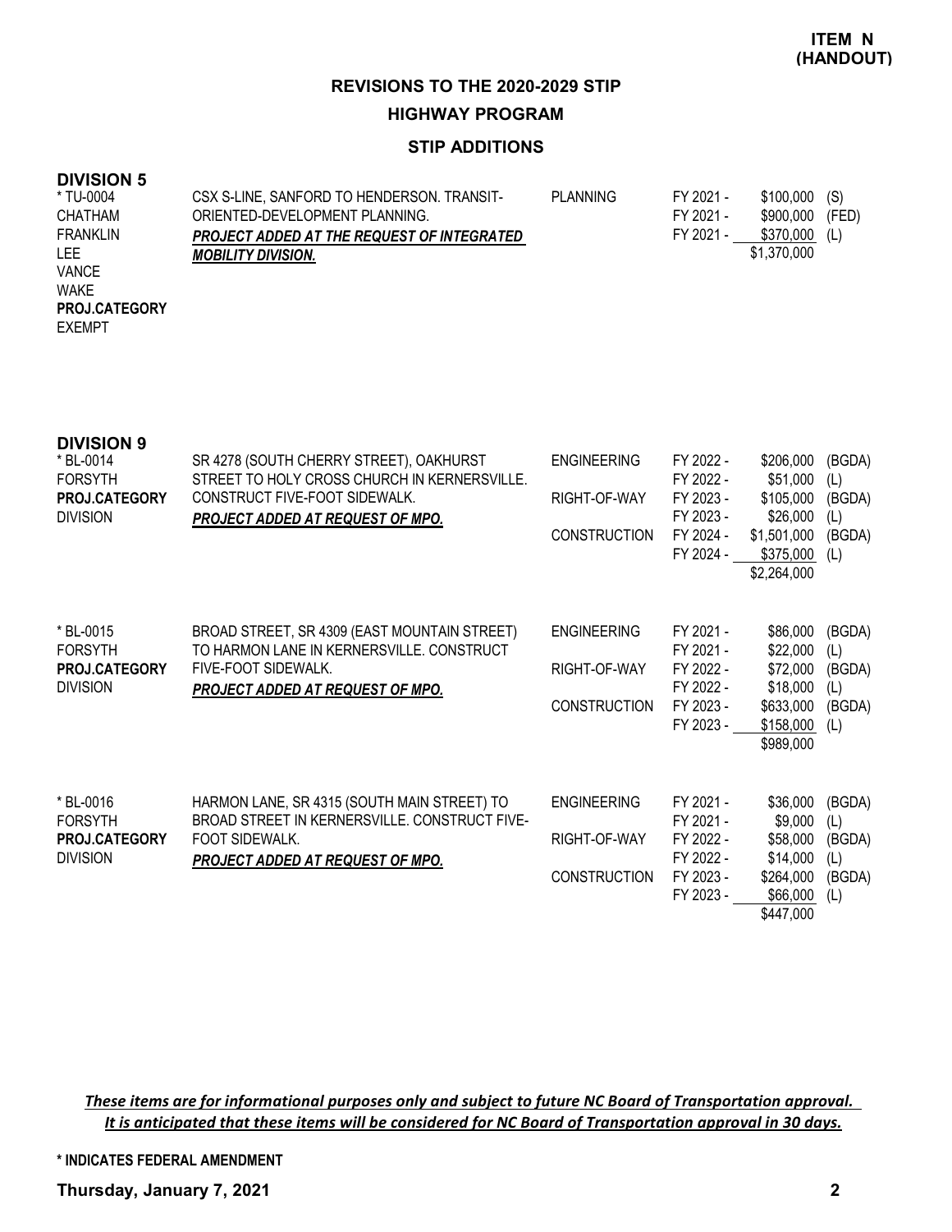**ITEM N (HANDOUT)**

## REVISIONS TO THE 2020-2029 STIP

### HIGHWAY PROGRAM

### STIP ADDITIONS

**DIVISION 5**

| | | | | | |
|---|---|---|---|---|---|
| * TU-0004<br>CHATHAM<br>FRANKLIN<br>LEE<br>VANCE<br>WAKE<br>**PROJ.CATEGORY**<br>EXEMPT | CSX S-LINE, SANFORD TO HENDERSON. TRANSIT-ORIENTED-DEVELOPMENT PLANNING.<br>***PROJECT ADDED AT THE REQUEST OF INTEGRATED MOBILITY DIVISION.*** | PLANNING | FY 2021 - | $100,000 | (S) |
| | | | FY 2021 - | $900,000 | (FED) |
| | | | FY 2021 - | $370,000 | (L) |
| | | | | $1,370,000 | |

**DIVISION 9**

| | | | | | |
|---|---|---|---|---|---|
| * BL-0014<br>FORSYTH<br>**PROJ.CATEGORY**<br>DIVISION | SR 4278 (SOUTH CHERRY STREET), OAKHURST STREET TO HOLY CROSS CHURCH IN KERNERSVILLE. CONSTRUCT FIVE-FOOT SIDEWALK.<br>***PROJECT ADDED AT REQUEST OF MPO.*** | ENGINEERING | FY 2022 - | $206,000 | (BGDA) |
| | | | FY 2022 - | $51,000 | (L) |
| | | RIGHT-OF-WAY | FY 2023 - | $105,000 | (BGDA) |
| | | | FY 2023 - | $26,000 | (L) |
| | | CONSTRUCTION | FY 2024 - | $1,501,000 | (BGDA) |
| | | | FY 2024 - | $375,000 | (L) |
| | | | | $2,264,000 | |
| * BL-0015<br>FORSYTH<br>**PROJ.CATEGORY**<br>DIVISION | BROAD STREET, SR 4309 (EAST MOUNTAIN STREET) TO HARMON LANE IN KERNERSVILLE. CONSTRUCT FIVE-FOOT SIDEWALK.<br>***PROJECT ADDED AT REQUEST OF MPO.*** | ENGINEERING | FY 2021 - | $86,000 | (BGDA) |
| | | | FY 2021 - | $22,000 | (L) |
| | | RIGHT-OF-WAY | FY 2022 - | $72,000 | (BGDA) |
| | | | FY 2022 - | $18,000 | (L) |
| | | CONSTRUCTION | FY 2023 - | $633,000 | (BGDA) |
| | | | FY 2023 - | $158,000 | (L) |
| | | | | $989,000 | |
| * BL-0016<br>FORSYTH<br>**PROJ.CATEGORY**<br>DIVISION | HARMON LANE, SR 4315 (SOUTH MAIN STREET) TO BROAD STREET IN KERNERSVILLE. CONSTRUCT FIVE-FOOT SIDEWALK.<br>***PROJECT ADDED AT REQUEST OF MPO.*** | ENGINEERING | FY 2021 - | $36,000 | (BGDA) |
| | | | FY 2021 - | $9,000 | (L) |
| | | RIGHT-OF-WAY | FY 2022 - | $58,000 | (BGDA) |
| | | | FY 2022 - | $14,000 | (L) |
| | | CONSTRUCTION | FY 2023 - | $264,000 | (BGDA) |
| | | | FY 2023 - | $66,000 | (L) |
| | | | | $447,000 | |

*These items are for informational purposes only and subject to future NC Board of Transportation approval. It is anticipated that these items will be considered for NC Board of Transportation approval in 30 days.*

**\* INDICATES FEDERAL AMENDMENT**

**Thursday, January 7, 2021**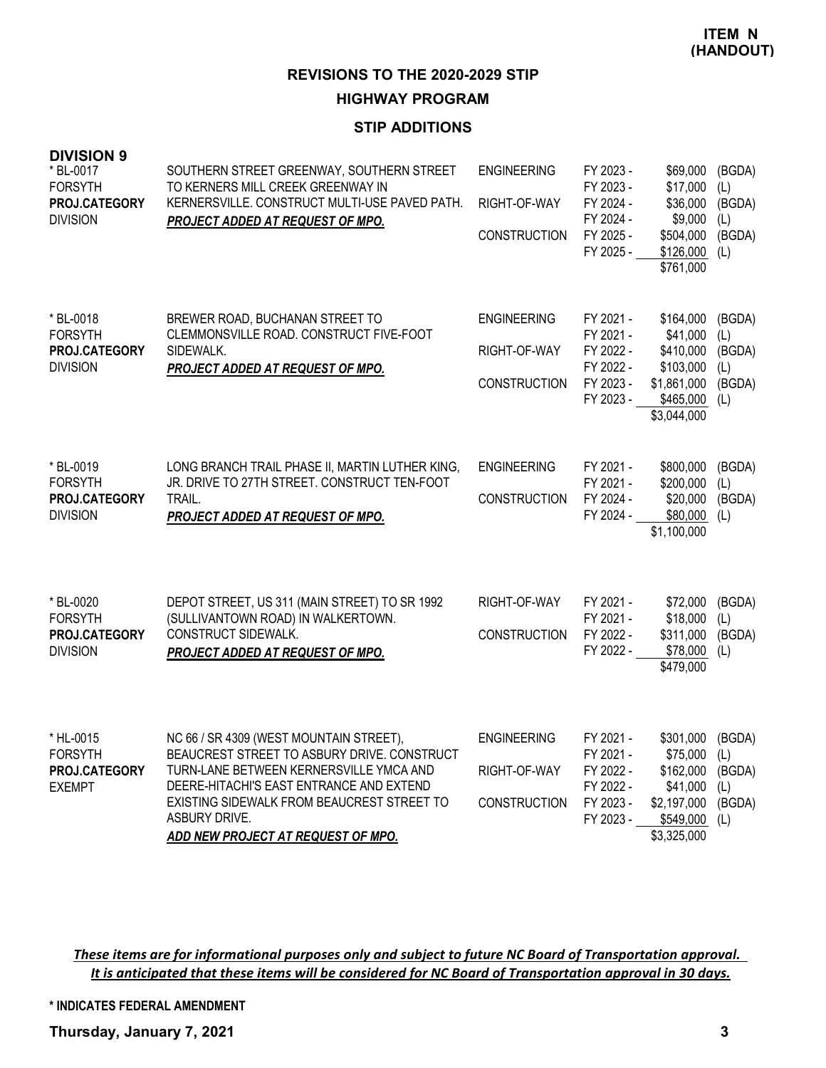**ITEM N (HANDOUT)**

## REVISIONS TO THE 2020-2029 STIP

## HIGHWAY PROGRAM

### STIP ADDITIONS

### DIVISION 9

| Project | Description | Phase | FY | Amount | Source |
|---|---|---|---|---|---|
| * BL-0017<br>FORSYTH<br>**PROJ.CATEGORY**<br>DIVISION | SOUTHERN STREET GREENWAY, SOUTHERN STREET TO KERNERS MILL CREEK GREENWAY IN KERNERSVILLE. CONSTRUCT MULTI-USE PAVED PATH.<br>***PROJECT ADDED AT REQUEST OF MPO.*** | ENGINEERING | FY 2023 - | $69,000 | (BGDA) |
| | | | FY 2023 - | $17,000 | (L) |
| | | RIGHT-OF-WAY | FY 2024 - | $36,000 | (BGDA) |
| | | | FY 2024 - | $9,000 | (L) |
| | | CONSTRUCTION | FY 2025 - | $504,000 | (BGDA) |
| | | | FY 2025 - | $126,000 | (L) |
| | | | | $761,000 | |
| * BL-0018<br>FORSYTH<br>**PROJ.CATEGORY**<br>DIVISION | BREWER ROAD, BUCHANAN STREET TO CLEMMONSVILLE ROAD. CONSTRUCT FIVE-FOOT SIDEWALK.<br>***PROJECT ADDED AT REQUEST OF MPO.*** | ENGINEERING | FY 2021 - | $164,000 | (BGDA) |
| | | | FY 2021 - | $41,000 | (L) |
| | | RIGHT-OF-WAY | FY 2022 - | $410,000 | (BGDA) |
| | | | FY 2022 - | $103,000 | (L) |
| | | CONSTRUCTION | FY 2023 - | $1,861,000 | (BGDA) |
| | | | FY 2023 - | $465,000 | (L) |
| | | | | $3,044,000 | |
| * BL-0019<br>FORSYTH<br>**PROJ.CATEGORY**<br>DIVISION | LONG BRANCH TRAIL PHASE II, MARTIN LUTHER KING, JR. DRIVE TO 27TH STREET. CONSTRUCT TEN-FOOT TRAIL.<br>***PROJECT ADDED AT REQUEST OF MPO.*** | ENGINEERING | FY 2021 - | $800,000 | (BGDA) |
| | | | FY 2021 - | $200,000 | (L) |
| | | CONSTRUCTION | FY 2024 - | $20,000 | (BGDA) |
| | | | FY 2024 - | $80,000 | (L) |
| | | | | $1,100,000 | |
| * BL-0020<br>FORSYTH<br>**PROJ.CATEGORY**<br>DIVISION | DEPOT STREET, US 311 (MAIN STREET) TO SR 1992 (SULLIVANTOWN ROAD) IN WALKERTOWN. CONSTRUCT SIDEWALK.<br>***PROJECT ADDED AT REQUEST OF MPO.*** | RIGHT-OF-WAY | FY 2021 - | $72,000 | (BGDA) |
| | | | FY 2021 - | $18,000 | (L) |
| | | CONSTRUCTION | FY 2022 - | $311,000 | (BGDA) |
| | | | FY 2022 - | $78,000 | (L) |
| | | | | $479,000 | |
| * HL-0015<br>FORSYTH<br>**PROJ.CATEGORY**<br>EXEMPT | NC 66 / SR 4309 (WEST MOUNTAIN STREET), BEAUCREST STREET TO ASBURY DRIVE. CONSTRUCT TURN-LANE BETWEEN KERNERSVILLE YMCA AND DEERE-HITACHI'S EAST ENTRANCE AND EXTEND EXISTING SIDEWALK FROM BEAUCREST STREET TO ASBURY DRIVE.<br>***ADD NEW PROJECT AT REQUEST OF MPO.*** | ENGINEERING | FY 2021 - | $301,000 | (BGDA) |
| | | | FY 2021 - | $75,000 | (L) |
| | | RIGHT-OF-WAY | FY 2022 - | $162,000 | (BGDA) |
| | | | FY 2022 - | $41,000 | (L) |
| | | CONSTRUCTION | FY 2023 - | $2,197,000 | (BGDA) |
| | | | FY 2023 - | $549,000 | (L) |
| | | | | $3,325,000 | |

***These items are for informational purposes only and subject to future NC Board of Transportation approval. It is anticipated that these items will be considered for NC Board of Transportation approval in 30 days.***

**\* INDICATES FEDERAL AMENDMENT**

**Thursday, January 7, 2021**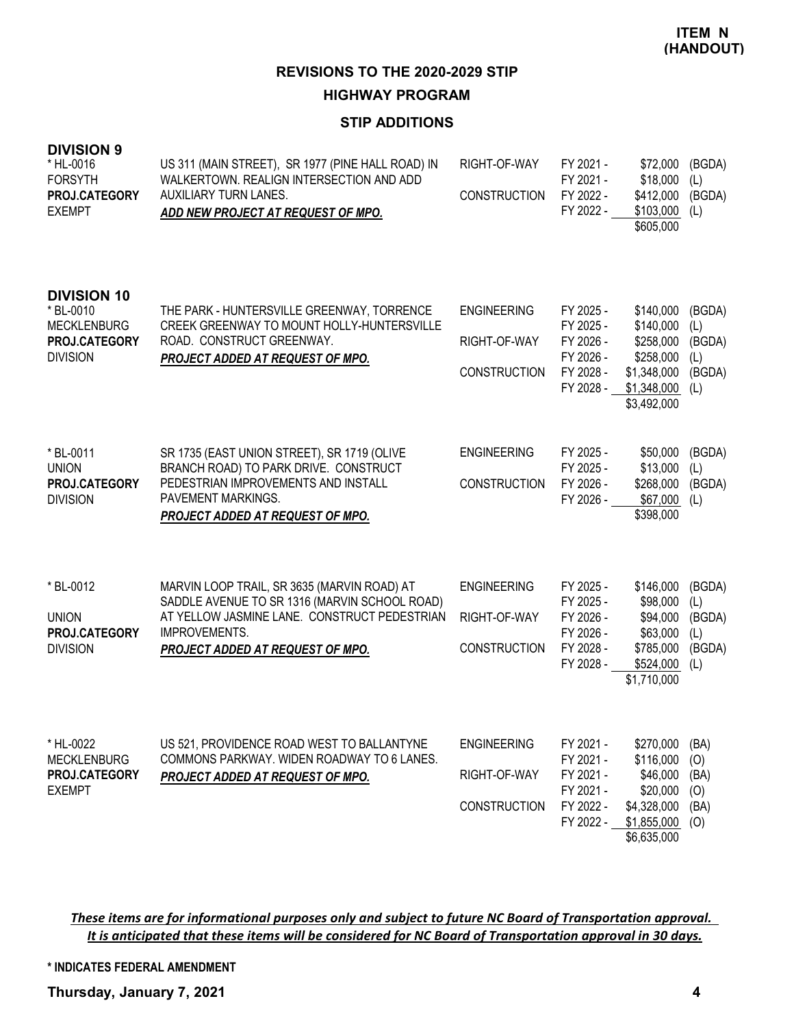**ITEM N (HANDOUT)**

## REVISIONS TO THE 2020-2029 STIP

## HIGHWAY PROGRAM

### STIP ADDITIONS

**DIVISION 9**

| Project | Description | Work Type | Fiscal Year | Amount | Funding |
|---|---|---|---|---|---|
| * HL-0016<br>FORSYTH<br>**PROJ.CATEGORY**<br>EXEMPT | US 311 (MAIN STREET), SR 1977 (PINE HALL ROAD) IN WALKERTOWN. REALIGN INTERSECTION AND ADD AUXILIARY TURN LANES.<br>***ADD NEW PROJECT AT REQUEST OF MPO.*** | RIGHT-OF-WAY | FY 2021 - | $72,000 | (BGDA) |
| | | | FY 2021 - | $18,000 | (L) |
| | | CONSTRUCTION | FY 2022 - | $412,000 | (BGDA) |
| | | | FY 2022 - | $103,000 | (L) |
| | | | | $605,000 | |

**DIVISION 10**

| Project | Description | Work Type | Fiscal Year | Amount | Funding |
|---|---|---|---|---|---|
| * BL-0010<br>MECKLENBURG<br>**PROJ.CATEGORY**<br>DIVISION | THE PARK - HUNTERSVILLE GREENWAY, TORRENCE CREEK GREENWAY TO MOUNT HOLLY-HUNTERSVILLE ROAD. CONSTRUCT GREENWAY.<br>***PROJECT ADDED AT REQUEST OF MPO.*** | ENGINEERING | FY 2025 - | $140,000 | (BGDA) |
| | | | FY 2025 - | $140,000 | (L) |
| | | RIGHT-OF-WAY | FY 2026 - | $258,000 | (BGDA) |
| | | | FY 2026 - | $258,000 | (L) |
| | | CONSTRUCTION | FY 2028 - | $1,348,000 | (BGDA) |
| | | | FY 2028 - | $1,348,000 | (L) |
| | | | | $3,492,000 | |
| * BL-0011<br>UNION<br>**PROJ.CATEGORY**<br>DIVISION | SR 1735 (EAST UNION STREET), SR 1719 (OLIVE BRANCH ROAD) TO PARK DRIVE. CONSTRUCT PEDESTRIAN IMPROVEMENTS AND INSTALL PAVEMENT MARKINGS.<br>***PROJECT ADDED AT REQUEST OF MPO.*** | ENGINEERING | FY 2025 - | $50,000 | (BGDA) |
| | | | FY 2025 - | $13,000 | (L) |
| | | CONSTRUCTION | FY 2026 - | $268,000 | (BGDA) |
| | | | FY 2026 - | $67,000 | (L) |
| | | | | $398,000 | |
| * BL-0012<br>UNION<br>**PROJ.CATEGORY**<br>DIVISION | MARVIN LOOP TRAIL, SR 3635 (MARVIN ROAD) AT SADDLE AVENUE TO SR 1316 (MARVIN SCHOOL ROAD) AT YELLOW JASMINE LANE. CONSTRUCT PEDESTRIAN IMPROVEMENTS.<br>***PROJECT ADDED AT REQUEST OF MPO.*** | ENGINEERING | FY 2025 - | $146,000 | (BGDA) |
| | | | FY 2025 - | $98,000 | (L) |
| | | RIGHT-OF-WAY | FY 2026 - | $94,000 | (BGDA) |
| | | | FY 2026 - | $63,000 | (L) |
| | | CONSTRUCTION | FY 2028 - | $785,000 | (BGDA) |
| | | | FY 2028 - | $524,000 | (L) |
| | | | | $1,710,000 | |
| * HL-0022<br>MECKLENBURG<br>**PROJ.CATEGORY**<br>EXEMPT | US 521, PROVIDENCE ROAD WEST TO BALLANTYNE COMMONS PARKWAY. WIDEN ROADWAY TO 6 LANES.<br>***PROJECT ADDED AT REQUEST OF MPO.*** | ENGINEERING | FY 2021 - | $270,000 | (BA) |
| | | | FY 2021 - | $116,000 | (O) |
| | | RIGHT-OF-WAY | FY 2021 - | $46,000 | (BA) |
| | | | FY 2021 - | $20,000 | (O) |
| | | CONSTRUCTION | FY 2022 - | $4,328,000 | (BA) |
| | | | FY 2022 - | $1,855,000 | (O) |
| | | | | $6,635,000 | |

***These items are for informational purposes only and subject to future NC Board of Transportation approval. It is anticipated that these items will be considered for NC Board of Transportation approval in 30 days.***

**\* INDICATES FEDERAL AMENDMENT**

**Thursday, January 7, 2021**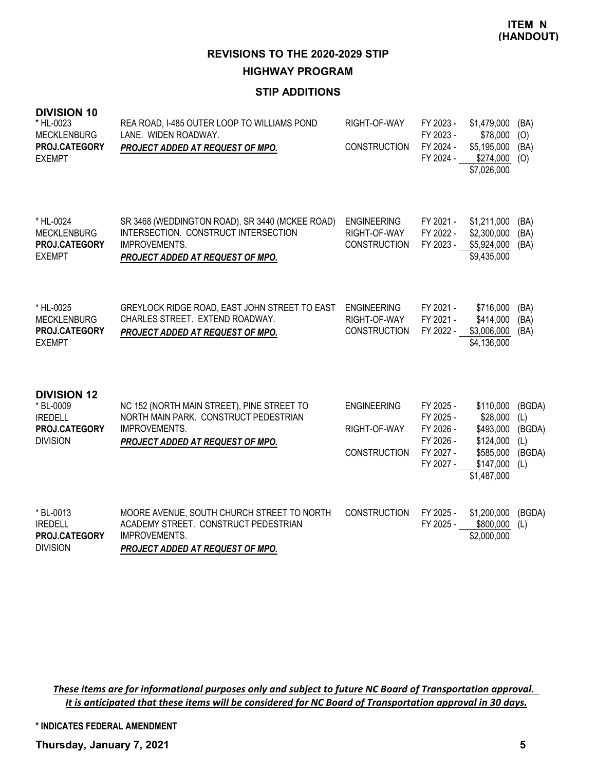**ITEM N (HANDOUT)**

## REVISIONS TO THE 2020-2029 STIP

## HIGHWAY PROGRAM

### STIP ADDITIONS

### DIVISION 10

| Project | Description | Phase | Fiscal Year | Amount | Source |
|---|---|---|---|---|---|
| * HL-0023<br>MECKLENBURG<br>**PROJ.CATEGORY**<br>EXEMPT | REA ROAD, I-485 OUTER LOOP TO WILLIAMS POND LANE. WIDEN ROADWAY.<br>***PROJECT ADDED AT REQUEST OF MPO.*** | RIGHT-OF-WAY | FY 2023 - | $1,479,000 | (BA) |
| | | | FY 2023 - | $78,000 | (O) |
| | | CONSTRUCTION | FY 2024 - | $5,195,000 | (BA) |
| | | | FY 2024 - | $274,000 | (O) |
| | | | | $7,026,000 | |
| * HL-0024<br>MECKLENBURG<br>**PROJ.CATEGORY**<br>EXEMPT | SR 3468 (WEDDINGTON ROAD), SR 3440 (MCKEE ROAD) INTERSECTION. CONSTRUCT INTERSECTION IMPROVEMENTS.<br>***PROJECT ADDED AT REQUEST OF MPO.*** | ENGINEERING | FY 2021 - | $1,211,000 | (BA) |
| | | RIGHT-OF-WAY | FY 2022 - | $2,300,000 | (BA) |
| | | CONSTRUCTION | FY 2023 - | $5,924,000 | (BA) |
| | | | | $9,435,000 | |
| * HL-0025<br>MECKLENBURG<br>**PROJ.CATEGORY**<br>EXEMPT | GREYLOCK RIDGE ROAD, EAST JOHN STREET TO EAST CHARLES STREET. EXTEND ROADWAY.<br>***PROJECT ADDED AT REQUEST OF MPO.*** | ENGINEERING | FY 2021 - | $716,000 | (BA) |
| | | RIGHT-OF-WAY | FY 2021 - | $414,000 | (BA) |
| | | CONSTRUCTION | FY 2022 - | $3,006,000 | (BA) |
| | | | | $4,136,000 | |

### DIVISION 12

| Project | Description | Phase | Fiscal Year | Amount | Source |
|---|---|---|---|---|---|
| * BL-0009<br>IREDELL<br>**PROJ.CATEGORY**<br>DIVISION | NC 152 (NORTH MAIN STREET), PINE STREET TO NORTH MAIN PARK. CONSTRUCT PEDESTRIAN IMPROVEMENTS.<br>***PROJECT ADDED AT REQUEST OF MPO.*** | ENGINEERING | FY 2025 - | $110,000 | (BGDA) |
| | | | FY 2025 - | $28,000 | (L) |
| | | RIGHT-OF-WAY | FY 2026 - | $493,000 | (BGDA) |
| | | | FY 2026 - | $124,000 | (L) |
| | | CONSTRUCTION | FY 2027 - | $585,000 | (BGDA) |
| | | | FY 2027 - | $147,000 | (L) |
| | | | | $1,487,000 | |
| * BL-0013<br>IREDELL<br>**PROJ.CATEGORY**<br>DIVISION | MOORE AVENUE, SOUTH CHURCH STREET TO NORTH ACADEMY STREET. CONSTRUCT PEDESTRIAN IMPROVEMENTS.<br>***PROJECT ADDED AT REQUEST OF MPO.*** | CONSTRUCTION | FY 2025 - | $1,200,000 | (BGDA) |
| | | | FY 2025 - | $800,000 | (L) |
| | | | | $2,000,000 | |

*These items are for informational purposes only and subject to future NC Board of Transportation approval. It is anticipated that these items will be considered for NC Board of Transportation approval in 30 days.*

**\* INDICATES FEDERAL AMENDMENT**

**Thursday, January 7, 2021**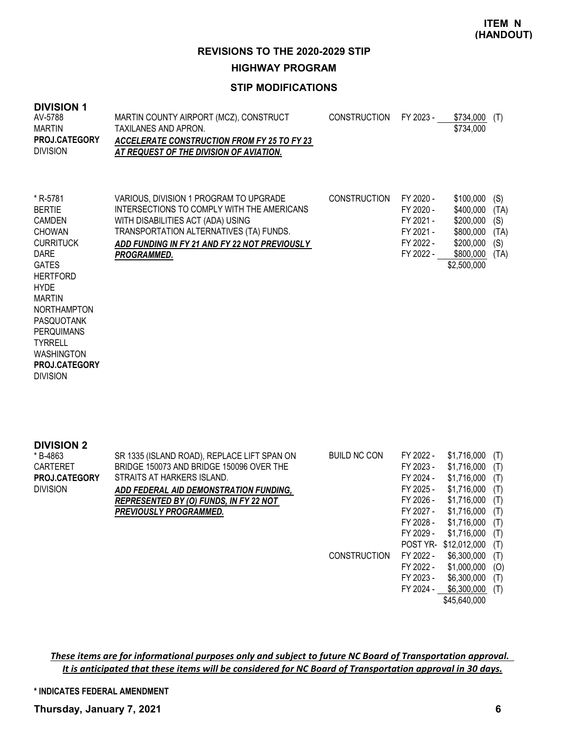**ITEM N (HANDOUT)**

## REVISIONS TO THE 2020-2029 STIP

### HIGHWAY PROGRAM

### STIP MODIFICATIONS

**DIVISION 1**

| Project | Description | Phase | Year | Amount | Fund |
|---|---|---|---|---|---|
| AV-5788<br>MARTIN<br>**PROJ.CATEGORY**<br>DIVISION | MARTIN COUNTY AIRPORT (MCZ), CONSTRUCT TAXILANES AND APRON.<br>***ACCELERATE CONSTRUCTION FROM FY 25 TO FY 23 AT REQUEST OF THE DIVISION OF AVIATION.*** | CONSTRUCTION | FY 2023 - | $734,000 | (T) |
| | | | | $734,000 | |
| * R-5781<br>BERTIE<br>CAMDEN<br>CHOWAN<br>CURRITUCK<br>DARE<br>GATES<br>HERTFORD<br>HYDE<br>MARTIN<br>NORTHAMPTON<br>PASQUOTANK<br>PERQUIMANS<br>TYRRELL<br>WASHINGTON<br>**PROJ.CATEGORY**<br>DIVISION | VARIOUS, DIVISION 1 PROGRAM TO UPGRADE INTERSECTIONS TO COMPLY WITH THE AMERICANS WITH DISABILITIES ACT (ADA) USING TRANSPORTATION ALTERNATIVES (TA) FUNDS.<br>***ADD FUNDING IN FY 21 AND FY 22 NOT PREVIOUSLY PROGRAMMED.*** | CONSTRUCTION | FY 2020 - | $100,000 | (S) |
| | | | FY 2020 - | $400,000 | (TA) |
| | | | FY 2021 - | $200,000 | (S) |
| | | | FY 2021 - | $800,000 | (TA) |
| | | | FY 2022 - | $200,000 | (S) |
| | | | FY 2022 - | $800,000 | (TA) |
| | | | | $2,500,000 | |

**DIVISION 2**

| Project | Description | Phase | Year | Amount | Fund |
|---|---|---|---|---|---|
| * B-4863<br>CARTERET<br>**PROJ.CATEGORY**<br>DIVISION | SR 1335 (ISLAND ROAD), REPLACE LIFT SPAN ON BRIDGE 150073 AND BRIDGE 150096 OVER THE STRAITS AT HARKERS ISLAND.<br>***ADD FEDERAL AID DEMONSTRATION FUNDING, REPRESENTED BY (O) FUNDS, IN FY 22 NOT PREVIOUSLY PROGRAMMED.*** | BUILD NC CON | FY 2022 - | $1,716,000 | (T) |
| | | | FY 2023 - | $1,716,000 | (T) |
| | | | FY 2024 - | $1,716,000 | (T) |
| | | | FY 2025 - | $1,716,000 | (T) |
| | | | FY 2026 - | $1,716,000 | (T) |
| | | | FY 2027 - | $1,716,000 | (T) |
| | | | FY 2028 - | $1,716,000 | (T) |
| | | | FY 2029 - | $1,716,000 | (T) |
| | | | POST YR- | $12,012,000 | (T) |
| | | CONSTRUCTION | FY 2022 - | $6,300,000 | (T) |
| | | | FY 2022 - | $1,000,000 | (O) |
| | | | FY 2023 - | $6,300,000 | (T) |
| | | | FY 2024 - | $6,300,000 | (T) |
| | | | | $45,640,000 | |

***These items are for informational purposes only and subject to future NC Board of Transportation approval. It is anticipated that these items will be considered for NC Board of Transportation approval in 30 days.***

**\* INDICATES FEDERAL AMENDMENT**

**Thursday, January 7, 2021**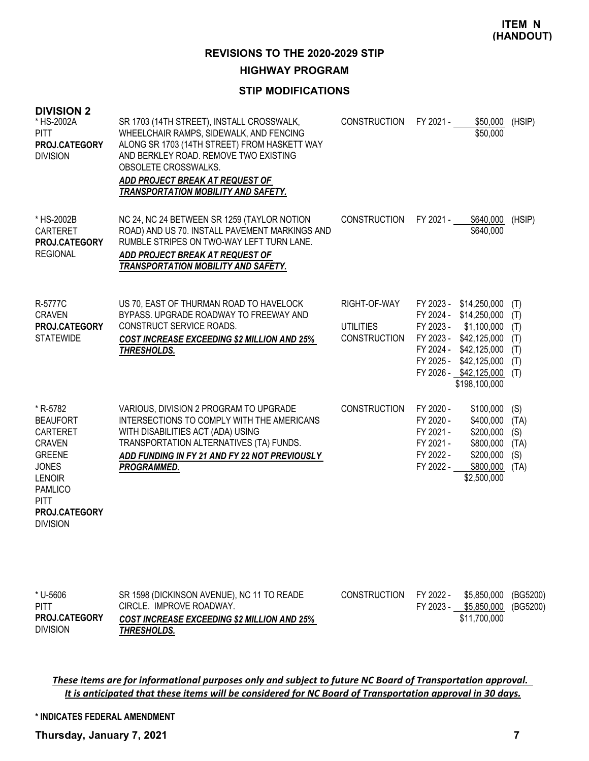**ITEM N (HANDOUT)**

## REVISIONS TO THE 2020-2029 STIP

## HIGHWAY PROGRAM

### STIP MODIFICATIONS

**DIVISION 2**

| Project | Description | Phase | Fiscal Year / Amount | Fund |
|---|---|---|---|---|
| * HS-2002A<br>PITT<br>**PROJ.CATEGORY**<br>DIVISION | SR 1703 (14TH STREET), INSTALL CROSSWALK, WHEELCHAIR RAMPS, SIDEWALK, AND FENCING ALONG SR 1703 (14TH STREET) FROM HASKETT WAY AND BERKLEY ROAD. REMOVE TWO EXISTING OBSOLETE CROSSWALKS.<br>***ADD PROJECT BREAK AT REQUEST OF TRANSPORTATION MOBILITY AND SAFETY.*** | CONSTRUCTION | FY 2021 - $50,000<br>$50,000 | (HSIP) |
| * HS-2002B<br>CARTERET<br>**PROJ.CATEGORY**<br>REGIONAL | NC 24, NC 24 BETWEEN SR 1259 (TAYLOR NOTION ROAD) AND US 70. INSTALL PAVEMENT MARKINGS AND RUMBLE STRIPES ON TWO-WAY LEFT TURN LANE.<br>***ADD PROJECT BREAK AT REQUEST OF TRANSPORTATION MOBILITY AND SAFETY.*** | CONSTRUCTION | FY 2021 - $640,000<br>$640,000 | (HSIP) |
| R-5777C<br>CRAVEN<br>**PROJ.CATEGORY**<br>STATEWIDE | US 70, EAST OF THURMAN ROAD TO HAVELOCK BYPASS. UPGRADE ROADWAY TO FREEWAY AND CONSTRUCT SERVICE ROADS.<br>***COST INCREASE EXCEEDING $2 MILLION AND 25% THRESHOLDS.*** | RIGHT-OF-WAY<br><br>UTILITIES<br>CONSTRUCTION | FY 2023 - $14,250,000<br>FY 2024 - $14,250,000<br>FY 2023 - $1,100,000<br>FY 2023 - $42,125,000<br>FY 2024 - $42,125,000<br>FY 2025 - $42,125,000<br>FY 2026 - $42,125,000<br>$198,100,000 | (T)<br>(T)<br>(T)<br>(T)<br>(T)<br>(T)<br>(T) |
| * R-5782<br>BEAUFORT<br>CARTERET<br>CRAVEN<br>GREENE<br>JONES<br>LENOIR<br>PAMLICO<br>PITT<br>**PROJ.CATEGORY**<br>DIVISION | VARIOUS, DIVISION 2 PROGRAM TO UPGRADE INTERSECTIONS TO COMPLY WITH THE AMERICANS WITH DISABILITIES ACT (ADA) USING TRANSPORTATION ALTERNATIVES (TA) FUNDS.<br>***ADD FUNDING IN FY 21 AND FY 22 NOT PREVIOUSLY PROGRAMMED.*** | CONSTRUCTION | FY 2020 - $100,000<br>FY 2020 - $400,000<br>FY 2021 - $200,000<br>FY 2021 - $800,000<br>FY 2022 - $200,000<br>FY 2022 - $800,000<br>$2,500,000 | (S)<br>(TA)<br>(S)<br>(TA)<br>(S)<br>(TA) |
| * U-5606<br>PITT<br>**PROJ.CATEGORY**<br>DIVISION | SR 1598 (DICKINSON AVENUE), NC 11 TO READE CIRCLE. IMPROVE ROADWAY.<br>***COST INCREASE EXCEEDING $2 MILLION AND 25% THRESHOLDS.*** | CONSTRUCTION | FY 2022 - $5,850,000<br>FY 2023 - $5,850,000<br>$11,700,000 | (BG5200)<br>(BG5200) |

*These items are for informational purposes only and subject to future NC Board of Transportation approval. It is anticipated that these items will be considered for NC Board of Transportation approval in 30 days.*

**\* INDICATES FEDERAL AMENDMENT**

**Thursday, January 7, 2021**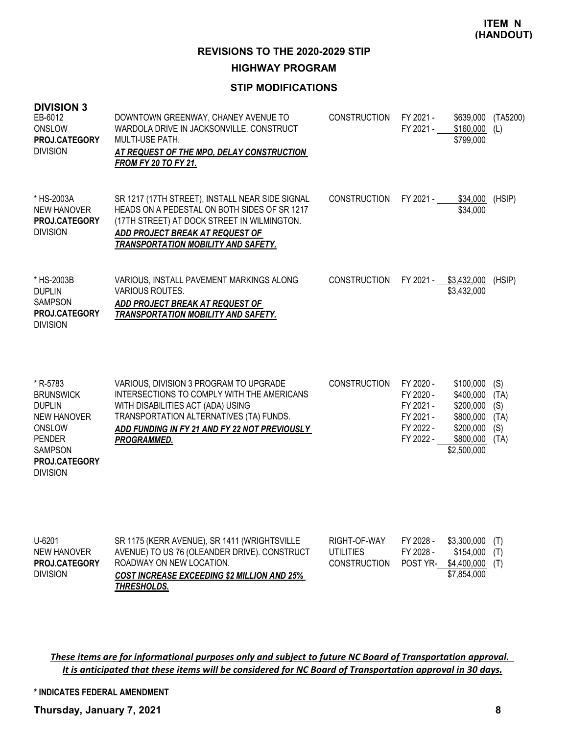**ITEM N (HANDOUT)**

# REVISIONS TO THE 2020-2029 STIP

## HIGHWAY PROGRAM

### STIP MODIFICATIONS

**DIVISION 3**

| Project | Description | Work Type | Fiscal Year | Amount | Fund |
|---|---|---|---|---|---|
| EB-6012<br>ONSLOW<br>**PROJ.CATEGORY**<br>DIVISION | DOWNTOWN GREENWAY, CHANEY AVENUE TO WARDOLA DRIVE IN JACKSONVILLE. CONSTRUCT MULTI-USE PATH.<br>***AT REQUEST OF THE MPO, DELAY CONSTRUCTION FROM FY 20 TO FY 21.*** | CONSTRUCTION | FY 2021 -<br>FY 2021 - | \$639,000<br>\$160,000<br>\$799,000 | (TA5200)<br>(L) |
| * HS-2003A<br>NEW HANOVER<br>**PROJ.CATEGORY**<br>DIVISION | SR 1217 (17TH STREET), INSTALL NEAR SIDE SIGNAL HEADS ON A PEDESTAL ON BOTH SIDES OF SR 1217 (17TH STREET) AT DOCK STREET IN WILMINGTON.<br>***ADD PROJECT BREAK AT REQUEST OF TRANSPORTATION MOBILITY AND SAFETY.*** | CONSTRUCTION | FY 2021 - | \$34,000<br>\$34,000 | (HSIP) |
| * HS-2003B<br>DUPLIN<br>SAMPSON<br>**PROJ.CATEGORY**<br>DIVISION | VARIOUS, INSTALL PAVEMENT MARKINGS ALONG VARIOUS ROUTES.<br>***ADD PROJECT BREAK AT REQUEST OF TRANSPORTATION MOBILITY AND SAFETY.*** | CONSTRUCTION | FY 2021 - | \$3,432,000<br>\$3,432,000 | (HSIP) |
| * R-5783<br>BRUNSWICK<br>DUPLIN<br>NEW HANOVER<br>ONSLOW<br>PENDER<br>SAMPSON<br>**PROJ.CATEGORY**<br>DIVISION | VARIOUS, DIVISION 3 PROGRAM TO UPGRADE INTERSECTIONS TO COMPLY WITH THE AMERICANS WITH DISABILITIES ACT (ADA) USING TRANSPORTATION ALTERNATIVES (TA) FUNDS.<br>***ADD FUNDING IN FY 21 AND FY 22 NOT PREVIOUSLY PROGRAMMED.*** | CONSTRUCTION | FY 2020 -<br>FY 2020 -<br>FY 2021 -<br>FY 2021 -<br>FY 2022 -<br>FY 2022 - | \$100,000<br>\$400,000<br>\$200,000<br>\$800,000<br>\$200,000<br>\$800,000<br>\$2,500,000 | (S)<br>(TA)<br>(S)<br>(TA)<br>(S)<br>(TA) |
| U-6201<br>NEW HANOVER<br>**PROJ.CATEGORY**<br>DIVISION | SR 1175 (KERR AVENUE), SR 1411 (WRIGHTSVILLE AVENUE) TO US 76 (OLEANDER DRIVE). CONSTRUCT ROADWAY ON NEW LOCATION.<br>***COST INCREASE EXCEEDING \$2 MILLION AND 25% THRESHOLDS.*** | RIGHT-OF-WAY<br>UTILITIES<br>CONSTRUCTION | FY 2028 -<br>FY 2028 -<br>POST YR- | \$3,300,000<br>\$154,000<br>\$4,400,000<br>\$7,854,000 | (T)<br>(T)<br>(T) |

***These items are for informational purposes only and subject to future NC Board of Transportation approval. It is anticipated that these items will be considered for NC Board of Transportation approval in 30 days.***

**\* INDICATES FEDERAL AMENDMENT**

**Thursday, January 7, 2021**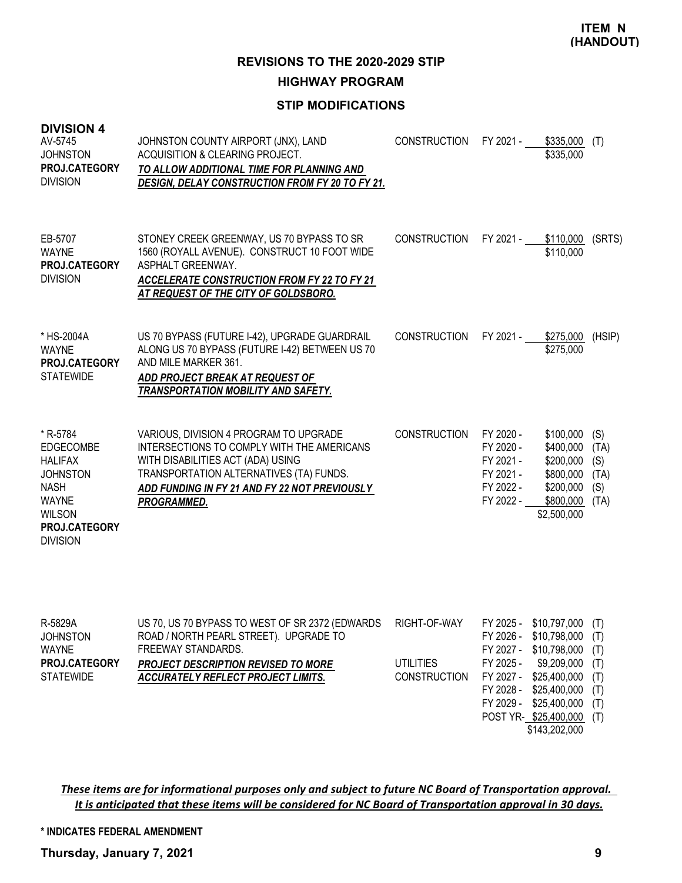**ITEM N (HANDOUT)**

## REVISIONS TO THE 2020-2029 STIP

## HIGHWAY PROGRAM

### STIP MODIFICATIONS

### DIVISION 4

| Project | Description | Phase | Fiscal Year | Amount | Fund |
|---|---|---|---|---|---|
| AV-5745<br>JOHNSTON<br>**PROJ.CATEGORY**<br>DIVISION | JOHNSTON COUNTY AIRPORT (JNX), LAND ACQUISITION & CLEARING PROJECT.<br>***TO ALLOW ADDITIONAL TIME FOR PLANNING AND DESIGN, DELAY CONSTRUCTION FROM FY 20 TO FY 21.*** | CONSTRUCTION | FY 2021 - | $335,000 | (T) |
| | | | | $335,000 | |
| EB-5707<br>WAYNE<br>**PROJ.CATEGORY**<br>DIVISION | STONEY CREEK GREENWAY, US 70 BYPASS TO SR 1560 (ROYALL AVENUE). CONSTRUCT 10 FOOT WIDE ASPHALT GREENWAY.<br>***ACCELERATE CONSTRUCTION FROM FY 22 TO FY 21 AT REQUEST OF THE CITY OF GOLDSBORO.*** | CONSTRUCTION | FY 2021 - | $110,000 | (SRTS) |
| | | | | $110,000 | |
| * HS-2004A<br>WAYNE<br>**PROJ.CATEGORY**<br>STATEWIDE | US 70 BYPASS (FUTURE I-42), UPGRADE GUARDRAIL ALONG US 70 BYPASS (FUTURE I-42) BETWEEN US 70 AND MILE MARKER 361.<br>***ADD PROJECT BREAK AT REQUEST OF TRANSPORTATION MOBILITY AND SAFETY.*** | CONSTRUCTION | FY 2021 - | $275,000 | (HSIP) |
| | | | | $275,000 | |
| * R-5784<br>EDGECOMBE<br>HALIFAX<br>JOHNSTON<br>NASH<br>WAYNE<br>WILSON<br>**PROJ.CATEGORY**<br>DIVISION | VARIOUS, DIVISION 4 PROGRAM TO UPGRADE INTERSECTIONS TO COMPLY WITH THE AMERICANS WITH DISABILITIES ACT (ADA) USING TRANSPORTATION ALTERNATIVES (TA) FUNDS.<br>***ADD FUNDING IN FY 21 AND FY 22 NOT PREVIOUSLY PROGRAMMED.*** | CONSTRUCTION | FY 2020 - | $100,000 | (S) |
| | | | FY 2020 - | $400,000 | (TA) |
| | | | FY 2021 - | $200,000 | (S) |
| | | | FY 2021 - | $800,000 | (TA) |
| | | | FY 2022 - | $200,000 | (S) |
| | | | FY 2022 - | $800,000 | (TA) |
| | | | | $2,500,000 | |
| R-5829A<br>JOHNSTON<br>WAYNE<br>**PROJ.CATEGORY**<br>STATEWIDE | US 70, US 70 BYPASS TO WEST OF SR 2372 (EDWARDS ROAD / NORTH PEARL STREET). UPGRADE TO FREEWAY STANDARDS.<br>***PROJECT DESCRIPTION REVISED TO MORE ACCURATELY REFLECT PROJECT LIMITS.*** | RIGHT-OF-WAY | FY 2025 - | $10,797,000 | (T) |
| | | | FY 2026 - | $10,798,000 | (T) |
| | | | FY 2027 - | $10,798,000 | (T) |
| | | UTILITIES | FY 2025 - | $9,209,000 | (T) |
| | | CONSTRUCTION | FY 2027 - | $25,400,000 | (T) |
| | | | FY 2028 - | $25,400,000 | (T) |
| | | | FY 2029 - | $25,400,000 | (T) |
| | | | POST YR- | $25,400,000 | (T) |
| | | | | $143,202,000 | |

***These items are for informational purposes only and subject to future NC Board of Transportation approval. It is anticipated that these items will be considered for NC Board of Transportation approval in 30 days.***

**\* INDICATES FEDERAL AMENDMENT**

**Thursday, January 7, 2021**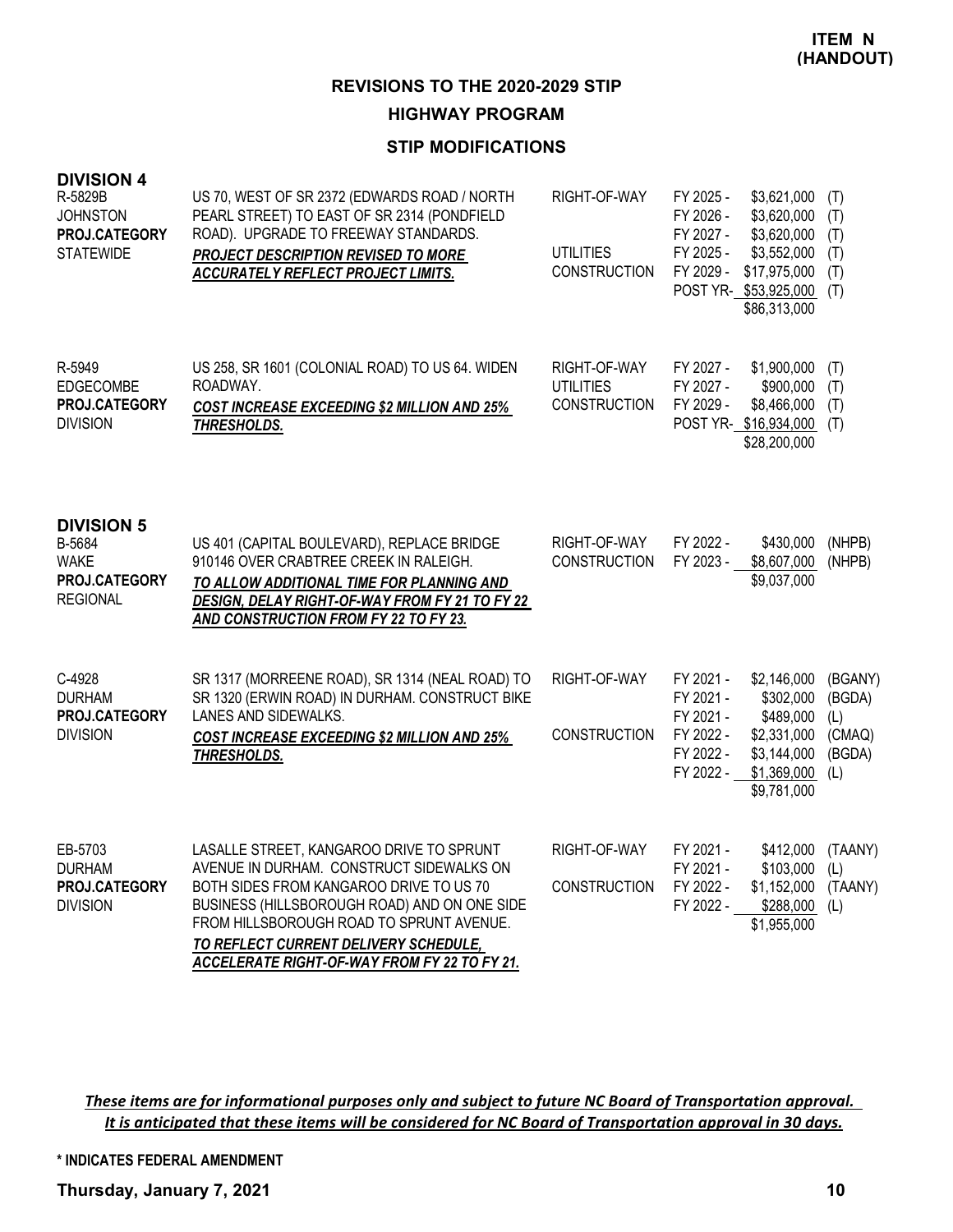**ITEM N (HANDOUT)**

## REVISIONS TO THE 2020-2029 STIP

### HIGHWAY PROGRAM

### STIP MODIFICATIONS

**DIVISION 4**

| Project | Description | Phase | Year | Amount | Fund |
|---|---|---|---|---|---|
| R-5829B<br>JOHNSTON<br>**PROJ.CATEGORY**<br>STATEWIDE | US 70, WEST OF SR 2372 (EDWARDS ROAD / NORTH PEARL STREET) TO EAST OF SR 2314 (PONDFIELD ROAD). UPGRADE TO FREEWAY STANDARDS.<br>***PROJECT DESCRIPTION REVISED TO MORE ACCURATELY REFLECT PROJECT LIMITS.*** | RIGHT-OF-WAY | FY 2025 - | $3,621,000 | (T) |
| | | | FY 2026 - | $3,620,000 | (T) |
| | | | FY 2027 - | $3,620,000 | (T) |
| | | UTILITIES | FY 2025 - | $3,552,000 | (T) |
| | | CONSTRUCTION | FY 2029 - | $17,975,000 | (T) |
| | | | POST YR- | $53,925,000 | (T) |
| | | | | $86,313,000 | |
| R-5949<br>EDGECOMBE<br>**PROJ.CATEGORY**<br>DIVISION | US 258, SR 1601 (COLONIAL ROAD) TO US 64. WIDEN ROADWAY.<br>***COST INCREASE EXCEEDING $2 MILLION AND 25% THRESHOLDS.*** | RIGHT-OF-WAY | FY 2027 - | $1,900,000 | (T) |
| | | UTILITIES | FY 2027 - | $900,000 | (T) |
| | | CONSTRUCTION | FY 2029 - | $8,466,000 | (T) |
| | | | POST YR- | $16,934,000 | (T) |
| | | | | $28,200,000 | |

**DIVISION 5**

| Project | Description | Phase | Year | Amount | Fund |
|---|---|---|---|---|---|
| B-5684<br>WAKE<br>**PROJ.CATEGORY**<br>REGIONAL | US 401 (CAPITAL BOULEVARD), REPLACE BRIDGE 910146 OVER CRABTREE CREEK IN RALEIGH.<br>***TO ALLOW ADDITIONAL TIME FOR PLANNING AND DESIGN, DELAY RIGHT-OF-WAY FROM FY 21 TO FY 22 AND CONSTRUCTION FROM FY 22 TO FY 23.*** | RIGHT-OF-WAY | FY 2022 - | $430,000 | (NHPB) |
| | | CONSTRUCTION | FY 2023 - | $8,607,000 | (NHPB) |
| | | | | $9,037,000 | |
| C-4928<br>DURHAM<br>**PROJ.CATEGORY**<br>DIVISION | SR 1317 (MORREENE ROAD), SR 1314 (NEAL ROAD) TO SR 1320 (ERWIN ROAD) IN DURHAM. CONSTRUCT BIKE LANES AND SIDEWALKS.<br>***COST INCREASE EXCEEDING $2 MILLION AND 25% THRESHOLDS.*** | RIGHT-OF-WAY | FY 2021 - | $2,146,000 | (BGANY) |
| | | | FY 2021 - | $302,000 | (BGDA) |
| | | | FY 2021 - | $489,000 | (L) |
| | | CONSTRUCTION | FY 2022 - | $2,331,000 | (CMAQ) |
| | | | FY 2022 - | $3,144,000 | (BGDA) |
| | | | FY 2022 - | $1,369,000 | (L) |
| | | | | $9,781,000 | |
| EB-5703<br>DURHAM<br>**PROJ.CATEGORY**<br>DIVISION | LASALLE STREET, KANGAROO DRIVE TO SPRUNT AVENUE IN DURHAM. CONSTRUCT SIDEWALKS ON BOTH SIDES FROM KANGAROO DRIVE TO US 70 BUSINESS (HILLSBOROUGH ROAD) AND ON ONE SIDE FROM HILLSBOROUGH ROAD TO SPRUNT AVENUE.<br>***TO REFLECT CURRENT DELIVERY SCHEDULE, ACCELERATE RIGHT-OF-WAY FROM FY 22 TO FY 21.*** | RIGHT-OF-WAY | FY 2021 - | $412,000 | (TAANY) |
| | | | FY 2021 - | $103,000 | (L) |
| | | CONSTRUCTION | FY 2022 - | $1,152,000 | (TAANY) |
| | | | FY 2022 - | $288,000 | (L) |
| | | | | $1,955,000 | |

***These items are for informational purposes only and subject to future NC Board of Transportation approval. It is anticipated that these items will be considered for NC Board of Transportation approval in 30 days.***

**\* INDICATES FEDERAL AMENDMENT**

**Thursday, January 7, 2021**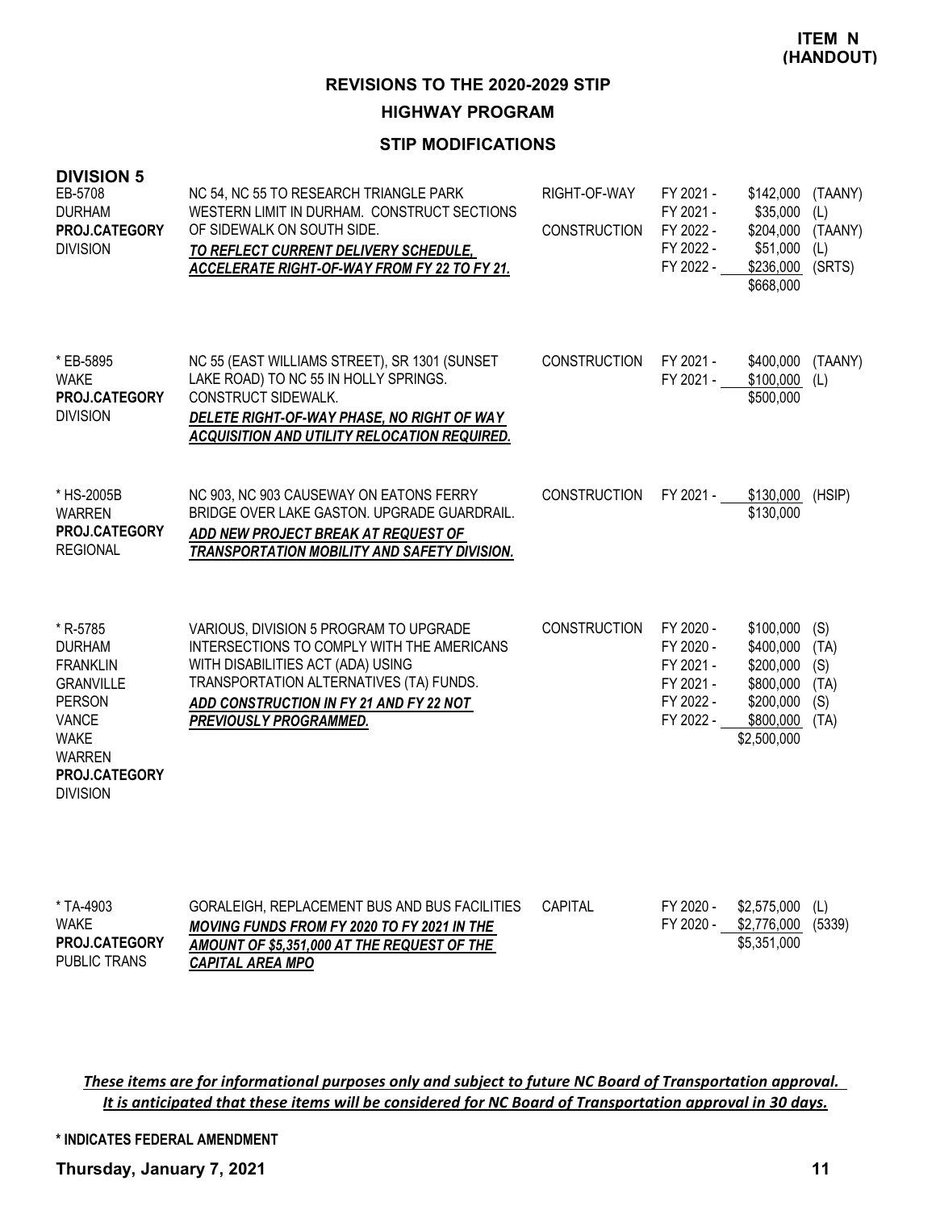**ITEM N (HANDOUT)**

## REVISIONS TO THE 2020-2029 STIP

## HIGHWAY PROGRAM

### STIP MODIFICATIONS

### DIVISION 5

| Project | Description | Phase | Fiscal Year | Amount | Fund |
|---|---|---|---|---|---|
| EB-5708<br>DURHAM<br>**PROJ.CATEGORY**<br>DIVISION | NC 54, NC 55 TO RESEARCH TRIANGLE PARK WESTERN LIMIT IN DURHAM. CONSTRUCT SECTIONS OF SIDEWALK ON SOUTH SIDE.<br>***TO REFLECT CURRENT DELIVERY SCHEDULE, ACCELERATE RIGHT-OF-WAY FROM FY 22 TO FY 21.*** | RIGHT-OF-WAY | FY 2021 - | $142,000 | (TAANY) |
| | | | FY 2021 - | $35,000 | (L) |
| | | CONSTRUCTION | FY 2022 - | $204,000 | (TAANY) |
| | | | FY 2022 - | $51,000 | (L) |
| | | | FY 2022 - | $236,000 | (SRTS) |
| | | | | $668,000 | |
| * EB-5895<br>WAKE<br>**PROJ.CATEGORY**<br>DIVISION | NC 55 (EAST WILLIAMS STREET), SR 1301 (SUNSET LAKE ROAD) TO NC 55 IN HOLLY SPRINGS. CONSTRUCT SIDEWALK.<br>***DELETE RIGHT-OF-WAY PHASE, NO RIGHT OF WAY ACQUISITION AND UTILITY RELOCATION REQUIRED.*** | CONSTRUCTION | FY 2021 - | $400,000 | (TAANY) |
| | | | FY 2021 - | $100,000 | (L) |
| | | | | $500,000 | |
| * HS-2005B<br>WARREN<br>**PROJ.CATEGORY**<br>REGIONAL | NC 903, NC 903 CAUSEWAY ON EATONS FERRY BRIDGE OVER LAKE GASTON. UPGRADE GUARDRAIL.<br>***ADD NEW PROJECT BREAK AT REQUEST OF TRANSPORTATION MOBILITY AND SAFETY DIVISION.*** | CONSTRUCTION | FY 2021 - | $130,000 | (HSIP) |
| | | | | $130,000 | |
| * R-5785<br>DURHAM<br>FRANKLIN<br>GRANVILLE<br>PERSON<br>VANCE<br>WAKE<br>WARREN<br>**PROJ.CATEGORY**<br>DIVISION | VARIOUS, DIVISION 5 PROGRAM TO UPGRADE INTERSECTIONS TO COMPLY WITH THE AMERICANS WITH DISABILITIES ACT (ADA) USING TRANSPORTATION ALTERNATIVES (TA) FUNDS.<br>***ADD CONSTRUCTION IN FY 21 AND FY 22 NOT PREVIOUSLY PROGRAMMED.*** | CONSTRUCTION | FY 2020 - | $100,000 | (S) |
| | | | FY 2020 - | $400,000 | (TA) |
| | | | FY 2021 - | $200,000 | (S) |
| | | | FY 2021 - | $800,000 | (TA) |
| | | | FY 2022 - | $200,000 | (S) |
| | | | FY 2022 - | $800,000 | (TA) |
| | | | | $2,500,000 | |
| * TA-4903<br>WAKE<br>**PROJ.CATEGORY**<br>PUBLIC TRANS | GORALEIGH, REPLACEMENT BUS AND BUS FACILITIES<br>***MOVING FUNDS FROM FY 2020 TO FY 2021 IN THE AMOUNT OF $5,351,000 AT THE REQUEST OF THE CAPITAL AREA MPO*** | CAPITAL | FY 2020 - | $2,575,000 | (L) |
| | | | FY 2020 - | $2,776,000 | (5339) |
| | | | | $5,351,000 | |

***These items are for informational purposes only and subject to future NC Board of Transportation approval. It is anticipated that these items will be considered for NC Board of Transportation approval in 30 days.***

**\* INDICATES FEDERAL AMENDMENT**

**Thursday, January 7, 2021**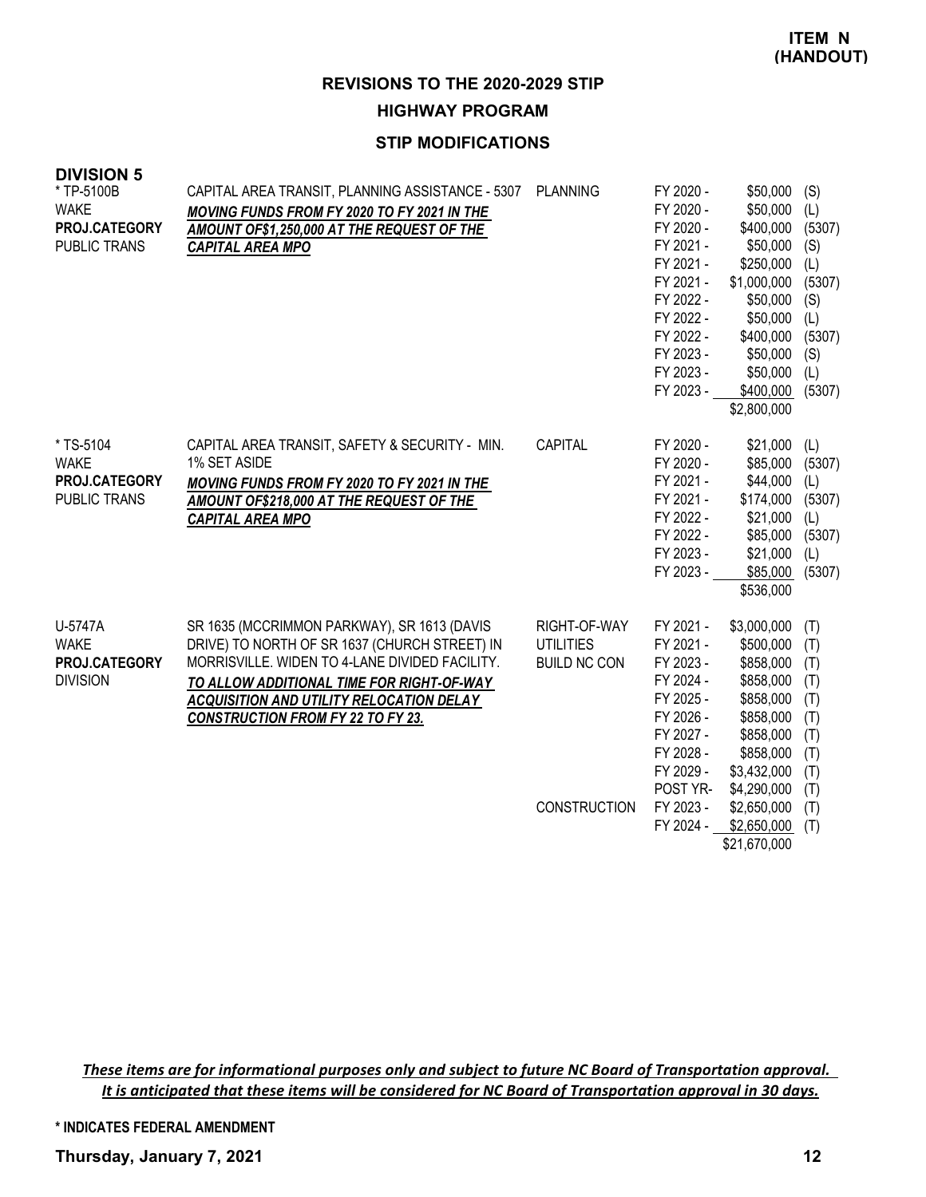**ITEM N (HANDOUT)**

# REVISIONS TO THE 2020-2029 STIP

## HIGHWAY PROGRAM

### STIP MODIFICATIONS

**DIVISION 5**

| Project | Description | Category | Year | Amount | Source |
|---|---|---|---|---|---|
| * TP-5100B<br>WAKE<br>**PROJ.CATEGORY**<br>PUBLIC TRANS | CAPITAL AREA TRANSIT, PLANNING ASSISTANCE - 5307<br>***MOVING FUNDS FROM FY 2020 TO FY 2021 IN THE AMOUNT OF$1,250,000 AT THE REQUEST OF THE CAPITAL AREA MPO*** | PLANNING | FY 2020 - | $50,000 | (S) |
| | | | FY 2020 - | $50,000 | (L) |
| | | | FY 2020 - | $400,000 | (5307) |
| | | | FY 2021 - | $50,000 | (S) |
| | | | FY 2021 - | $250,000 | (L) |
| | | | FY 2021 - | $1,000,000 | (5307) |
| | | | FY 2022 - | $50,000 | (S) |
| | | | FY 2022 - | $50,000 | (L) |
| | | | FY 2022 - | $400,000 | (5307) |
| | | | FY 2023 - | $50,000 | (S) |
| | | | FY 2023 - | $50,000 | (L) |
| | | | FY 2023 - | $400,000 | (5307) |
| | | | | $2,800,000 | |
| * TS-5104<br>WAKE<br>**PROJ.CATEGORY**<br>PUBLIC TRANS | CAPITAL AREA TRANSIT, SAFETY & SECURITY - MIN. 1% SET ASIDE<br>***MOVING FUNDS FROM FY 2020 TO FY 2021 IN THE AMOUNT OF$218,000 AT THE REQUEST OF THE CAPITAL AREA MPO*** | CAPITAL | FY 2020 - | $21,000 | (L) |
| | | | FY 2020 - | $85,000 | (5307) |
| | | | FY 2021 - | $44,000 | (L) |
| | | | FY 2021 - | $174,000 | (5307) |
| | | | FY 2022 - | $21,000 | (L) |
| | | | FY 2022 - | $85,000 | (5307) |
| | | | FY 2023 - | $21,000 | (L) |
| | | | FY 2023 - | $85,000 | (5307) |
| | | | | $536,000 | |
| U-5747A<br>WAKE<br>**PROJ.CATEGORY**<br>DIVISION | SR 1635 (MCCRIMMON PARKWAY), SR 1613 (DAVIS DRIVE) TO NORTH OF SR 1637 (CHURCH STREET) IN MORRISVILLE. WIDEN TO 4-LANE DIVIDED FACILITY.<br>***TO ALLOW ADDITIONAL TIME FOR RIGHT-OF-WAY ACQUISITION AND UTILITY RELOCATION DELAY CONSTRUCTION FROM FY 22 TO FY 23.*** | RIGHT-OF-WAY | FY 2021 - | $3,000,000 | (T) |
| | | UTILITIES | FY 2021 - | $500,000 | (T) |
| | | BUILD NC CON | FY 2023 - | $858,000 | (T) |
| | | | FY 2024 - | $858,000 | (T) |
| | | | FY 2025 - | $858,000 | (T) |
| | | | FY 2026 - | $858,000 | (T) |
| | | | FY 2027 - | $858,000 | (T) |
| | | | FY 2028 - | $858,000 | (T) |
| | | | FY 2029 - | $3,432,000 | (T) |
| | | | POST YR- | $4,290,000 | (T) |
| | | CONSTRUCTION | FY 2023 - | $2,650,000 | (T) |
| | | | FY 2024 - | $2,650,000 | (T) |
| | | | | $21,670,000 | |

***These items are for informational purposes only and subject to future NC Board of Transportation approval. It is anticipated that these items will be considered for NC Board of Transportation approval in 30 days.***

**\* INDICATES FEDERAL AMENDMENT**

**Thursday, January 7, 2021**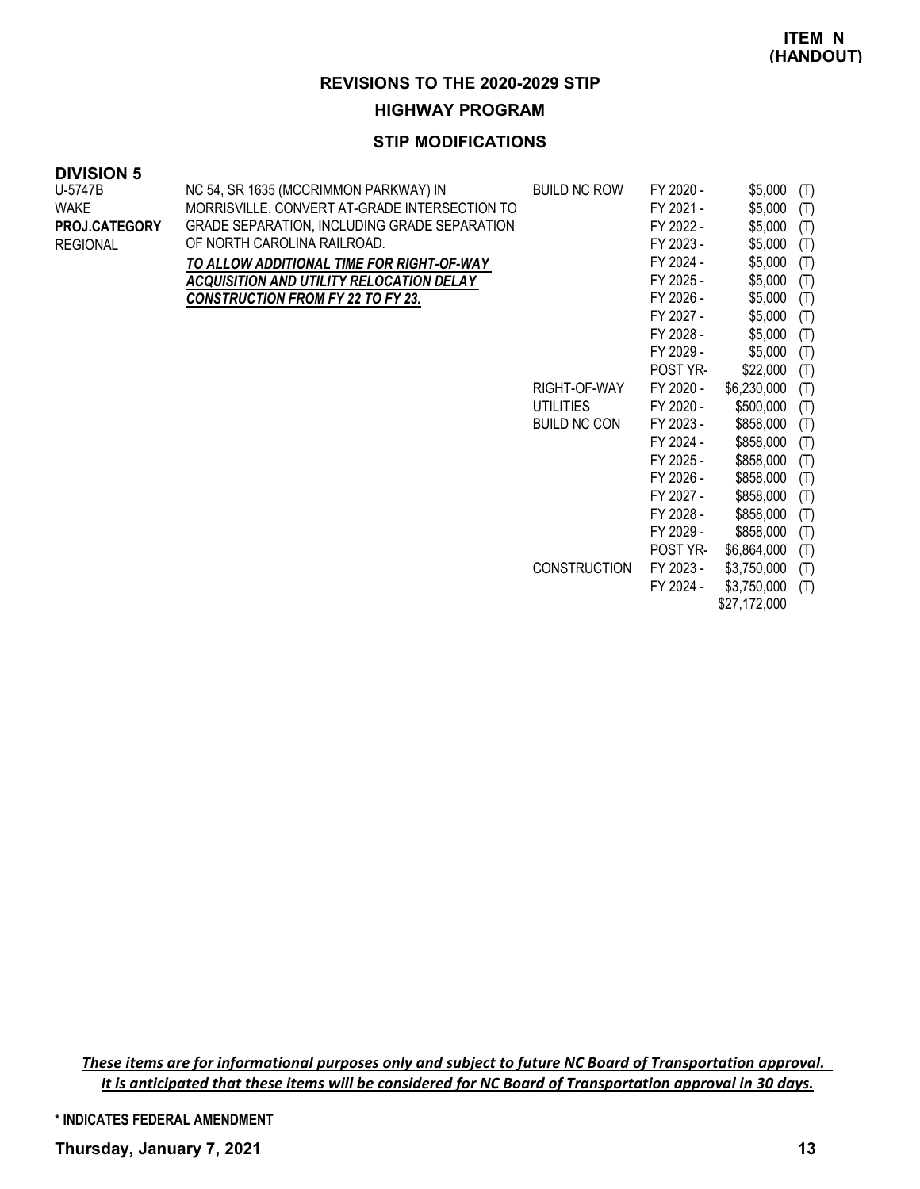**ITEM N (HANDOUT)**

## REVISIONS TO THE 2020-2029 STIP

### HIGHWAY PROGRAM

### STIP MODIFICATIONS

**DIVISION 5**

| Project | Description | Funding | Year | Amount | |
|---|---|---|---|---|---|
| U-5747B | NC 54, SR 1635 (MCCRIMMON PARKWAY) IN MORRISVILLE. CONVERT AT-GRADE INTERSECTION TO GRADE SEPARATION, INCLUDING GRADE SEPARATION OF NORTH CAROLINA RAILROAD. | BUILD NC ROW | FY 2020 - | $5,000 | (T) |
| WAKE | ***TO ALLOW ADDITIONAL TIME FOR RIGHT-OF-WAY ACQUISITION AND UTILITY RELOCATION DELAY CONSTRUCTION FROM FY 22 TO FY 23.*** | | FY 2021 - | $5,000 | (T) |
| **PROJ.CATEGORY** | | | FY 2022 - | $5,000 | (T) |
| REGIONAL | | | FY 2023 - | $5,000 | (T) |
| | | | FY 2024 - | $5,000 | (T) |
| | | | FY 2025 - | $5,000 | (T) |
| | | | FY 2026 - | $5,000 | (T) |
| | | | FY 2027 - | $5,000 | (T) |
| | | | FY 2028 - | $5,000 | (T) |
| | | | FY 2029 - | $5,000 | (T) |
| | | | POST YR- | $22,000 | (T) |
| | | RIGHT-OF-WAY | FY 2020 - | $6,230,000 | (T) |
| | | UTILITIES | FY 2020 - | $500,000 | (T) |
| | | BUILD NC CON | FY 2023 - | $858,000 | (T) |
| | | | FY 2024 - | $858,000 | (T) |
| | | | FY 2025 - | $858,000 | (T) |
| | | | FY 2026 - | $858,000 | (T) |
| | | | FY 2027 - | $858,000 | (T) |
| | | | FY 2028 - | $858,000 | (T) |
| | | | FY 2029 - | $858,000 | (T) |
| | | | POST YR- | $6,864,000 | (T) |
| | | CONSTRUCTION | FY 2023 - | $3,750,000 | (T) |
| | | | FY 2024 - | $3,750,000 | (T) |
| | | | | $27,172,000 | |

***These items are for informational purposes only and subject to future NC Board of Transportation approval. It is anticipated that these items will be considered for NC Board of Transportation approval in 30 days.***

**\* INDICATES FEDERAL AMENDMENT**

**Thursday, January 7, 2021**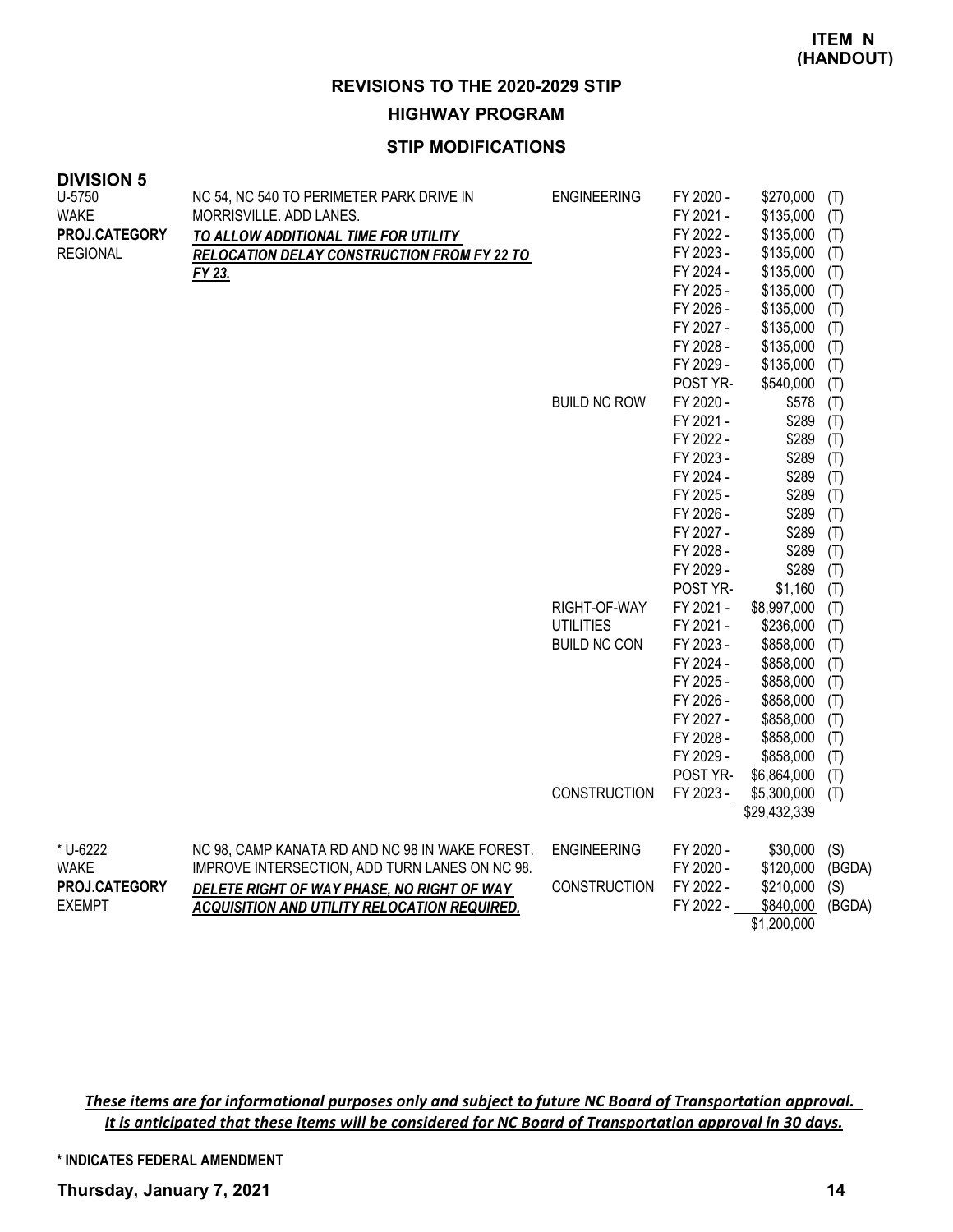**ITEM N (HANDOUT)**

## REVISIONS TO THE 2020-2029 STIP

### HIGHWAY PROGRAM

### STIP MODIFICATIONS

**DIVISION 5**

| Project | Description | Phase | Year | Amount | Source |
|---|---|---|---|---|---|
| U-5750 | NC 54, NC 540 TO PERIMETER PARK DRIVE IN MORRISVILLE. ADD LANES. | ENGINEERING | FY 2020 - | $270,000 | (T) |
| WAKE | ***TO ALLOW ADDITIONAL TIME FOR UTILITY RELOCATION DELAY CONSTRUCTION FROM FY 22 TO FY 23.*** | | FY 2021 - | $135,000 | (T) |
| **PROJ.CATEGORY** | | | FY 2022 - | $135,000 | (T) |
| REGIONAL | | | FY 2023 - | $135,000 | (T) |
| | | | FY 2024 - | $135,000 | (T) |
| | | | FY 2025 - | $135,000 | (T) |
| | | | FY 2026 - | $135,000 | (T) |
| | | | FY 2027 - | $135,000 | (T) |
| | | | FY 2028 - | $135,000 | (T) |
| | | | FY 2029 - | $135,000 | (T) |
| | | | POST YR- | $540,000 | (T) |
| | | BUILD NC ROW | FY 2020 - | $578 | (T) |
| | | | FY 2021 - | $289 | (T) |
| | | | FY 2022 - | $289 | (T) |
| | | | FY 2023 - | $289 | (T) |
| | | | FY 2024 - | $289 | (T) |
| | | | FY 2025 - | $289 | (T) |
| | | | FY 2026 - | $289 | (T) |
| | | | FY 2027 - | $289 | (T) |
| | | | FY 2028 - | $289 | (T) |
| | | | FY 2029 - | $289 | (T) |
| | | | POST YR- | $1,160 | (T) |
| | | RIGHT-OF-WAY | FY 2021 - | $8,997,000 | (T) |
| | | UTILITIES | FY 2021 - | $236,000 | (T) |
| | | BUILD NC CON | FY 2023 - | $858,000 | (T) |
| | | | FY 2024 - | $858,000 | (T) |
| | | | FY 2025 - | $858,000 | (T) |
| | | | FY 2026 - | $858,000 | (T) |
| | | | FY 2027 - | $858,000 | (T) |
| | | | FY 2028 - | $858,000 | (T) |
| | | | FY 2029 - | $858,000 | (T) |
| | | | POST YR- | $6,864,000 | (T) |
| | | CONSTRUCTION | FY 2023 - | $5,300,000 | (T) |
| | | | | $29,432,339 | |
| * U-6222 | NC 98, CAMP KANATA RD AND NC 98 IN WAKE FOREST. IMPROVE INTERSECTION, ADD TURN LANES ON NC 98. | ENGINEERING | FY 2020 - | $30,000 | (S) |
| WAKE | ***DELETE RIGHT OF WAY PHASE, NO RIGHT OF WAY ACQUISITION AND UTILITY RELOCATION REQUIRED.*** | | FY 2020 - | $120,000 | (BGDA) |
| **PROJ.CATEGORY** | | CONSTRUCTION | FY 2022 - | $210,000 | (S) |
| EXEMPT | | | FY 2022 - | $840,000 | (BGDA) |
| | | | | $1,200,000 | |

***These items are for informational purposes only and subject to future NC Board of Transportation approval. It is anticipated that these items will be considered for NC Board of Transportation approval in 30 days.***

**\* INDICATES FEDERAL AMENDMENT**

**Thursday, January 7, 2021**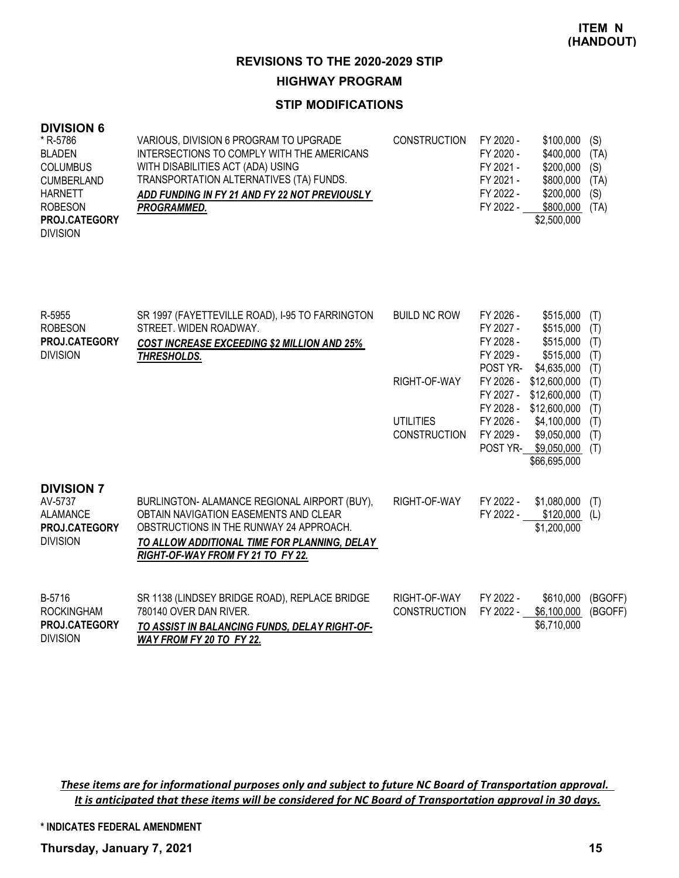**ITEM N (HANDOUT)**

# REVISIONS TO THE 2020-2029 STIP

## HIGHWAY PROGRAM

### STIP MODIFICATIONS

## DIVISION 6

| Project | Description | Phase | Year | Amount | Source |
|---|---|---|---|---|---|
| * R-5786<br>BLADEN<br>COLUMBUS<br>CUMBERLAND<br>HARNETT<br>ROBESON<br>**PROJ.CATEGORY**<br>DIVISION | VARIOUS, DIVISION 6 PROGRAM TO UPGRADE INTERSECTIONS TO COMPLY WITH THE AMERICANS WITH DISABILITIES ACT (ADA) USING TRANSPORTATION ALTERNATIVES (TA) FUNDS.<br>***ADD FUNDING IN FY 21 AND FY 22 NOT PREVIOUSLY PROGRAMMED.*** | CONSTRUCTION | FY 2020 - | $100,000 | (S) |
| | | | FY 2020 - | $400,000 | (TA) |
| | | | FY 2021 - | $200,000 | (S) |
| | | | FY 2021 - | $800,000 | (TA) |
| | | | FY 2022 - | $200,000 | (S) |
| | | | FY 2022 - | $800,000 | (TA) |
| | | | | $2,500,000 | |
| R-5955<br>ROBESON<br>**PROJ.CATEGORY**<br>DIVISION | SR 1997 (FAYETTEVILLE ROAD), I-95 TO FARRINGTON STREET. WIDEN ROADWAY.<br>***COST INCREASE EXCEEDING $2 MILLION AND 25% THRESHOLDS.*** | BUILD NC ROW | FY 2026 - | $515,000 | (T) |
| | | | FY 2027 - | $515,000 | (T) |
| | | | FY 2028 - | $515,000 | (T) |
| | | | FY 2029 - | $515,000 | (T) |
| | | | POST YR- | $4,635,000 | (T) |
| | | RIGHT-OF-WAY | FY 2026 - | $12,600,000 | (T) |
| | | | FY 2027 - | $12,600,000 | (T) |
| | | | FY 2028 - | $12,600,000 | (T) |
| | | UTILITIES | FY 2026 - | $4,100,000 | (T) |
| | | CONSTRUCTION | FY 2029 - | $9,050,000 | (T) |
| | | | POST YR- | $9,050,000 | (T) |
| | | | | $66,695,000 | |

## DIVISION 7

| Project | Description | Phase | Year | Amount | Source |
|---|---|---|---|---|---|
| AV-5737<br>ALAMANCE<br>**PROJ.CATEGORY**<br>DIVISION | BURLINGTON- ALAMANCE REGIONAL AIRPORT (BUY), OBTAIN NAVIGATION EASEMENTS AND CLEAR OBSTRUCTIONS IN THE RUNWAY 24 APPROACH.<br>***TO ALLOW ADDITIONAL TIME FOR PLANNING, DELAY RIGHT-OF-WAY FROM FY 21 TO FY 22.*** | RIGHT-OF-WAY | FY 2022 - | $1,080,000 | (T) |
| | | | FY 2022 - | $120,000 | (L) |
| | | | | $1,200,000 | |
| B-5716<br>ROCKINGHAM<br>**PROJ.CATEGORY**<br>DIVISION | SR 1138 (LINDSEY BRIDGE ROAD), REPLACE BRIDGE 780140 OVER DAN RIVER.<br>***TO ASSIST IN BALANCING FUNDS, DELAY RIGHT-OF-WAY FROM FY 20 TO FY 22.*** | RIGHT-OF-WAY | FY 2022 - | $610,000 | (BGOFF) |
| | | CONSTRUCTION | FY 2022 - | $6,100,000 | (BGOFF) |
| | | | | $6,710,000 | |

***These items are for informational purposes only and subject to future NC Board of Transportation approval. It is anticipated that these items will be considered for NC Board of Transportation approval in 30 days.***

**\* INDICATES FEDERAL AMENDMENT**

**Thursday, January 7, 2021**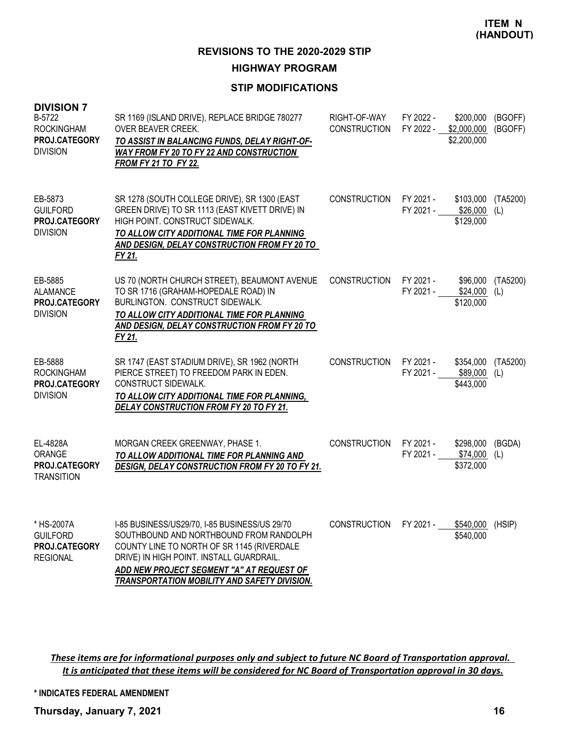**ITEM N (HANDOUT)**

# REVISIONS TO THE 2020-2029 STIP

## HIGHWAY PROGRAM

### STIP MODIFICATIONS

**DIVISION 7**

| Project | Description | Phase | Year | Amount | Fund |
|---|---|---|---|---|---|
| B-5722<br>ROCKINGHAM<br>**PROJ.CATEGORY**<br>DIVISION | SR 1169 (ISLAND DRIVE), REPLACE BRIDGE 780277 OVER BEAVER CREEK.<br>***TO ASSIST IN BALANCING FUNDS, DELAY RIGHT-OF-WAY FROM FY 20 TO FY 22 AND CONSTRUCTION FROM FY 21 TO FY 22.*** | RIGHT-OF-WAY<br>CONSTRUCTION | FY 2022 -<br>FY 2022 - | \$200,000<br>\$2,000,000<br>\$2,200,000 | (BGOFF)<br>(BGOFF) |
| EB-5873<br>GUILFORD<br>**PROJ.CATEGORY**<br>DIVISION | SR 1278 (SOUTH COLLEGE DRIVE), SR 1300 (EAST GREEN DRIVE) TO SR 1113 (EAST KIVETT DRIVE) IN HIGH POINT. CONSTRUCT SIDEWALK.<br>***TO ALLOW CITY ADDITIONAL TIME FOR PLANNING AND DESIGN, DELAY CONSTRUCTION FROM FY 20 TO FY 21.*** | CONSTRUCTION | FY 2021 -<br>FY 2021 - | \$103,000<br>\$26,000<br>\$129,000 | (TA5200)<br>(L) |
| EB-5885<br>ALAMANCE<br>**PROJ.CATEGORY**<br>DIVISION | US 70 (NORTH CHURCH STREET), BEAUMONT AVENUE TO SR 1716 (GRAHAM-HOPEDALE ROAD) IN BURLINGTON. CONSTRUCT SIDEWALK.<br>***TO ALLOW CITY ADDITIONAL TIME FOR PLANNING AND DESIGN, DELAY CONSTRUCTION FROM FY 20 TO FY 21.*** | CONSTRUCTION | FY 2021 -<br>FY 2021 - | \$96,000<br>\$24,000<br>\$120,000 | (TA5200)<br>(L) |
| EB-5888<br>ROCKINGHAM<br>**PROJ.CATEGORY**<br>DIVISION | SR 1747 (EAST STADIUM DRIVE), SR 1962 (NORTH PIERCE STREET) TO FREEDOM PARK IN EDEN. CONSTRUCT SIDEWALK.<br>***TO ALLOW CITY ADDITIONAL TIME FOR PLANNING, DELAY CONSTRUCTION FROM FY 20 TO FY 21.*** | CONSTRUCTION | FY 2021 -<br>FY 2021 - | \$354,000<br>\$89,000<br>\$443,000 | (TA5200)<br>(L) |
| EL-4828A<br>ORANGE<br>**PROJ.CATEGORY**<br>TRANSITION | MORGAN CREEK GREENWAY, PHASE 1.<br>***TO ALLOW ADDITIONAL TIME FOR PLANNING AND DESIGN, DELAY CONSTRUCTION FROM FY 20 TO FY 21.*** | CONSTRUCTION | FY 2021 -<br>FY 2021 - | \$298,000<br>\$74,000<br>\$372,000 | (BGDA)<br>(L) |
| * HS-2007A<br>GUILFORD<br>**PROJ.CATEGORY**<br>REGIONAL | I-85 BUSINESS/US29/70, I-85 BUSINESS/US 29/70 SOUTHBOUND AND NORTHBOUND FROM RANDOLPH COUNTY LINE TO NORTH OF SR 1145 (RIVERDALE DRIVE) IN HIGH POINT. INSTALL GUARDRAIL.<br>***ADD NEW PROJECT SEGMENT "A" AT REQUEST OF TRANSPORTATION MOBILITY AND SAFETY DIVISION.*** | CONSTRUCTION | FY 2021 - | \$540,000<br>\$540,000 | (HSIP) |

*These items are for informational purposes only and subject to future NC Board of Transportation approval. It is anticipated that these items will be considered for NC Board of Transportation approval in 30 days.*

**\* INDICATES FEDERAL AMENDMENT**

**Thursday, January 7, 2021**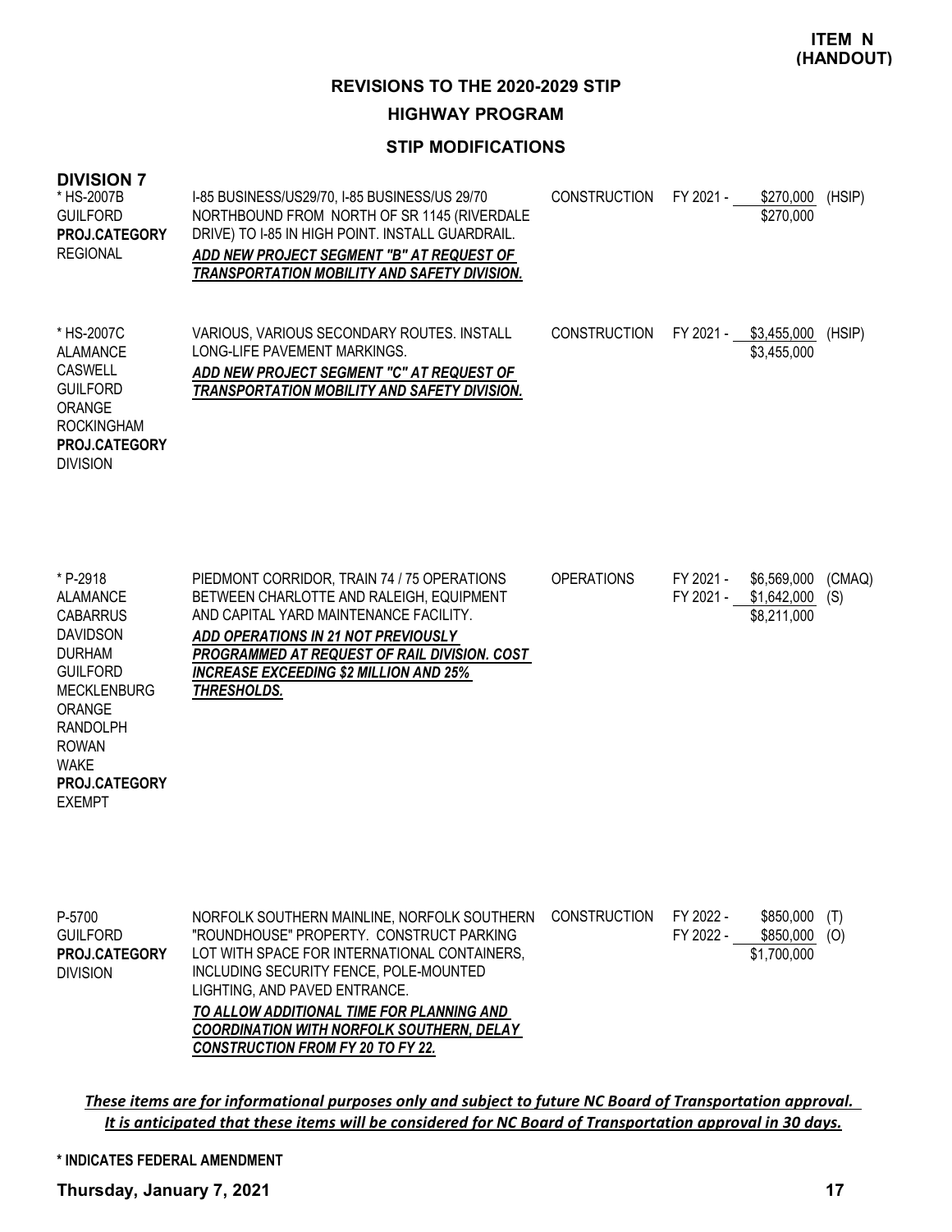**ITEM N (HANDOUT)**

## REVISIONS TO THE 2020-2029 STIP

### HIGHWAY PROGRAM

### STIP MODIFICATIONS

**DIVISION 7**

| Project | Description | Work Type | Fiscal Year | Amount | Fund |
|---|---|---|---|---|---|
| * HS-2007B<br>GUILFORD<br>**PROJ.CATEGORY**<br>REGIONAL | I-85 BUSINESS/US29/70, I-85 BUSINESS/US 29/70 NORTHBOUND FROM NORTH OF SR 1145 (RIVERDALE DRIVE) TO I-85 IN HIGH POINT. INSTALL GUARDRAIL.<br>***ADD NEW PROJECT SEGMENT "B" AT REQUEST OF TRANSPORTATION MOBILITY AND SAFETY DIVISION.*** | CONSTRUCTION | FY 2021 - | $270,000 | (HSIP) |
| | | | | $270,000 | |
| * HS-2007C<br>ALAMANCE<br>CASWELL<br>GUILFORD<br>ORANGE<br>ROCKINGHAM<br>**PROJ.CATEGORY**<br>DIVISION | VARIOUS, VARIOUS SECONDARY ROUTES. INSTALL LONG-LIFE PAVEMENT MARKINGS.<br>***ADD NEW PROJECT SEGMENT "C" AT REQUEST OF TRANSPORTATION MOBILITY AND SAFETY DIVISION.*** | CONSTRUCTION | FY 2021 - | $3,455,000 | (HSIP) |
| | | | | $3,455,000 | |
| * P-2918<br>ALAMANCE<br>CABARRUS<br>DAVIDSON<br>DURHAM<br>GUILFORD<br>MECKLENBURG<br>ORANGE<br>RANDOLPH<br>ROWAN<br>WAKE<br>**PROJ.CATEGORY**<br>EXEMPT | PIEDMONT CORRIDOR, TRAIN 74 / 75 OPERATIONS BETWEEN CHARLOTTE AND RALEIGH, EQUIPMENT AND CAPITAL YARD MAINTENANCE FACILITY.<br>***ADD OPERATIONS IN 21 NOT PREVIOUSLY PROGRAMMED AT REQUEST OF RAIL DIVISION. COST INCREASE EXCEEDING $2 MILLION AND 25% THRESHOLDS.*** | OPERATIONS | FY 2021 - | $6,569,000 | (CMAQ) |
| | | | FY 2021 - | $1,642,000 | (S) |
| | | | | $8,211,000 | |
| P-5700<br>GUILFORD<br>**PROJ.CATEGORY**<br>DIVISION | NORFOLK SOUTHERN MAINLINE, NORFOLK SOUTHERN "ROUNDHOUSE" PROPERTY. CONSTRUCT PARKING LOT WITH SPACE FOR INTERNATIONAL CONTAINERS, INCLUDING SECURITY FENCE, POLE-MOUNTED LIGHTING, AND PAVED ENTRANCE.<br>***TO ALLOW ADDITIONAL TIME FOR PLANNING AND COORDINATION WITH NORFOLK SOUTHERN, DELAY CONSTRUCTION FROM FY 20 TO FY 22.*** | CONSTRUCTION | FY 2022 - | $850,000 | (T) |
| | | | FY 2022 - | $850,000 | (O) |
| | | | | $1,700,000 | |

***These items are for informational purposes only and subject to future NC Board of Transportation approval. It is anticipated that these items will be considered for NC Board of Transportation approval in 30 days.***

**\* INDICATES FEDERAL AMENDMENT**

**Thursday, January 7, 2021**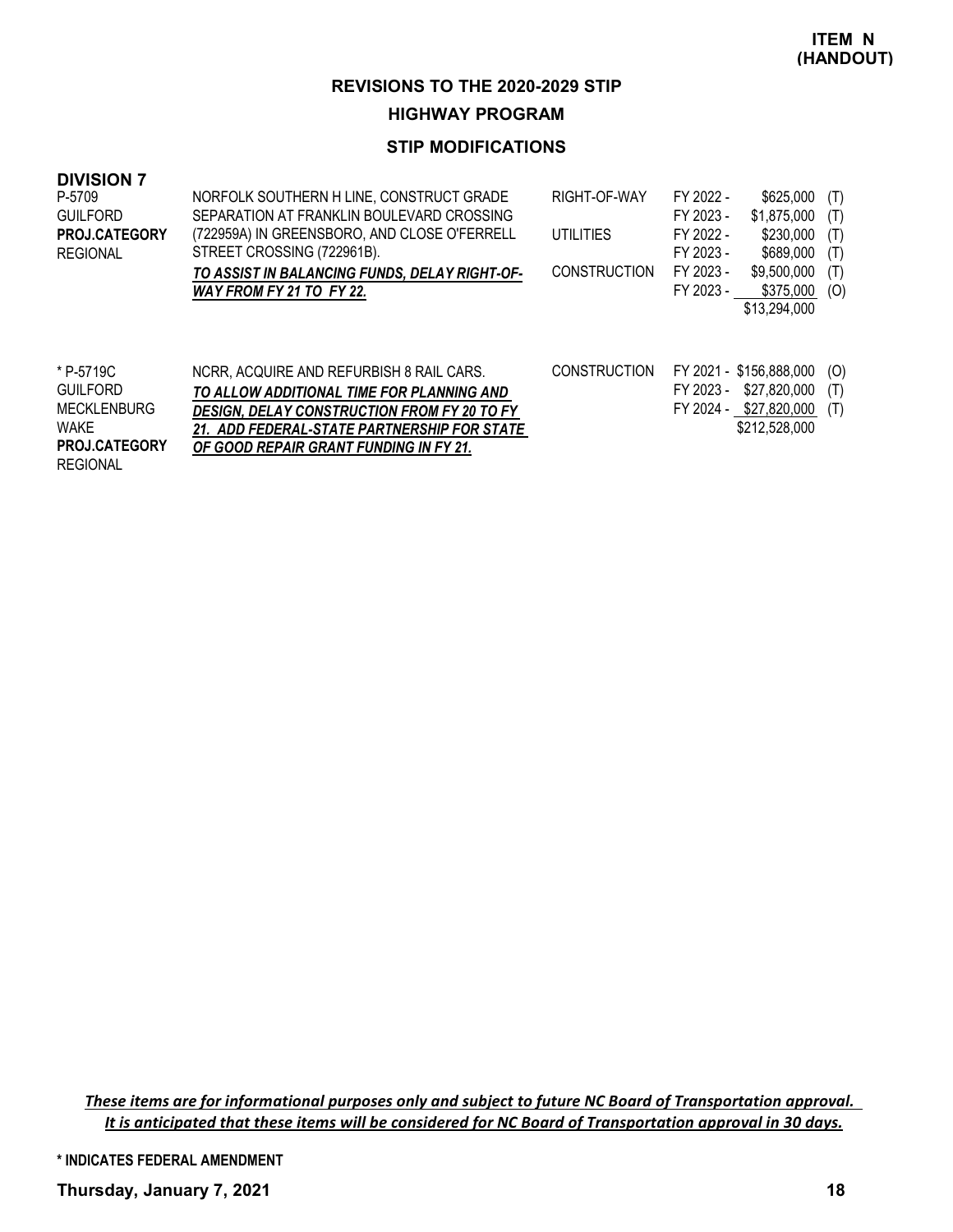**ITEM N (HANDOUT)**

## REVISIONS TO THE 2020-2029 STIP

### HIGHWAY PROGRAM

### STIP MODIFICATIONS

**DIVISION 7**

| Project | Description | Phase | Year | Amount | Source |
|---|---|---|---|---|---|
| P-5709<br>GUILFORD<br>**PROJ.CATEGORY**<br>REGIONAL | NORFOLK SOUTHERN H LINE, CONSTRUCT GRADE SEPARATION AT FRANKLIN BOULEVARD CROSSING (722959A) IN GREENSBORO, AND CLOSE O'FERRELL STREET CROSSING (722961B).<br>***TO ASSIST IN BALANCING FUNDS, DELAY RIGHT-OF-WAY FROM FY 21 TO FY 22.*** | RIGHT-OF-WAY | FY 2022 - | $625,000 | (T) |
| | | | FY 2023 - | $1,875,000 | (T) |
| | | UTILITIES | FY 2022 - | $230,000 | (T) |
| | | | FY 2023 - | $689,000 | (T) |
| | | CONSTRUCTION | FY 2023 - | $9,500,000 | (T) |
| | | | FY 2023 - | $375,000 | (O) |
| | | | | $13,294,000 | |
| * P-5719C<br>GUILFORD<br>MECKLENBURG<br>WAKE<br>**PROJ.CATEGORY**<br>REGIONAL | NCRR, ACQUIRE AND REFURBISH 8 RAIL CARS.<br>***TO ALLOW ADDITIONAL TIME FOR PLANNING AND DESIGN, DELAY CONSTRUCTION FROM FY 20 TO FY 21. ADD FEDERAL-STATE PARTNERSHIP FOR STATE OF GOOD REPAIR GRANT FUNDING IN FY 21.*** | CONSTRUCTION | FY 2021 - | $156,888,000 | (O) |
| | | | FY 2023 - | $27,820,000 | (T) |
| | | | FY 2024 - | $27,820,000 | (T) |
| | | | | $212,528,000 | |

*These items are for informational purposes only and subject to future NC Board of Transportation approval. It is anticipated that these items will be considered for NC Board of Transportation approval in 30 days.*

**\* INDICATES FEDERAL AMENDMENT**

**Thursday, January 7, 2021**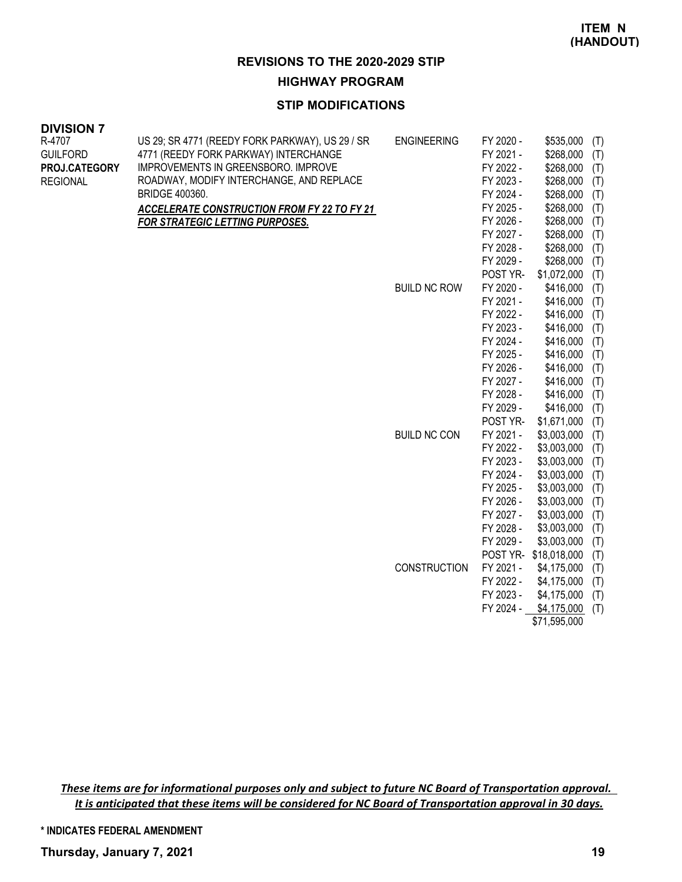**ITEM N**
**(HANDOUT)**

## REVISIONS TO THE 2020-2029 STIP

### HIGHWAY PROGRAM

### STIP MODIFICATIONS

**DIVISION 7**

| Project | Description | Category | Year | Amount | |
|---|---|---|---|---|---|
| R-4707 | US 29; SR 4771 (REEDY FORK PARKWAY), US 29 / SR 4771 (REEDY FORK PARKWAY) INTERCHANGE IMPROVEMENTS IN GREENSBORO. IMPROVE ROADWAY, MODIFY INTERCHANGE, AND REPLACE BRIDGE 400360. | ENGINEERING | FY 2020 - | $535,000 | (T) |
| GUILFORD | ***ACCELERATE CONSTRUCTION FROM FY 22 TO FY 21 FOR STRATEGIC LETTING PURPOSES.*** | | FY 2021 - | $268,000 | (T) |
| **PROJ.CATEGORY** | | | FY 2022 - | $268,000 | (T) |
| REGIONAL | | | FY 2023 - | $268,000 | (T) |
| | | | FY 2024 - | $268,000 | (T) |
| | | | FY 2025 - | $268,000 | (T) |
| | | | FY 2026 - | $268,000 | (T) |
| | | | FY 2027 - | $268,000 | (T) |
| | | | FY 2028 - | $268,000 | (T) |
| | | | FY 2029 - | $268,000 | (T) |
| | | | POST YR- | $1,072,000 | (T) |
| | | BUILD NC ROW | FY 2020 - | $416,000 | (T) |
| | | | FY 2021 - | $416,000 | (T) |
| | | | FY 2022 - | $416,000 | (T) |
| | | | FY 2023 - | $416,000 | (T) |
| | | | FY 2024 - | $416,000 | (T) |
| | | | FY 2025 - | $416,000 | (T) |
| | | | FY 2026 - | $416,000 | (T) |
| | | | FY 2027 - | $416,000 | (T) |
| | | | FY 2028 - | $416,000 | (T) |
| | | | FY 2029 - | $416,000 | (T) |
| | | | POST YR- | $1,671,000 | (T) |
| | | BUILD NC CON | FY 2021 - | $3,003,000 | (T) |
| | | | FY 2022 - | $3,003,000 | (T) |
| | | | FY 2023 - | $3,003,000 | (T) |
| | | | FY 2024 - | $3,003,000 | (T) |
| | | | FY 2025 - | $3,003,000 | (T) |
| | | | FY 2026 - | $3,003,000 | (T) |
| | | | FY 2027 - | $3,003,000 | (T) |
| | | | FY 2028 - | $3,003,000 | (T) |
| | | | FY 2029 - | $3,003,000 | (T) |
| | | | POST YR- | $18,018,000 | (T) |
| | | CONSTRUCTION | FY 2021 - | $4,175,000 | (T) |
| | | | FY 2022 - | $4,175,000 | (T) |
| | | | FY 2023 - | $4,175,000 | (T) |
| | | | FY 2024 - | $4,175,000 | (T) |
| | | | | $71,595,000 | |

*These items are for informational purposes only and subject to future NC Board of Transportation approval. It is anticipated that these items will be considered for NC Board of Transportation approval in 30 days.*

**\* INDICATES FEDERAL AMENDMENT**

**Thursday, January 7, 2021**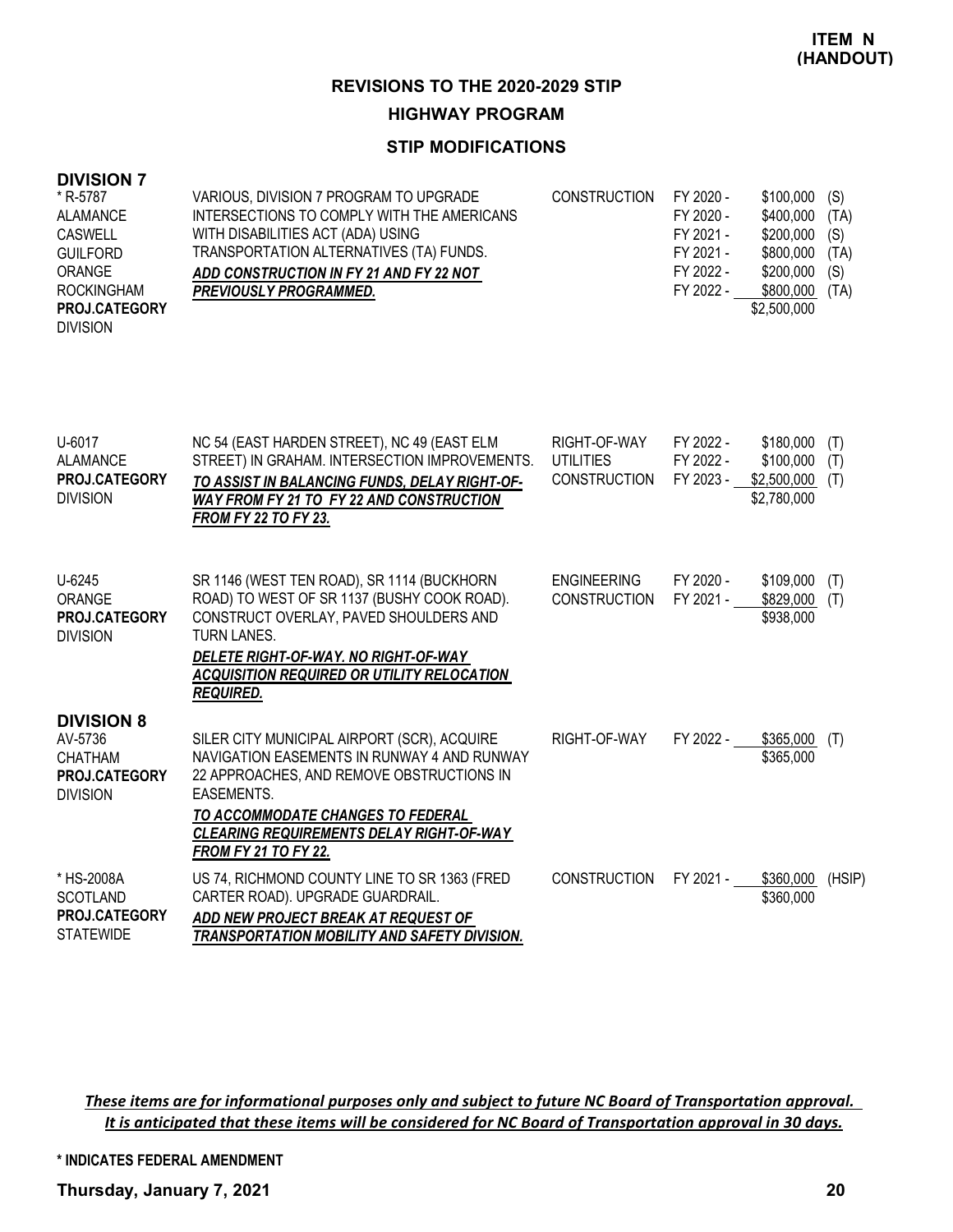**ITEM N**
**(HANDOUT)**

# REVISIONS TO THE 2020-2029 STIP

## HIGHWAY PROGRAM

### STIP MODIFICATIONS

## DIVISION 7

| Project | Description | Work Type | Fiscal Year | Amount | Fund |
|---|---|---|---|---|---|
| * R-5787<br>ALAMANCE<br>CASWELL<br>GUILFORD<br>ORANGE<br>ROCKINGHAM<br>**PROJ.CATEGORY**<br>DIVISION | VARIOUS, DIVISION 7 PROGRAM TO UPGRADE INTERSECTIONS TO COMPLY WITH THE AMERICANS WITH DISABILITIES ACT (ADA) USING TRANSPORTATION ALTERNATIVES (TA) FUNDS.<br>***ADD CONSTRUCTION IN FY 21 AND FY 22 NOT PREVIOUSLY PROGRAMMED.*** | CONSTRUCTION | FY 2020 -<br>FY 2020 -<br>FY 2021 -<br>FY 2021 -<br>FY 2022 -<br>FY 2022 - | \$100,000<br>\$400,000<br>\$200,000<br>\$800,000<br>\$200,000<br>\$800,000<br>\$2,500,000 | (S)<br>(TA)<br>(S)<br>(TA)<br>(S)<br>(TA) |
| U-6017<br>ALAMANCE<br>**PROJ.CATEGORY**<br>DIVISION | NC 54 (EAST HARDEN STREET), NC 49 (EAST ELM STREET) IN GRAHAM. INTERSECTION IMPROVEMENTS.<br>***TO ASSIST IN BALANCING FUNDS, DELAY RIGHT-OF-WAY FROM FY 21 TO FY 22 AND CONSTRUCTION FROM FY 22 TO FY 23.*** | RIGHT-OF-WAY<br>UTILITIES<br>CONSTRUCTION | FY 2022 -<br>FY 2022 -<br>FY 2023 - | \$180,000<br>\$100,000<br>\$2,500,000<br>\$2,780,000 | (T)<br>(T)<br>(T) |
| U-6245<br>ORANGE<br>**PROJ.CATEGORY**<br>DIVISION | SR 1146 (WEST TEN ROAD), SR 1114 (BUCKHORN ROAD) TO WEST OF SR 1137 (BUSHY COOK ROAD). CONSTRUCT OVERLAY, PAVED SHOULDERS AND TURN LANES.<br>***DELETE RIGHT-OF-WAY. NO RIGHT-OF-WAY ACQUISITION REQUIRED OR UTILITY RELOCATION REQUIRED.*** | ENGINEERING<br>CONSTRUCTION | FY 2020 -<br>FY 2021 - | \$109,000<br>\$829,000<br>\$938,000 | (T)<br>(T) |

## DIVISION 8

| Project | Description | Work Type | Fiscal Year | Amount | Fund |
|---|---|---|---|---|---|
| AV-5736<br>CHATHAM<br>**PROJ.CATEGORY**<br>DIVISION | SILER CITY MUNICIPAL AIRPORT (SCR), ACQUIRE NAVIGATION EASEMENTS IN RUNWAY 4 AND RUNWAY 22 APPROACHES, AND REMOVE OBSTRUCTIONS IN EASEMENTS.<br>***TO ACCOMMODATE CHANGES TO FEDERAL CLEARING REQUIREMENTS DELAY RIGHT-OF-WAY FROM FY 21 TO FY 22.*** | RIGHT-OF-WAY | FY 2022 - | \$365,000<br>\$365,000 | (T) |
| * HS-2008A<br>SCOTLAND<br>**PROJ.CATEGORY**<br>STATEWIDE | US 74, RICHMOND COUNTY LINE TO SR 1363 (FRED CARTER ROAD). UPGRADE GUARDRAIL.<br>***ADD NEW PROJECT BREAK AT REQUEST OF TRANSPORTATION MOBILITY AND SAFETY DIVISION.*** | CONSTRUCTION | FY 2021 - | \$360,000<br>\$360,000 | (HSIP) |

*These items are for informational purposes only and subject to future NC Board of Transportation approval. It is anticipated that these items will be considered for NC Board of Transportation approval in 30 days.*

**\* INDICATES FEDERAL AMENDMENT**

**Thursday, January 7, 2021**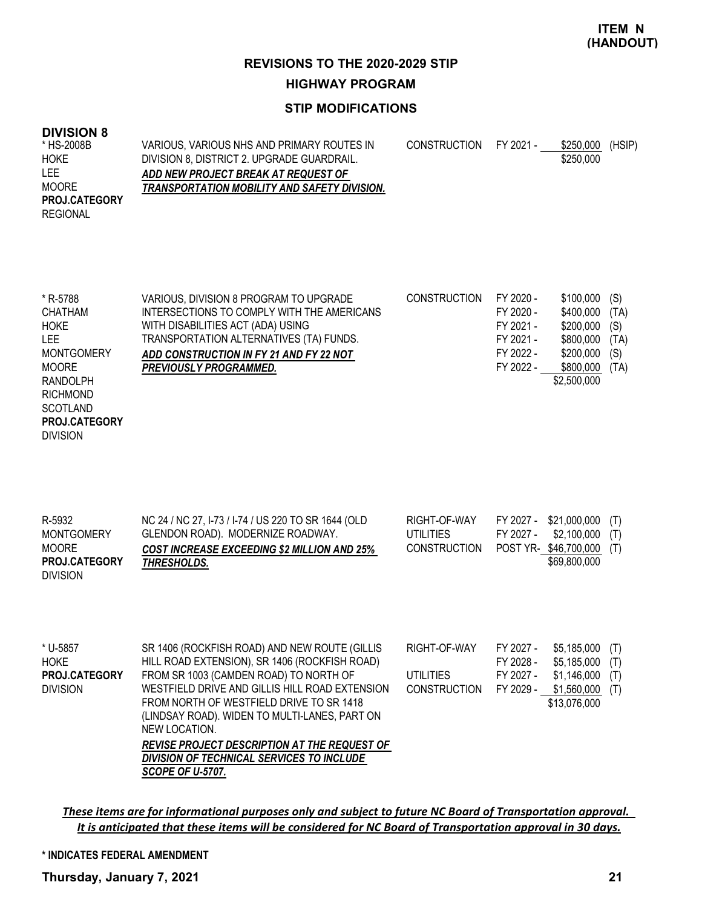**ITEM N (HANDOUT)**

## REVISIONS TO THE 2020-2029 STIP

### HIGHWAY PROGRAM

### STIP MODIFICATIONS

**DIVISION 8**

| Project | Description | Phase | Year | Amount | Fund |
|---|---|---|---|---|---|
| * HS-2008B<br>HOKE<br>LEE<br>MOORE<br>**PROJ.CATEGORY**<br>REGIONAL | VARIOUS, VARIOUS NHS AND PRIMARY ROUTES IN DIVISION 8, DISTRICT 2. UPGRADE GUARDRAIL.<br>***ADD NEW PROJECT BREAK AT REQUEST OF TRANSPORTATION MOBILITY AND SAFETY DIVISION.*** | CONSTRUCTION | FY 2021 - | $250,000 | (HSIP) |
| | | | | $250,000 | |
| * R-5788<br>CHATHAM<br>HOKE<br>LEE<br>MONTGOMERY<br>MOORE<br>RANDOLPH<br>RICHMOND<br>SCOTLAND<br>**PROJ.CATEGORY**<br>DIVISION | VARIOUS, DIVISION 8 PROGRAM TO UPGRADE INTERSECTIONS TO COMPLY WITH THE AMERICANS WITH DISABILITIES ACT (ADA) USING TRANSPORTATION ALTERNATIVES (TA) FUNDS.<br>***ADD CONSTRUCTION IN FY 21 AND FY 22 NOT PREVIOUSLY PROGRAMMED.*** | CONSTRUCTION | FY 2020 - | $100,000 | (S) |
| | | | FY 2020 - | $400,000 | (TA) |
| | | | FY 2021 - | $200,000 | (S) |
| | | | FY 2021 - | $800,000 | (TA) |
| | | | FY 2022 - | $200,000 | (S) |
| | | | FY 2022 - | $800,000 | (TA) |
| | | | | $2,500,000 | |
| R-5932<br>MONTGOMERY<br>MOORE<br>**PROJ.CATEGORY**<br>DIVISION | NC 24 / NC 27, I-73 / I-74 / US 220 TO SR 1644 (OLD GLENDON ROAD). MODERNIZE ROADWAY.<br>***COST INCREASE EXCEEDING $2 MILLION AND 25% THRESHOLDS.*** | RIGHT-OF-WAY | FY 2027 - | $21,000,000 | (T) |
| | | UTILITIES | FY 2027 - | $2,100,000 | (T) |
| | | CONSTRUCTION | POST YR- | $46,700,000 | (T) |
| | | | | $69,800,000 | |
| * U-5857<br>HOKE<br>**PROJ.CATEGORY**<br>DIVISION | SR 1406 (ROCKFISH ROAD) AND NEW ROUTE (GILLIS HILL ROAD EXTENSION), SR 1406 (ROCKFISH ROAD) FROM SR 1003 (CAMDEN ROAD) TO NORTH OF WESTFIELD DRIVE AND GILLIS HILL ROAD EXTENSION FROM NORTH OF WESTFIELD DRIVE TO SR 1418 (LINDSAY ROAD). WIDEN TO MULTI-LANES, PART ON NEW LOCATION.<br>***REVISE PROJECT DESCRIPTION AT THE REQUEST OF DIVISION OF TECHNICAL SERVICES TO INCLUDE SCOPE OF U-5707.*** | RIGHT-OF-WAY | FY 2027 - | $5,185,000 | (T) |
| | | | FY 2028 - | $5,185,000 | (T) |
| | | UTILITIES | FY 2027 - | $1,146,000 | (T) |
| | | CONSTRUCTION | FY 2029 - | $1,560,000 | (T) |
| | | | | $13,076,000 | |

***These items are for informational purposes only and subject to future NC Board of Transportation approval. It is anticipated that these items will be considered for NC Board of Transportation approval in 30 days.***

**\* INDICATES FEDERAL AMENDMENT**

**Thursday, January 7, 2021**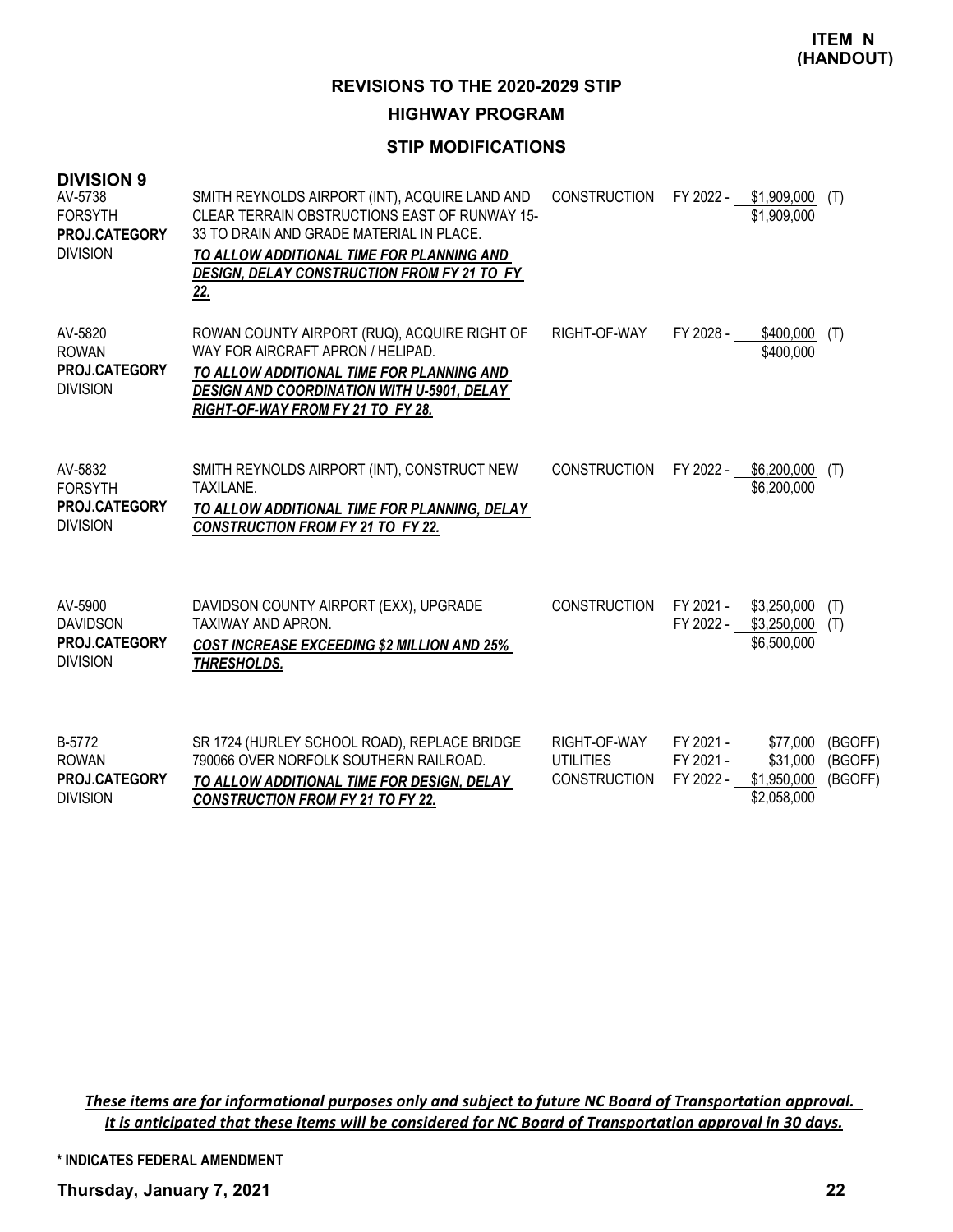**ITEM N (HANDOUT)**

## REVISIONS TO THE 2020-2029 STIP

### HIGHWAY PROGRAM

### STIP MODIFICATIONS

**DIVISION 9**

| Project | Description | Phase | Year | Amount | Funding |
|---|---|---|---|---|---|
| AV-5738<br>FORSYTH<br>**PROJ.CATEGORY**<br>DIVISION | SMITH REYNOLDS AIRPORT (INT), ACQUIRE LAND AND CLEAR TERRAIN OBSTRUCTIONS EAST OF RUNWAY 15-33 TO DRAIN AND GRADE MATERIAL IN PLACE.<br>***TO ALLOW ADDITIONAL TIME FOR PLANNING AND DESIGN, DELAY CONSTRUCTION FROM FY 21 TO FY 22.*** | CONSTRUCTION | FY 2022 - | $1,909,000 | (T) |
| | | | | $1,909,000 | |
| AV-5820<br>ROWAN<br>**PROJ.CATEGORY**<br>DIVISION | ROWAN COUNTY AIRPORT (RUQ), ACQUIRE RIGHT OF WAY FOR AIRCRAFT APRON / HELIPAD.<br>***TO ALLOW ADDITIONAL TIME FOR PLANNING AND DESIGN AND COORDINATION WITH U-5901, DELAY RIGHT-OF-WAY FROM FY 21 TO FY 28.*** | RIGHT-OF-WAY | FY 2028 - | $400,000 | (T) |
| | | | | $400,000 | |
| AV-5832<br>FORSYTH<br>**PROJ.CATEGORY**<br>DIVISION | SMITH REYNOLDS AIRPORT (INT), CONSTRUCT NEW TAXILANE.<br>***TO ALLOW ADDITIONAL TIME FOR PLANNING, DELAY CONSTRUCTION FROM FY 21 TO FY 22.*** | CONSTRUCTION | FY 2022 - | $6,200,000 | (T) |
| | | | | $6,200,000 | |
| AV-5900<br>DAVIDSON<br>**PROJ.CATEGORY**<br>DIVISION | DAVIDSON COUNTY AIRPORT (EXX), UPGRADE TAXIWAY AND APRON.<br>***COST INCREASE EXCEEDING $2 MILLION AND 25% THRESHOLDS.*** | CONSTRUCTION | FY 2021 - | $3,250,000 | (T) |
| | | | FY 2022 - | $3,250,000 | (T) |
| | | | | $6,500,000 | |
| B-5772<br>ROWAN<br>**PROJ.CATEGORY**<br>DIVISION | SR 1724 (HURLEY SCHOOL ROAD), REPLACE BRIDGE 790066 OVER NORFOLK SOUTHERN RAILROAD.<br>***TO ALLOW ADDITIONAL TIME FOR DESIGN, DELAY CONSTRUCTION FROM FY 21 TO FY 22.*** | RIGHT-OF-WAY | FY 2021 - | $77,000 | (BGOFF) |
| | | UTILITIES | FY 2021 - | $31,000 | (BGOFF) |
| | | CONSTRUCTION | FY 2022 - | $1,950,000 | (BGOFF) |
| | | | | $2,058,000 | |

***These items are for informational purposes only and subject to future NC Board of Transportation approval. It is anticipated that these items will be considered for NC Board of Transportation approval in 30 days.***

**\* INDICATES FEDERAL AMENDMENT**

**Thursday, January 7, 2021**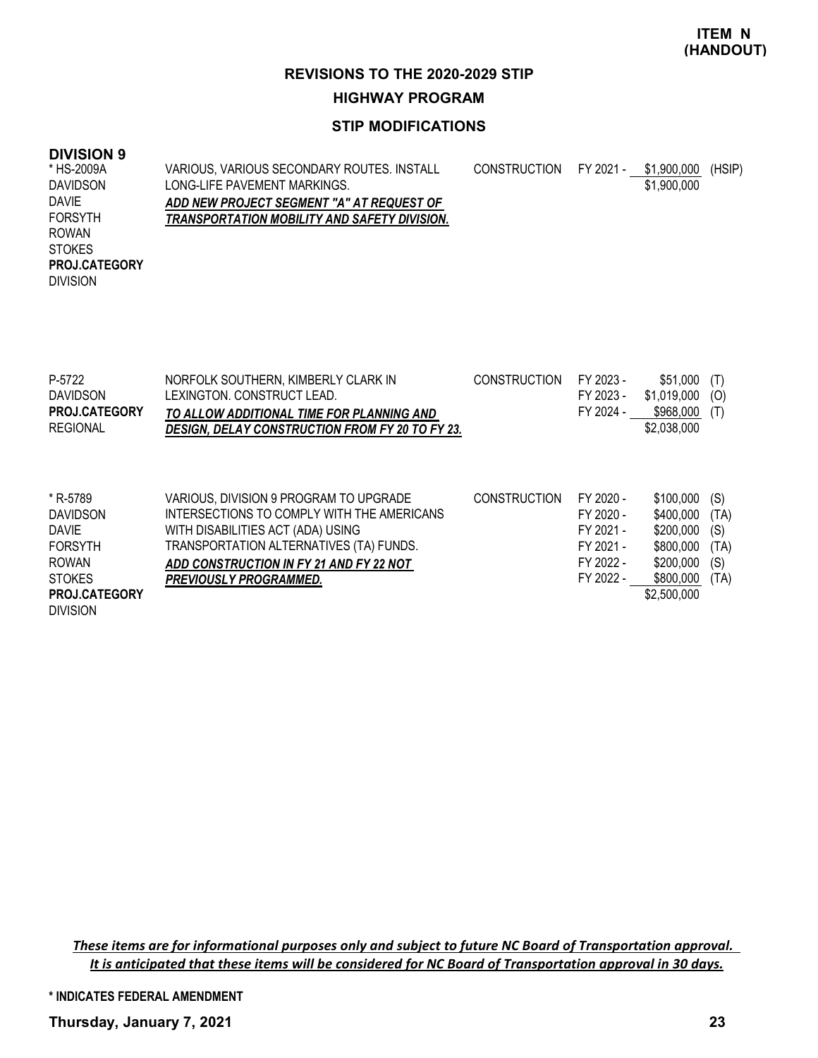**ITEM N (HANDOUT)**

## REVISIONS TO THE 2020-2029 STIP

### HIGHWAY PROGRAM

### STIP MODIFICATIONS

**DIVISION 9**

| Project | Description | Phase | Fiscal Year | Amount | Fund |
|---|---|---|---|---|---|
| * HS-2009A<br>DAVIDSON<br>DAVIE<br>FORSYTH<br>ROWAN<br>STOKES<br>**PROJ.CATEGORY**<br>DIVISION | VARIOUS, VARIOUS SECONDARY ROUTES. INSTALL LONG-LIFE PAVEMENT MARKINGS.<br>***ADD NEW PROJECT SEGMENT "A" AT REQUEST OF TRANSPORTATION MOBILITY AND SAFETY DIVISION.*** | CONSTRUCTION | FY 2021 - | $1,900,000 | (HSIP) |
| | | | | $1,900,000 | |
| P-5722<br>DAVIDSON<br>**PROJ.CATEGORY**<br>REGIONAL | NORFOLK SOUTHERN, KIMBERLY CLARK IN LEXINGTON. CONSTRUCT LEAD.<br>***TO ALLOW ADDITIONAL TIME FOR PLANNING AND DESIGN, DELAY CONSTRUCTION FROM FY 20 TO FY 23.*** | CONSTRUCTION | FY 2023 - | $51,000 | (T) |
| | | | FY 2023 - | $1,019,000 | (O) |
| | | | FY 2024 - | $968,000 | (T) |
| | | | | $2,038,000 | |
| * R-5789<br>DAVIDSON<br>DAVIE<br>FORSYTH<br>ROWAN<br>STOKES<br>**PROJ.CATEGORY**<br>DIVISION | VARIOUS, DIVISION 9 PROGRAM TO UPGRADE INTERSECTIONS TO COMPLY WITH THE AMERICANS WITH DISABILITIES ACT (ADA) USING TRANSPORTATION ALTERNATIVES (TA) FUNDS.<br>***ADD CONSTRUCTION IN FY 21 AND FY 22 NOT PREVIOUSLY PROGRAMMED.*** | CONSTRUCTION | FY 2020 - | $100,000 | (S) |
| | | | FY 2020 - | $400,000 | (TA) |
| | | | FY 2021 - | $200,000 | (S) |
| | | | FY 2021 - | $800,000 | (TA) |
| | | | FY 2022 - | $200,000 | (S) |
| | | | FY 2022 - | $800,000 | (TA) |
| | | | | $2,500,000 | |

***These items are for informational purposes only and subject to future NC Board of Transportation approval. It is anticipated that these items will be considered for NC Board of Transportation approval in 30 days.***

**\* INDICATES FEDERAL AMENDMENT**

**Thursday, January 7, 2021**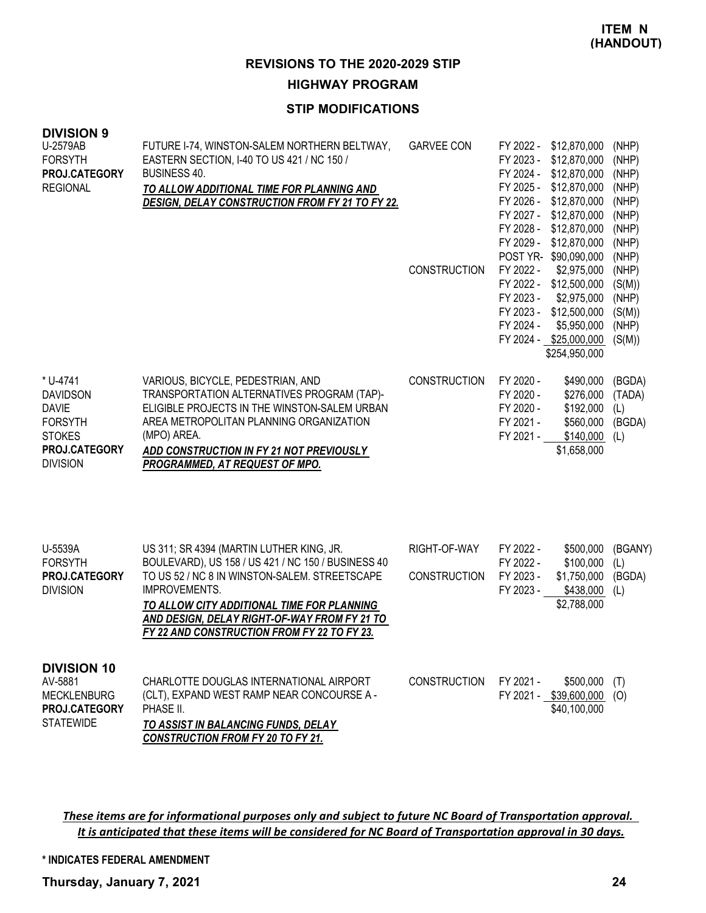**ITEM N (HANDOUT)**

## REVISIONS TO THE 2020-2029 STIP

### HIGHWAY PROGRAM

### STIP MODIFICATIONS

**DIVISION 9**

| Project | Description | Work Type | Fiscal Year | Amount | Fund |
|---|---|---|---|---|---|
| U-2579AB<br>FORSYTH<br>**PROJ.CATEGORY**<br>REGIONAL | FUTURE I-74, WINSTON-SALEM NORTHERN BELTWAY, EASTERN SECTION, I-40 TO US 421 / NC 150 / BUSINESS 40.<br>***TO ALLOW ADDITIONAL TIME FOR PLANNING AND DESIGN, DELAY CONSTRUCTION FROM FY 21 TO FY 22.*** | GARVEE CON | FY 2022 - | $12,870,000 | (NHP) |
| | | | FY 2023 - | $12,870,000 | (NHP) |
| | | | FY 2024 - | $12,870,000 | (NHP) |
| | | | FY 2025 - | $12,870,000 | (NHP) |
| | | | FY 2026 - | $12,870,000 | (NHP) |
| | | | FY 2027 - | $12,870,000 | (NHP) |
| | | | FY 2028 - | $12,870,000 | (NHP) |
| | | | FY 2029 - | $12,870,000 | (NHP) |
| | | | POST YR- | $90,090,000 | (NHP) |
| | | CONSTRUCTION | FY 2022 - | $2,975,000 | (NHP) |
| | | | FY 2022 - | $12,500,000 | (S(M)) |
| | | | FY 2023 - | $2,975,000 | (NHP) |
| | | | FY 2023 - | $12,500,000 | (S(M)) |
| | | | FY 2024 - | $5,950,000 | (NHP) |
| | | | FY 2024 - | $25,000,000 | (S(M)) |
| | | | | $254,950,000 | |
| * U-4741<br>DAVIDSON<br>DAVIE<br>FORSYTH<br>STOKES<br>**PROJ.CATEGORY**<br>DIVISION | VARIOUS, BICYCLE, PEDESTRIAN, AND TRANSPORTATION ALTERNATIVES PROGRAM (TAP)-ELIGIBLE PROJECTS IN THE WINSTON-SALEM URBAN AREA METROPOLITAN PLANNING ORGANIZATION (MPO) AREA.<br>***ADD CONSTRUCTION IN FY 21 NOT PREVIOUSLY PROGRAMMED, AT REQUEST OF MPO.*** | CONSTRUCTION | FY 2020 - | $490,000 | (BGDA) |
| | | | FY 2020 - | $276,000 | (TADA) |
| | | | FY 2020 - | $192,000 | (L) |
| | | | FY 2021 - | $560,000 | (BGDA) |
| | | | FY 2021 - | $140,000 | (L) |
| | | | | $1,658,000 | |
| U-5539A<br>FORSYTH<br>**PROJ.CATEGORY**<br>DIVISION | US 311; SR 4394 (MARTIN LUTHER KING, JR. BOULEVARD), US 158 / US 421 / NC 150 / BUSINESS 40 TO US 52 / NC 8 IN WINSTON-SALEM. STREETSCAPE IMPROVEMENTS.<br>***TO ALLOW CITY ADDITIONAL TIME FOR PLANNING AND DESIGN, DELAY RIGHT-OF-WAY FROM FY 21 TO FY 22 AND CONSTRUCTION FROM FY 22 TO FY 23.*** | RIGHT-OF-WAY | FY 2022 - | $500,000 | (BGANY) |
| | | | FY 2022 - | $100,000 | (L) |
| | | CONSTRUCTION | FY 2023 - | $1,750,000 | (BGDA) |
| | | | FY 2023 - | $438,000 | (L) |
| | | | | $2,788,000 | |

**DIVISION 10**

| Project | Description | Work Type | Fiscal Year | Amount | Fund |
|---|---|---|---|---|---|
| AV-5881<br>MECKLENBURG<br>**PROJ.CATEGORY**<br>STATEWIDE | CHARLOTTE DOUGLAS INTERNATIONAL AIRPORT (CLT), EXPAND WEST RAMP NEAR CONCOURSE A - PHASE II.<br>***TO ASSIST IN BALANCING FUNDS, DELAY CONSTRUCTION FROM FY 20 TO FY 21.*** | CONSTRUCTION | FY 2021 - | $500,000 | (T) |
| | | | FY 2021 - | $39,600,000 | (O) |
| | | | | $40,100,000 | |

*These items are for informational purposes only and subject to future NC Board of Transportation approval. It is anticipated that these items will be considered for NC Board of Transportation approval in 30 days.*

**\* INDICATES FEDERAL AMENDMENT**

**Thursday, January 7, 2021**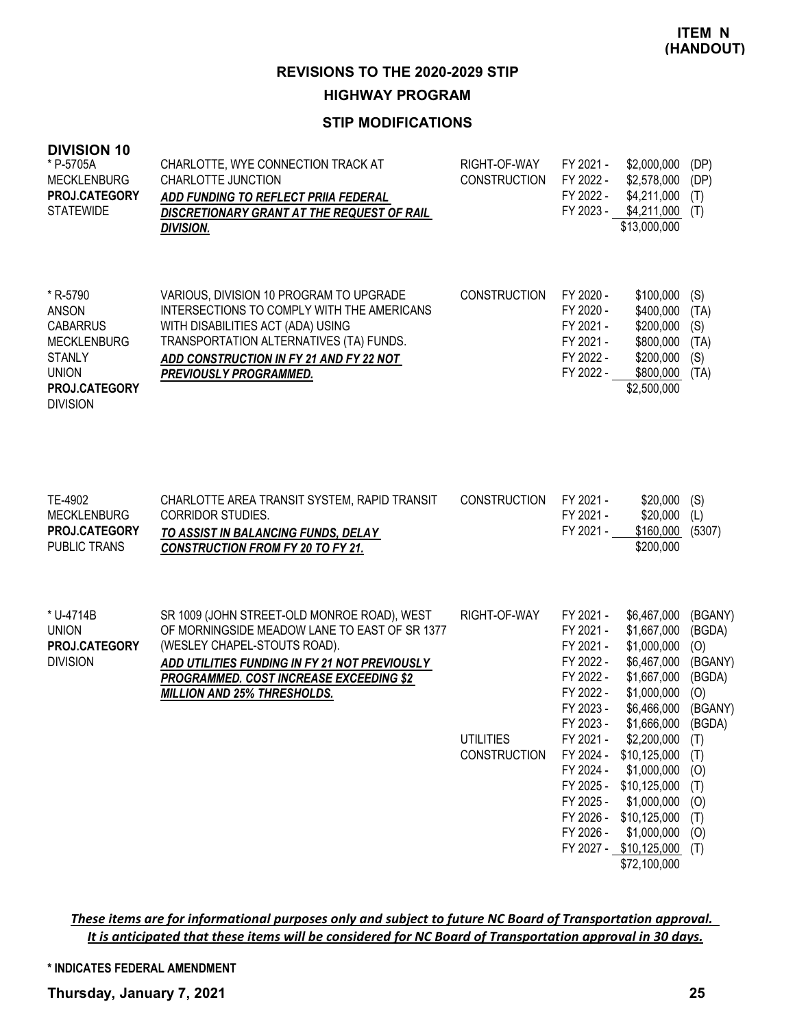**ITEM N (HANDOUT)**

## REVISIONS TO THE 2020-2029 STIP

### HIGHWAY PROGRAM

### STIP MODIFICATIONS

**DIVISION 10**

| Project | Description | Work Type | Fiscal Year | Amount | Fund |
|---|---|---|---|---|---|
| * P-5705A<br>MECKLENBURG<br>**PROJ.CATEGORY**<br>STATEWIDE | CHARLOTTE, WYE CONNECTION TRACK AT CHARLOTTE JUNCTION<br>***ADD FUNDING TO REFLECT PRIIA FEDERAL DISCRETIONARY GRANT AT THE REQUEST OF RAIL DIVISION.*** | RIGHT-OF-WAY | FY 2021 - | $2,000,000 | (DP) |
| | | CONSTRUCTION | FY 2022 - | $2,578,000 | (DP) |
| | | | FY 2022 - | $4,211,000 | (T) |
| | | | FY 2023 - | $4,211,000 | (T) |
| | | | | $13,000,000 | |
| * R-5790<br>ANSON<br>CABARRUS<br>MECKLENBURG<br>STANLY<br>UNION<br>**PROJ.CATEGORY**<br>DIVISION | VARIOUS, DIVISION 10 PROGRAM TO UPGRADE INTERSECTIONS TO COMPLY WITH THE AMERICANS WITH DISABILITIES ACT (ADA) USING TRANSPORTATION ALTERNATIVES (TA) FUNDS.<br>***ADD CONSTRUCTION IN FY 21 AND FY 22 NOT PREVIOUSLY PROGRAMMED.*** | CONSTRUCTION | FY 2020 - | $100,000 | (S) |
| | | | FY 2020 - | $400,000 | (TA) |
| | | | FY 2021 - | $200,000 | (S) |
| | | | FY 2021 - | $800,000 | (TA) |
| | | | FY 2022 - | $200,000 | (S) |
| | | | FY 2022 - | $800,000 | (TA) |
| | | | | $2,500,000 | |
| TE-4902<br>MECKLENBURG<br>**PROJ.CATEGORY**<br>PUBLIC TRANS | CHARLOTTE AREA TRANSIT SYSTEM, RAPID TRANSIT CORRIDOR STUDIES.<br>***TO ASSIST IN BALANCING FUNDS, DELAY CONSTRUCTION FROM FY 20 TO FY 21.*** | CONSTRUCTION | FY 2021 - | $20,000 | (S) |
| | | | FY 2021 - | $20,000 | (L) |
| | | | FY 2021 - | $160,000 | (5307) |
| | | | | $200,000 | |
| * U-4714B<br>UNION<br>**PROJ.CATEGORY**<br>DIVISION | SR 1009 (JOHN STREET-OLD MONROE ROAD), WEST OF MORNINGSIDE MEADOW LANE TO EAST OF SR 1377 (WESLEY CHAPEL-STOUTS ROAD).<br>***ADD UTILITIES FUNDING IN FY 21 NOT PREVIOUSLY PROGRAMMED. COST INCREASE EXCEEDING $2 MILLION AND 25% THRESHOLDS.*** | RIGHT-OF-WAY | FY 2021 - | $6,467,000 | (BGANY) |
| | | | FY 2021 - | $1,667,000 | (BGDA) |
| | | | FY 2021 - | $1,000,000 | (O) |
| | | | FY 2022 - | $6,467,000 | (BGANY) |
| | | | FY 2022 - | $1,667,000 | (BGDA) |
| | | | FY 2022 - | $1,000,000 | (O) |
| | | | FY 2023 - | $6,466,000 | (BGANY) |
| | | | FY 2023 - | $1,666,000 | (BGDA) |
| | | UTILITIES | FY 2021 - | $2,200,000 | (T) |
| | | CONSTRUCTION | FY 2024 - | $10,125,000 | (T) |
| | | | FY 2024 - | $1,000,000 | (O) |
| | | | FY 2025 - | $10,125,000 | (T) |
| | | | FY 2025 - | $1,000,000 | (O) |
| | | | FY 2026 - | $10,125,000 | (T) |
| | | | FY 2026 - | $1,000,000 | (O) |
| | | | FY 2027 - | $10,125,000 | (T) |
| | | | | $72,100,000 | |

***These items are for informational purposes only and subject to future NC Board of Transportation approval. It is anticipated that these items will be considered for NC Board of Transportation approval in 30 days.***

**\* INDICATES FEDERAL AMENDMENT**

**Thursday, January 7, 2021**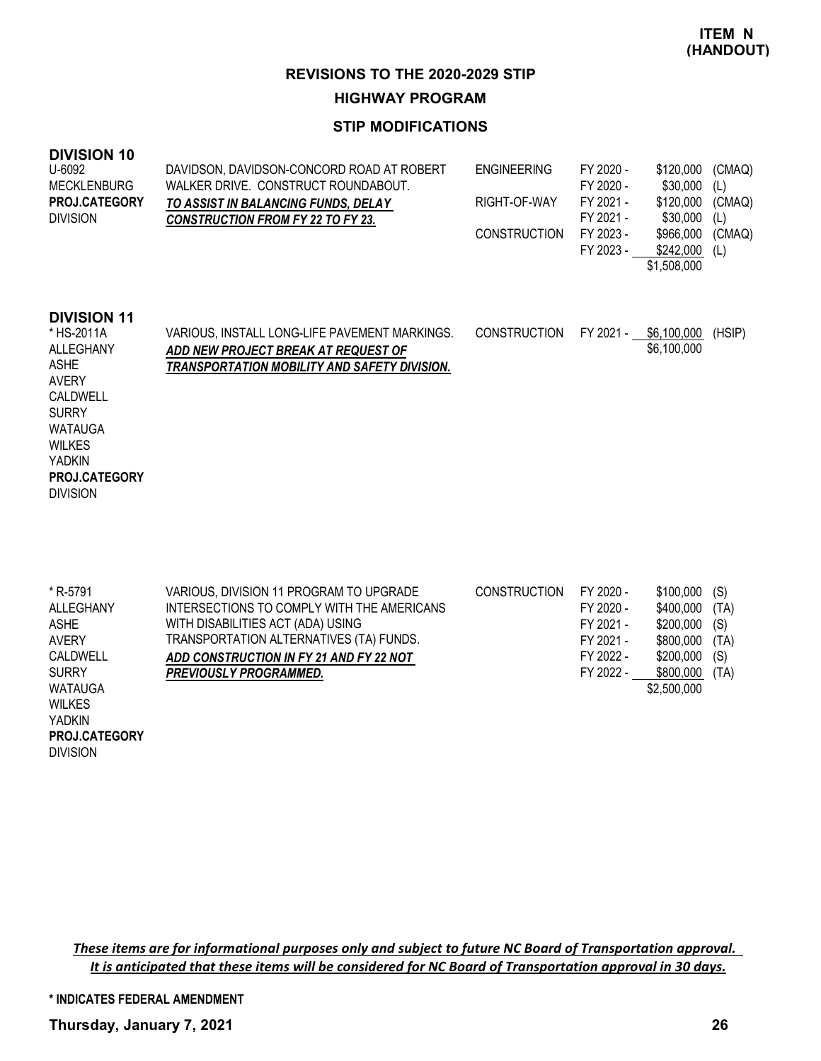**ITEM N (HANDOUT)**

## REVISIONS TO THE 2020-2029 STIP

### HIGHWAY PROGRAM

### STIP MODIFICATIONS

### DIVISION 10

| Project | Description | Phase | Fiscal Year | Amount | Fund |
|---|---|---|---|---|---|
| U-6092<br>MECKLENBURG<br>**PROJ.CATEGORY**<br>DIVISION | DAVIDSON, DAVIDSON-CONCORD ROAD AT ROBERT WALKER DRIVE. CONSTRUCT ROUNDABOUT.<br>***TO ASSIST IN BALANCING FUNDS, DELAY CONSTRUCTION FROM FY 22 TO FY 23.*** | ENGINEERING | FY 2020 - | $120,000 | (CMAQ) |
| | | | FY 2020 - | $30,000 | (L) |
| | | RIGHT-OF-WAY | FY 2021 - | $120,000 | (CMAQ) |
| | | | FY 2021 - | $30,000 | (L) |
| | | CONSTRUCTION | FY 2023 - | $966,000 | (CMAQ) |
| | | | FY 2023 - | $242,000 | (L) |
| | | | | $1,508,000 | |

### DIVISION 11

| Project | Description | Phase | Fiscal Year | Amount | Fund |
|---|---|---|---|---|---|
| * HS-2011A<br>ALLEGHANY<br>ASHE<br>AVERY<br>CALDWELL<br>SURRY<br>WATAUGA<br>WILKES<br>YADKIN<br>**PROJ.CATEGORY**<br>DIVISION | VARIOUS, INSTALL LONG-LIFE PAVEMENT MARKINGS.<br>***ADD NEW PROJECT BREAK AT REQUEST OF TRANSPORTATION MOBILITY AND SAFETY DIVISION.*** | CONSTRUCTION | FY 2021 - | $6,100,000 | (HSIP) |
| | | | | $6,100,000 | |

| Project | Description | Phase | Fiscal Year | Amount | Fund |
|---|---|---|---|---|---|
| * R-5791<br>ALLEGHANY<br>ASHE<br>AVERY<br>CALDWELL<br>SURRY<br>WATAUGA<br>WILKES<br>YADKIN<br>**PROJ.CATEGORY**<br>DIVISION | VARIOUS, DIVISION 11 PROGRAM TO UPGRADE INTERSECTIONS TO COMPLY WITH THE AMERICANS WITH DISABILITIES ACT (ADA) USING TRANSPORTATION ALTERNATIVES (TA) FUNDS.<br>***ADD CONSTRUCTION IN FY 21 AND FY 22 NOT PREVIOUSLY PROGRAMMED.*** | CONSTRUCTION | FY 2020 - | $100,000 | (S) |
| | | | FY 2020 - | $400,000 | (TA) |
| | | | FY 2021 - | $200,000 | (S) |
| | | | FY 2021 - | $800,000 | (TA) |
| | | | FY 2022 - | $200,000 | (S) |
| | | | FY 2022 - | $800,000 | (TA) |
| | | | | $2,500,000 | |

***These items are for informational purposes only and subject to future NC Board of Transportation approval. It is anticipated that these items will be considered for NC Board of Transportation approval in 30 days.***

**\* INDICATES FEDERAL AMENDMENT**

**Thursday, January 7, 2021**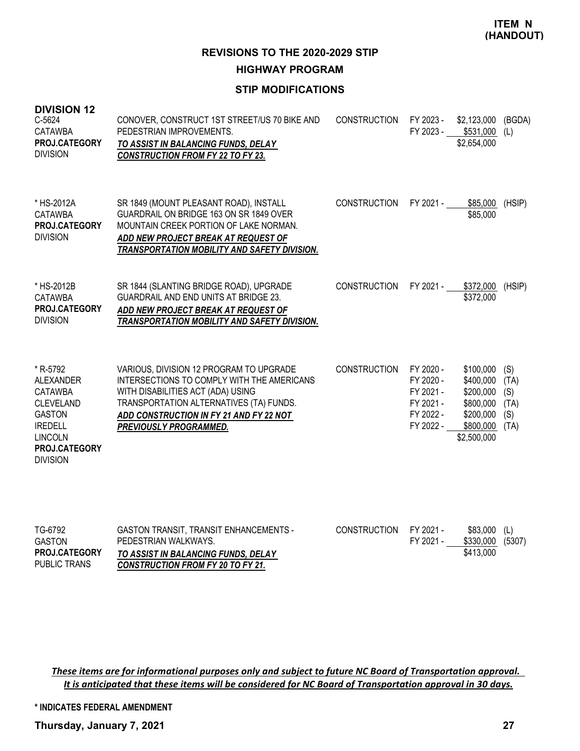**ITEM N (HANDOUT)**

## REVISIONS TO THE 2020-2029 STIP

### HIGHWAY PROGRAM

### STIP MODIFICATIONS

**DIVISION 12**

| Project | Description | Work Type | Fiscal Year | Amount | Fund |
|---|---|---|---|---|---|
| C-5624<br>CATAWBA<br>**PROJ.CATEGORY**<br>DIVISION | CONOVER, CONSTRUCT 1ST STREET/US 70 BIKE AND PEDESTRIAN IMPROVEMENTS.<br>***TO ASSIST IN BALANCING FUNDS, DELAY CONSTRUCTION FROM FY 22 TO FY 23.*** | CONSTRUCTION | FY 2023 -<br>FY 2023 - | \$2,123,000<br>\$531,000<br>\$2,654,000 | (BGDA)<br>(L) |
| * HS-2012A<br>CATAWBA<br>**PROJ.CATEGORY**<br>DIVISION | SR 1849 (MOUNT PLEASANT ROAD), INSTALL GUARDRAIL ON BRIDGE 163 ON SR 1849 OVER MOUNTAIN CREEK PORTION OF LAKE NORMAN.<br>***ADD NEW PROJECT BREAK AT REQUEST OF TRANSPORTATION MOBILITY AND SAFETY DIVISION.*** | CONSTRUCTION | FY 2021 - | \$85,000<br>\$85,000 | (HSIP) |
| * HS-2012B<br>CATAWBA<br>**PROJ.CATEGORY**<br>DIVISION | SR 1844 (SLANTING BRIDGE ROAD), UPGRADE GUARDRAIL AND END UNITS AT BRIDGE 23.<br>***ADD NEW PROJECT BREAK AT REQUEST OF TRANSPORTATION MOBILITY AND SAFETY DIVISION.*** | CONSTRUCTION | FY 2021 - | \$372,000<br>\$372,000 | (HSIP) |
| * R-5792<br>ALEXANDER<br>CATAWBA<br>CLEVELAND<br>GASTON<br>IREDELL<br>LINCOLN<br>**PROJ.CATEGORY**<br>DIVISION | VARIOUS, DIVISION 12 PROGRAM TO UPGRADE INTERSECTIONS TO COMPLY WITH THE AMERICANS WITH DISABILITIES ACT (ADA) USING TRANSPORTATION ALTERNATIVES (TA) FUNDS.<br>***ADD CONSTRUCTION IN FY 21 AND FY 22 NOT PREVIOUSLY PROGRAMMED.*** | CONSTRUCTION | FY 2020 -<br>FY 2020 -<br>FY 2021 -<br>FY 2021 -<br>FY 2022 -<br>FY 2022 - | \$100,000<br>\$400,000<br>\$200,000<br>\$800,000<br>\$200,000<br>\$800,000<br>\$2,500,000 | (S)<br>(TA)<br>(S)<br>(TA)<br>(S)<br>(TA) |
| TG-6792<br>GASTON<br>**PROJ.CATEGORY**<br>PUBLIC TRANS | GASTON TRANSIT, TRANSIT ENHANCEMENTS - PEDESTRIAN WALKWAYS.<br>***TO ASSIST IN BALANCING FUNDS, DELAY CONSTRUCTION FROM FY 20 TO FY 21.*** | CONSTRUCTION | FY 2021 -<br>FY 2021 - | \$83,000<br>\$330,000<br>\$413,000 | (L)<br>(5307) |

***These items are for informational purposes only and subject to future NC Board of Transportation approval. It is anticipated that these items will be considered for NC Board of Transportation approval in 30 days.***

**\* INDICATES FEDERAL AMENDMENT**

**Thursday, January 7, 2021**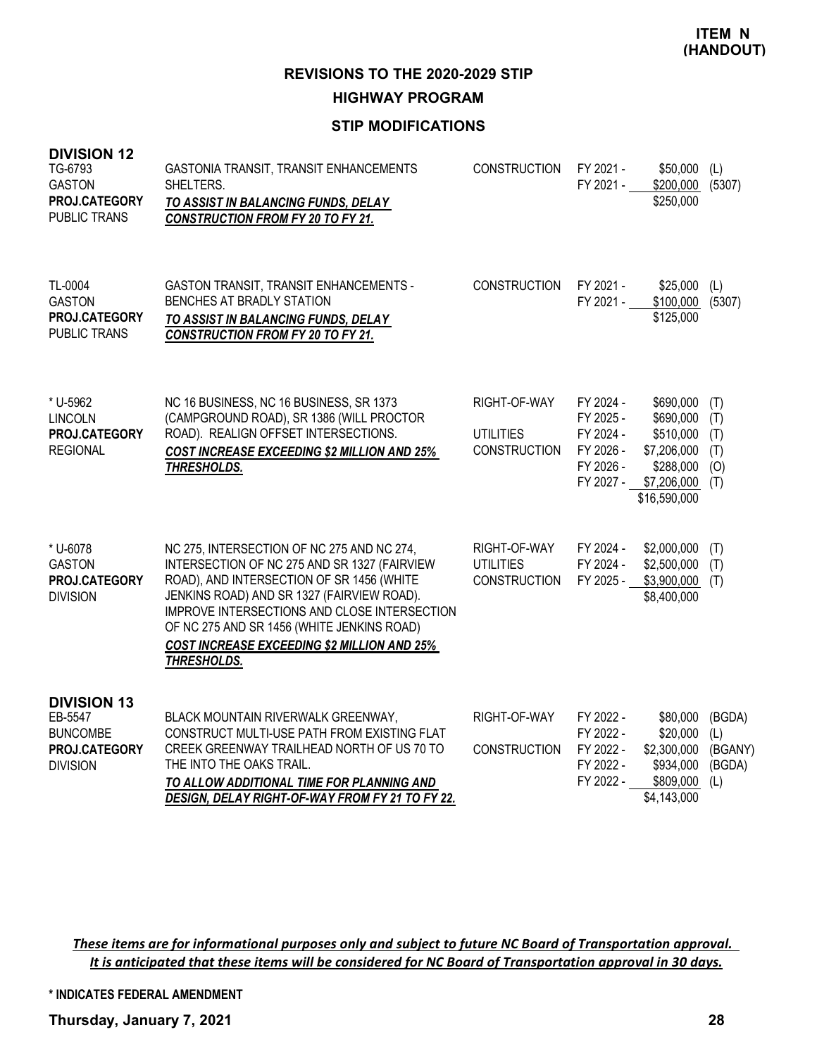**ITEM N (HANDOUT)**

## REVISIONS TO THE 2020-2029 STIP

### HIGHWAY PROGRAM

### STIP MODIFICATIONS

**DIVISION 12**

| Project | Description | Phase | Fiscal Year | Amount | Source |
|---|---|---|---|---|---|
| TG-6793<br>GASTON<br>**PROJ.CATEGORY**<br>PUBLIC TRANS | GASTONIA TRANSIT, TRANSIT ENHANCEMENTS SHELTERS.<br>***TO ASSIST IN BALANCING FUNDS, DELAY CONSTRUCTION FROM FY 20 TO FY 21.*** | CONSTRUCTION | FY 2021 - | $50,000 | (L) |
| | | | FY 2021 - | $200,000 | (5307) |
| | | | | $250,000 | |
| TL-0004<br>GASTON<br>**PROJ.CATEGORY**<br>PUBLIC TRANS | GASTON TRANSIT, TRANSIT ENHANCEMENTS - BENCHES AT BRADLY STATION<br>***TO ASSIST IN BALANCING FUNDS, DELAY CONSTRUCTION FROM FY 20 TO FY 21.*** | CONSTRUCTION | FY 2021 - | $25,000 | (L) |
| | | | FY 2021 - | $100,000 | (5307) |
| | | | | $125,000 | |
| * U-5962<br>LINCOLN<br>**PROJ.CATEGORY**<br>REGIONAL | NC 16 BUSINESS, NC 16 BUSINESS, SR 1373 (CAMPGROUND ROAD), SR 1386 (WILL PROCTOR ROAD). REALIGN OFFSET INTERSECTIONS.<br>***COST INCREASE EXCEEDING $2 MILLION AND 25% THRESHOLDS.*** | RIGHT-OF-WAY | FY 2024 - | $690,000 | (T) |
| | | | FY 2025 - | $690,000 | (T) |
| | | UTILITIES | FY 2024 - | $510,000 | (T) |
| | | CONSTRUCTION | FY 2026 - | $7,206,000 | (T) |
| | | | FY 2026 - | $288,000 | (O) |
| | | | FY 2027 - | $7,206,000 | (T) |
| | | | | $16,590,000 | |
| * U-6078<br>GASTON<br>**PROJ.CATEGORY**<br>DIVISION | NC 275, INTERSECTION OF NC 275 AND NC 274, INTERSECTION OF NC 275 AND SR 1327 (FAIRVIEW ROAD), AND INTERSECTION OF SR 1456 (WHITE JENKINS ROAD) AND SR 1327 (FAIRVIEW ROAD). IMPROVE INTERSECTIONS AND CLOSE INTERSECTION OF NC 275 AND SR 1456 (WHITE JENKINS ROAD)<br>***COST INCREASE EXCEEDING $2 MILLION AND 25% THRESHOLDS.*** | RIGHT-OF-WAY | FY 2024 - | $2,000,000 | (T) |
| | | UTILITIES | FY 2024 - | $2,500,000 | (T) |
| | | CONSTRUCTION | FY 2025 - | $3,900,000 | (T) |
| | | | | $8,400,000 | |

**DIVISION 13**

| Project | Description | Phase | Fiscal Year | Amount | Source |
|---|---|---|---|---|---|
| EB-5547<br>BUNCOMBE<br>**PROJ.CATEGORY**<br>DIVISION | BLACK MOUNTAIN RIVERWALK GREENWAY, CONSTRUCT MULTI-USE PATH FROM EXISTING FLAT CREEK GREENWAY TRAILHEAD NORTH OF US 70 TO THE INTO THE OAKS TRAIL.<br>***TO ALLOW ADDITIONAL TIME FOR PLANNING AND DESIGN, DELAY RIGHT-OF-WAY FROM FY 21 TO FY 22.*** | RIGHT-OF-WAY | FY 2022 - | $80,000 | (BGDA) |
| | | | FY 2022 - | $20,000 | (L) |
| | | CONSTRUCTION | FY 2022 - | $2,300,000 | (BGANY) |
| | | | FY 2022 - | $934,000 | (BGDA) |
| | | | FY 2022 - | $809,000 | (L) |
| | | | | $4,143,000 | |

***These items are for informational purposes only and subject to future NC Board of Transportation approval. It is anticipated that these items will be considered for NC Board of Transportation approval in 30 days.***

**\* INDICATES FEDERAL AMENDMENT**

**Thursday, January 7, 2021**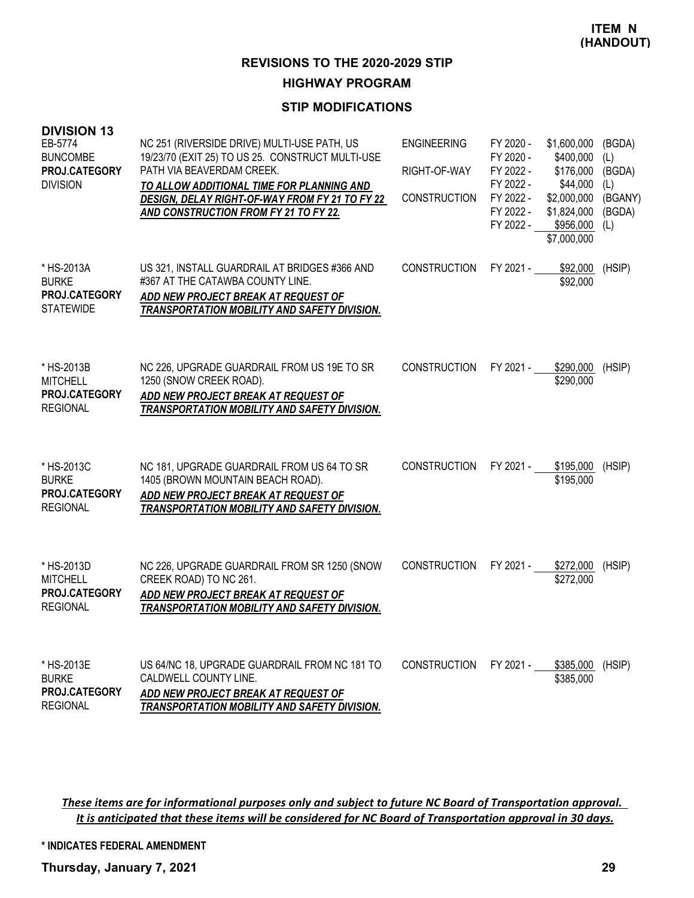**ITEM N (HANDOUT)**

## REVISIONS TO THE 2020-2029 STIP

### HIGHWAY PROGRAM

### STIP MODIFICATIONS

**DIVISION 13**

| Project | Description | Work Type | Fiscal Year | Amount | Fund |
|---|---|---|---|---|---|
| EB-5774<br>BUNCOMBE<br>**PROJ.CATEGORY**<br>DIVISION | NC 251 (RIVERSIDE DRIVE) MULTI-USE PATH, US 19/23/70 (EXIT 25) TO US 25. CONSTRUCT MULTI-USE PATH VIA BEAVERDAM CREEK.<br>***TO ALLOW ADDITIONAL TIME FOR PLANNING AND DESIGN, DELAY RIGHT-OF-WAY FROM FY 21 TO FY 22 AND CONSTRUCTION FROM FY 21 TO FY 22.*** | ENGINEERING | FY 2020 - | $1,600,000 | (BGDA) |
| | | | FY 2020 - | $400,000 | (L) |
| | | RIGHT-OF-WAY | FY 2022 - | $176,000 | (BGDA) |
| | | | FY 2022 - | $44,000 | (L) |
| | | CONSTRUCTION | FY 2022 - | $2,000,000 | (BGANY) |
| | | | FY 2022 - | $1,824,000 | (BGDA) |
| | | | FY 2022 - | $956,000 | (L) |
| | | | | $7,000,000 | |
| * HS-2013A<br>BURKE<br>**PROJ.CATEGORY**<br>STATEWIDE | US 321, INSTALL GUARDRAIL AT BRIDGES #366 AND #367 AT THE CATAWBA COUNTY LINE.<br>***ADD NEW PROJECT BREAK AT REQUEST OF TRANSPORTATION MOBILITY AND SAFETY DIVISION.*** | CONSTRUCTION | FY 2021 - | $92,000 | (HSIP) |
| | | | | $92,000 | |
| * HS-2013B<br>MITCHELL<br>**PROJ.CATEGORY**<br>REGIONAL | NC 226, UPGRADE GUARDRAIL FROM US 19E TO SR 1250 (SNOW CREEK ROAD).<br>***ADD NEW PROJECT BREAK AT REQUEST OF TRANSPORTATION MOBILITY AND SAFETY DIVISION.*** | CONSTRUCTION | FY 2021 - | $290,000 | (HSIP) |
| | | | | $290,000 | |
| * HS-2013C<br>BURKE<br>**PROJ.CATEGORY**<br>REGIONAL | NC 181, UPGRADE GUARDRAIL FROM US 64 TO SR 1405 (BROWN MOUNTAIN BEACH ROAD).<br>***ADD NEW PROJECT BREAK AT REQUEST OF TRANSPORTATION MOBILITY AND SAFETY DIVISION.*** | CONSTRUCTION | FY 2021 - | $195,000 | (HSIP) |
| | | | | $195,000 | |
| * HS-2013D<br>MITCHELL<br>**PROJ.CATEGORY**<br>REGIONAL | NC 226, UPGRADE GUARDRAIL FROM SR 1250 (SNOW CREEK ROAD) TO NC 261.<br>***ADD NEW PROJECT BREAK AT REQUEST OF TRANSPORTATION MOBILITY AND SAFETY DIVISION.*** | CONSTRUCTION | FY 2021 - | $272,000 | (HSIP) |
| | | | | $272,000 | |
| * HS-2013E<br>BURKE<br>**PROJ.CATEGORY**<br>REGIONAL | US 64/NC 18, UPGRADE GUARDRAIL FROM NC 181 TO CALDWELL COUNTY LINE.<br>***ADD NEW PROJECT BREAK AT REQUEST OF TRANSPORTATION MOBILITY AND SAFETY DIVISION.*** | CONSTRUCTION | FY 2021 - | $385,000 | (HSIP) |
| | | | | $385,000 | |

***These items are for informational purposes only and subject to future NC Board of Transportation approval. It is anticipated that these items will be considered for NC Board of Transportation approval in 30 days.***

**\* INDICATES FEDERAL AMENDMENT**

**Thursday, January 7, 2021**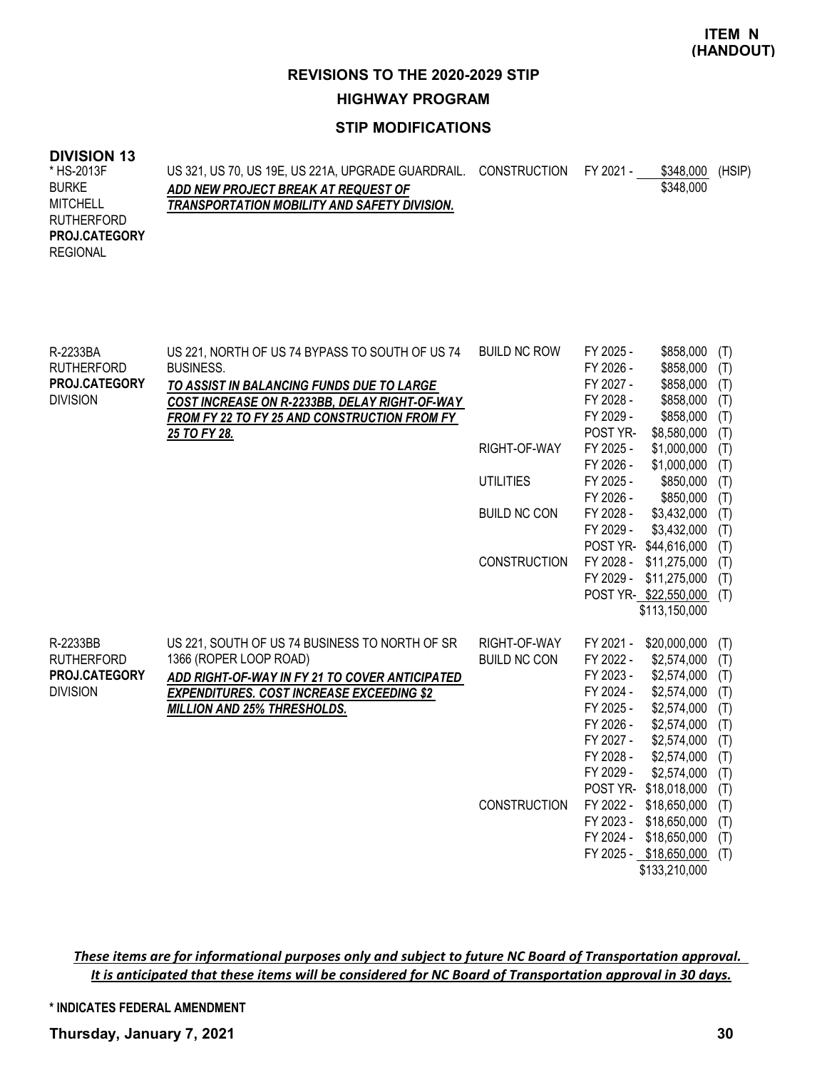**ITEM N (HANDOUT)**

## REVISIONS TO THE 2020-2029 STIP

### HIGHWAY PROGRAM

### STIP MODIFICATIONS

**DIVISION 13**

| Project | Description | Phase | Year | Amount | Source |
|---|---|---|---|---|---|
| * HS-2013F<br>BURKE<br>MITCHELL<br>RUTHERFORD<br>**PROJ.CATEGORY**<br>REGIONAL | US 321, US 70, US 19E, US 221A, UPGRADE GUARDRAIL.<br>***ADD NEW PROJECT BREAK AT REQUEST OF TRANSPORTATION MOBILITY AND SAFETY DIVISION.*** | CONSTRUCTION | FY 2021 - | $348,000 | (HSIP) |
| | | | | $348,000 | |
| R-2233BA<br>RUTHERFORD<br>**PROJ.CATEGORY**<br>DIVISION | US 221, NORTH OF US 74 BYPASS TO SOUTH OF US 74 BUSINESS.<br>***TO ASSIST IN BALANCING FUNDS DUE TO LARGE COST INCREASE ON R-2233BB, DELAY RIGHT-OF-WAY FROM FY 22 TO FY 25 AND CONSTRUCTION FROM FY 25 TO FY 28.*** | BUILD NC ROW | FY 2025 - | $858,000 | (T) |
| | | | FY 2026 - | $858,000 | (T) |
| | | | FY 2027 - | $858,000 | (T) |
| | | | FY 2028 - | $858,000 | (T) |
| | | | FY 2029 - | $858,000 | (T) |
| | | | POST YR- | $8,580,000 | (T) |
| | | RIGHT-OF-WAY | FY 2025 - | $1,000,000 | (T) |
| | | | FY 2026 - | $1,000,000 | (T) |
| | | UTILITIES | FY 2025 - | $850,000 | (T) |
| | | | FY 2026 - | $850,000 | (T) |
| | | BUILD NC CON | FY 2028 - | $3,432,000 | (T) |
| | | | FY 2029 - | $3,432,000 | (T) |
| | | | POST YR- | $44,616,000 | (T) |
| | | CONSTRUCTION | FY 2028 - | $11,275,000 | (T) |
| | | | FY 2029 - | $11,275,000 | (T) |
| | | | POST YR- | $22,550,000 | (T) |
| | | | | $113,150,000 | |
| R-2233BB<br>RUTHERFORD<br>**PROJ.CATEGORY**<br>DIVISION | US 221, SOUTH OF US 74 BUSINESS TO NORTH OF SR 1366 (ROPER LOOP ROAD)<br>***ADD RIGHT-OF-WAY IN FY 21 TO COVER ANTICIPATED EXPENDITURES. COST INCREASE EXCEEDING $2 MILLION AND 25% THRESHOLDS.*** | RIGHT-OF-WAY | FY 2021 - | $20,000,000 | (T) |
| | | BUILD NC CON | FY 2022 - | $2,574,000 | (T) |
| | | | FY 2023 - | $2,574,000 | (T) |
| | | | FY 2024 - | $2,574,000 | (T) |
| | | | FY 2025 - | $2,574,000 | (T) |
| | | | FY 2026 - | $2,574,000 | (T) |
| | | | FY 2027 - | $2,574,000 | (T) |
| | | | FY 2028 - | $2,574,000 | (T) |
| | | | FY 2029 - | $2,574,000 | (T) |
| | | | POST YR- | $18,018,000 | (T) |
| | | CONSTRUCTION | FY 2022 - | $18,650,000 | (T) |
| | | | FY 2023 - | $18,650,000 | (T) |
| | | | FY 2024 - | $18,650,000 | (T) |
| | | | FY 2025 - | $18,650,000 | (T) |
| | | | | $133,210,000 | |

***These items are for informational purposes only and subject to future NC Board of Transportation approval. It is anticipated that these items will be considered for NC Board of Transportation approval in 30 days.***

**\* INDICATES FEDERAL AMENDMENT**

**Thursday, January 7, 2021**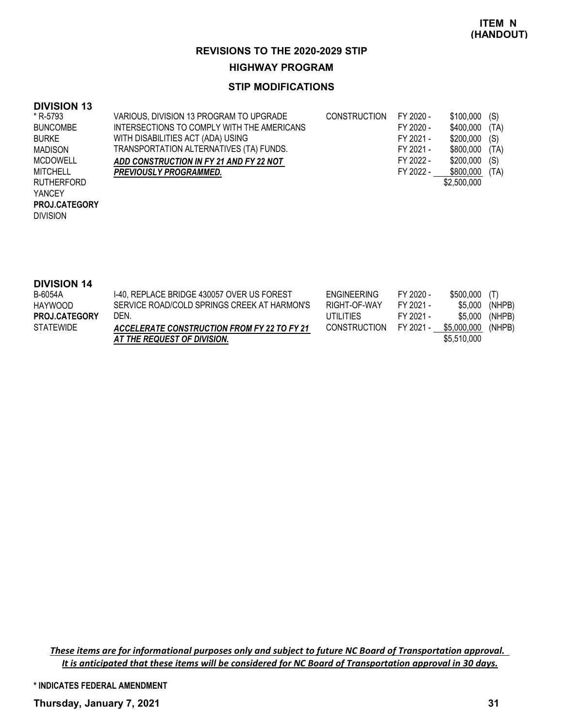**ITEM N (HANDOUT)**

# REVISIONS TO THE 2020-2029 STIP

## HIGHWAY PROGRAM

### STIP MODIFICATIONS

**DIVISION 13**

| | | | | | |
|---|---|---|---|---|---|
| * R-5793 | VARIOUS, DIVISION 13 PROGRAM TO UPGRADE INTERSECTIONS TO COMPLY WITH THE AMERICANS WITH DISABILITIES ACT (ADA) USING TRANSPORTATION ALTERNATIVES (TA) FUNDS. | CONSTRUCTION | FY 2020 - | $100,000 | (S) |
| BUNCOMBE | ***ADD CONSTRUCTION IN FY 21 AND FY 22 NOT PREVIOUSLY PROGRAMMED.*** | | FY 2020 - | $400,000 | (TA) |
| BURKE | | | FY 2021 - | $200,000 | (S) |
| MADISON | | | FY 2021 - | $800,000 | (TA) |
| MCDOWELL | | | FY 2022 - | $200,000 | (S) |
| MITCHELL | | | FY 2022 - | $800,000 | (TA) |
| RUTHERFORD | | | | $2,500,000 | |
| YANCEY | | | | | |
| **PROJ.CATEGORY** | | | | | |
| DIVISION | | | | | |

**DIVISION 14**

| | | | | | |
|---|---|---|---|---|---|
| B-6054A | I-40, REPLACE BRIDGE 430057 OVER US FOREST SERVICE ROAD/COLD SPRINGS CREEK AT HARMON'S DEN. | ENGINEERING | FY 2020 - | $500,000 | (T) |
| HAYWOOD | ***ACCELERATE CONSTRUCTION FROM FY 22 TO FY 21 AT THE REQUEST OF DIVISION.*** | RIGHT-OF-WAY | FY 2021 - | $5,000 | (NHPB) |
| **PROJ.CATEGORY** | | UTILITIES | FY 2021 - | $5,000 | (NHPB) |
| STATEWIDE | | CONSTRUCTION | FY 2021 - | $5,000,000 | (NHPB) |
| | | | | $5,510,000 | |

*These items are for informational purposes only and subject to future NC Board of Transportation approval. It is anticipated that these items will be considered for NC Board of Transportation approval in 30 days.*

\* INDICATES FEDERAL AMENDMENT

**Thursday, January 7, 2021**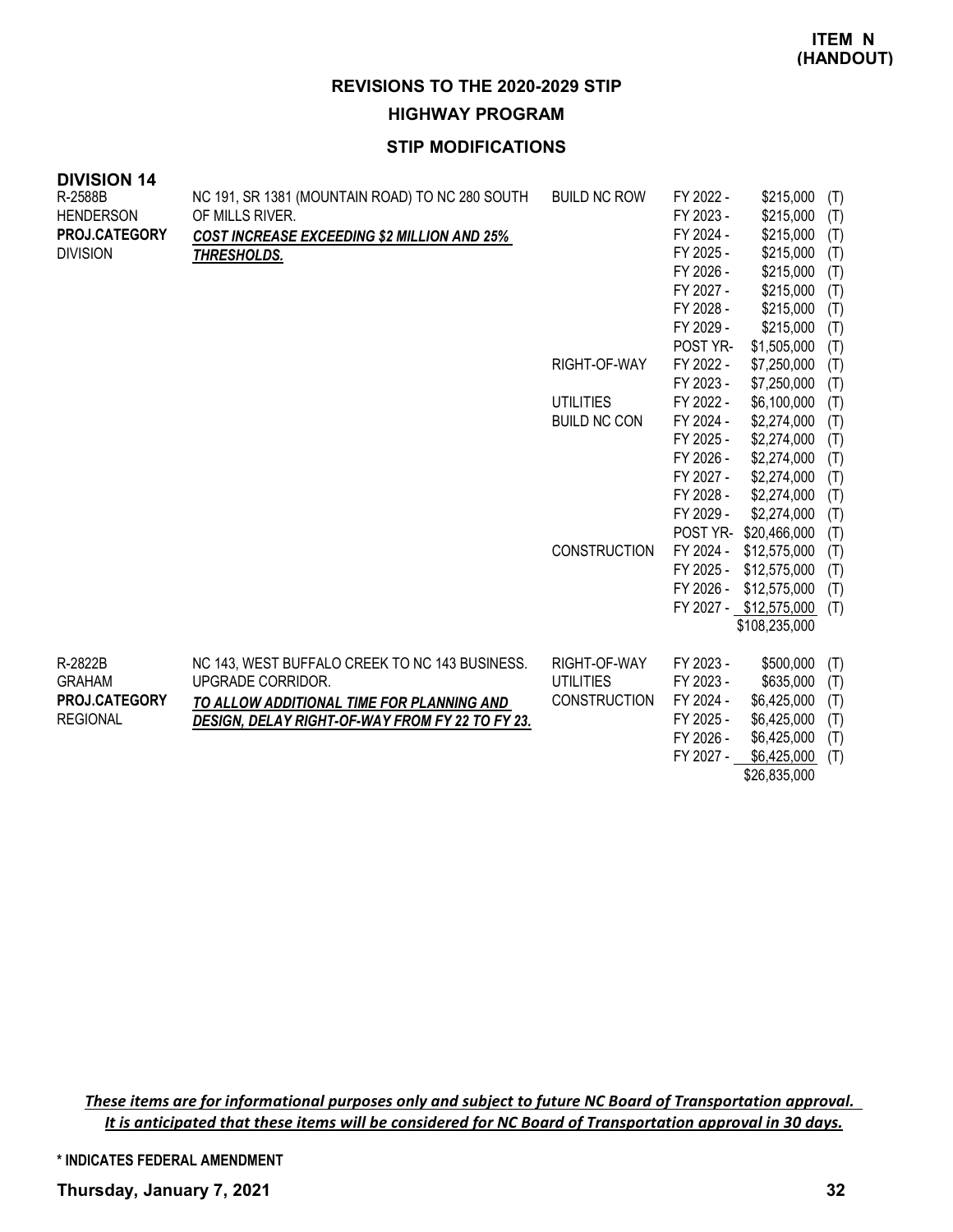**ITEM N (HANDOUT)**

## REVISIONS TO THE 2020-2029 STIP

### HIGHWAY PROGRAM

### STIP MODIFICATIONS

**DIVISION 14**

| Project | Description | Work Type | Fiscal Year | Amount | Funding |
|---|---|---|---|---|---|
| R-2588B<br>HENDERSON<br>**PROJ.CATEGORY**<br>DIVISION | NC 191, SR 1381 (MOUNTAIN ROAD) TO NC 280 SOUTH OF MILLS RIVER.<br>***COST INCREASE EXCEEDING $2 MILLION AND 25% THRESHOLDS.*** | BUILD NC ROW | FY 2022 - | $215,000 | (T) |
| | | | FY 2023 - | $215,000 | (T) |
| | | | FY 2024 - | $215,000 | (T) |
| | | | FY 2025 - | $215,000 | (T) |
| | | | FY 2026 - | $215,000 | (T) |
| | | | FY 2027 - | $215,000 | (T) |
| | | | FY 2028 - | $215,000 | (T) |
| | | | FY 2029 - | $215,000 | (T) |
| | | | POST YR- | $1,505,000 | (T) |
| | | RIGHT-OF-WAY | FY 2022 - | $7,250,000 | (T) |
| | | | FY 2023 - | $7,250,000 | (T) |
| | | UTILITIES | FY 2022 - | $6,100,000 | (T) |
| | | BUILD NC CON | FY 2024 - | $2,274,000 | (T) |
| | | | FY 2025 - | $2,274,000 | (T) |
| | | | FY 2026 - | $2,274,000 | (T) |
| | | | FY 2027 - | $2,274,000 | (T) |
| | | | FY 2028 - | $2,274,000 | (T) |
| | | | FY 2029 - | $2,274,000 | (T) |
| | | | POST YR- | $20,466,000 | (T) |
| | | CONSTRUCTION | FY 2024 - | $12,575,000 | (T) |
| | | | FY 2025 - | $12,575,000 | (T) |
| | | | FY 2026 - | $12,575,000 | (T) |
| | | | FY 2027 - | $12,575,000 | (T) |
| | | | | $108,235,000 | |
| R-2822B<br>GRAHAM<br>**PROJ.CATEGORY**<br>REGIONAL | NC 143, WEST BUFFALO CREEK TO NC 143 BUSINESS. UPGRADE CORRIDOR.<br>***TO ALLOW ADDITIONAL TIME FOR PLANNING AND DESIGN, DELAY RIGHT-OF-WAY FROM FY 22 TO FY 23.*** | RIGHT-OF-WAY | FY 2023 - | $500,000 | (T) |
| | | UTILITIES | FY 2023 - | $635,000 | (T) |
| | | CONSTRUCTION | FY 2024 - | $6,425,000 | (T) |
| | | | FY 2025 - | $6,425,000 | (T) |
| | | | FY 2026 - | $6,425,000 | (T) |
| | | | FY 2027 - | $6,425,000 | (T) |
| | | | | $26,835,000 | |

*These items are for informational purposes only and subject to future NC Board of Transportation approval. It is anticipated that these items will be considered for NC Board of Transportation approval in 30 days.*

**\* INDICATES FEDERAL AMENDMENT**

**Thursday, January 7, 2021**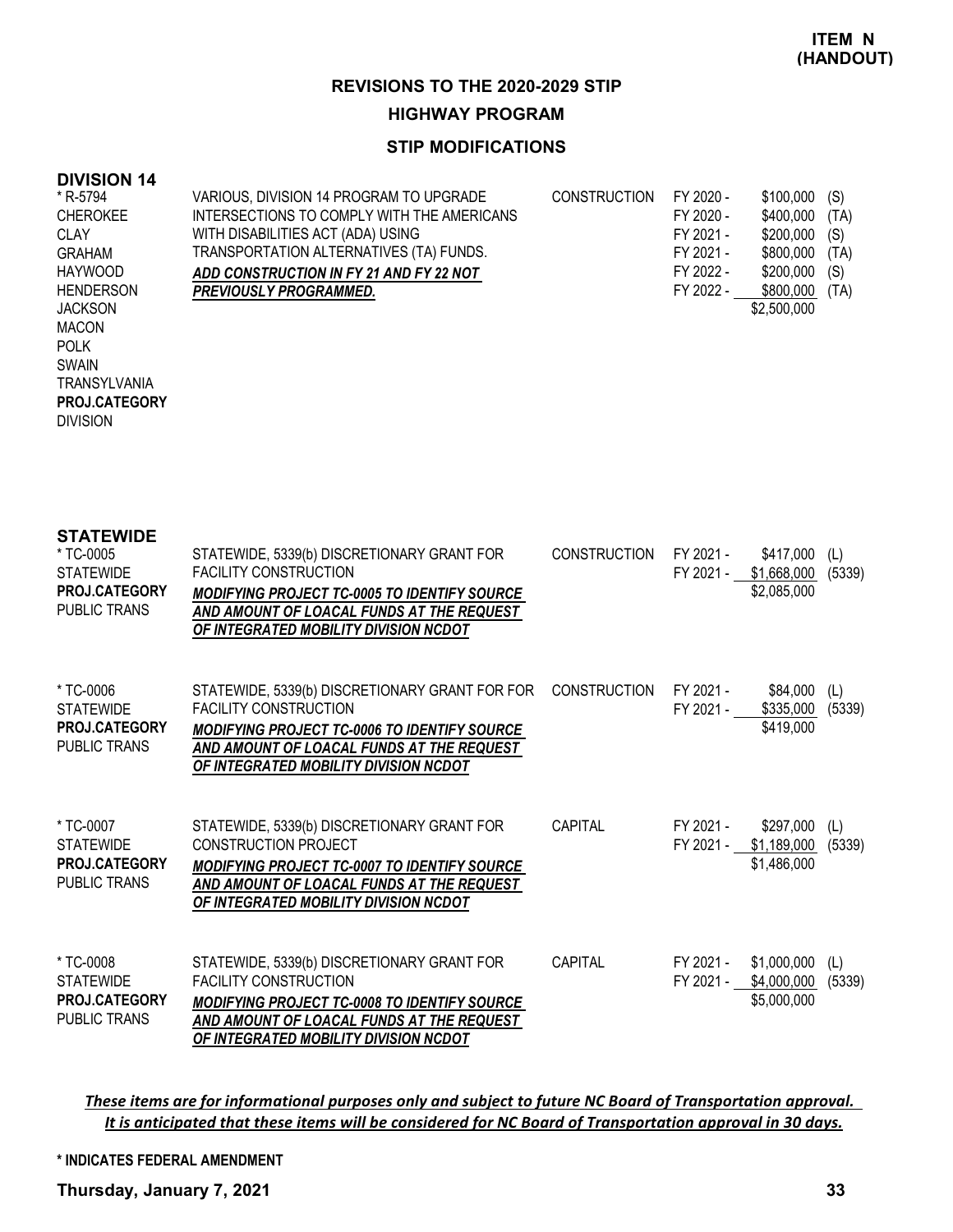**ITEM N (HANDOUT)**

# REVISIONS TO THE 2020-2029 STIP

## HIGHWAY PROGRAM

### STIP MODIFICATIONS

**DIVISION 14**

| Project | Description | Phase | Year | Amount | Source |
|---|---|---|---|---|---|
| * R-5794<br>CHEROKEE<br>CLAY<br>GRAHAM<br>HAYWOOD<br>HENDERSON<br>JACKSON<br>MACON<br>POLK<br>SWAIN<br>TRANSYLVANIA<br>**PROJ.CATEGORY**<br>DIVISION | VARIOUS, DIVISION 14 PROGRAM TO UPGRADE INTERSECTIONS TO COMPLY WITH THE AMERICANS WITH DISABILITIES ACT (ADA) USING TRANSPORTATION ALTERNATIVES (TA) FUNDS.<br>***ADD CONSTRUCTION IN FY 21 AND FY 22 NOT PREVIOUSLY PROGRAMMED.*** | CONSTRUCTION | FY 2020 -<br>FY 2020 -<br>FY 2021 -<br>FY 2021 -<br>FY 2022 -<br>FY 2022 - | \$100,000<br>\$400,000<br>\$200,000<br>\$800,000<br>\$200,000<br>\$800,000<br>\$2,500,000 | (S)<br>(TA)<br>(S)<br>(TA)<br>(S)<br>(TA) |

**STATEWIDE**

| Project | Description | Phase | Year | Amount | Source |
|---|---|---|---|---|---|
| * TC-0005<br>STATEWIDE<br>**PROJ.CATEGORY**<br>PUBLIC TRANS | STATEWIDE, 5339(b) DISCRETIONARY GRANT FOR FACILITY CONSTRUCTION<br>***MODIFYING PROJECT TC-0005 TO IDENTIFY SOURCE AND AMOUNT OF LOACAL FUNDS AT THE REQUEST OF INTEGRATED MOBILITY DIVISION NCDOT*** | CONSTRUCTION | FY 2021 -<br>FY 2021 - | \$417,000<br>\$1,668,000<br>\$2,085,000 | (L)<br>(5339) |
| * TC-0006<br>STATEWIDE<br>**PROJ.CATEGORY**<br>PUBLIC TRANS | STATEWIDE, 5339(b) DISCRETIONARY GRANT FOR FOR FACILITY CONSTRUCTION<br>***MODIFYING PROJECT TC-0006 TO IDENTIFY SOURCE AND AMOUNT OF LOACAL FUNDS AT THE REQUEST OF INTEGRATED MOBILITY DIVISION NCDOT*** | CONSTRUCTION | FY 2021 -<br>FY 2021 - | \$84,000<br>\$335,000<br>\$419,000 | (L)<br>(5339) |
| * TC-0007<br>STATEWIDE<br>**PROJ.CATEGORY**<br>PUBLIC TRANS | STATEWIDE, 5339(b) DISCRETIONARY GRANT FOR CONSTRUCTION PROJECT<br>***MODIFYING PROJECT TC-0007 TO IDENTIFY SOURCE AND AMOUNT OF LOACAL FUNDS AT THE REQUEST OF INTEGRATED MOBILITY DIVISION NCDOT*** | CAPITAL | FY 2021 -<br>FY 2021 - | \$297,000<br>\$1,189,000<br>\$1,486,000 | (L)<br>(5339) |
| * TC-0008<br>STATEWIDE<br>**PROJ.CATEGORY**<br>PUBLIC TRANS | STATEWIDE, 5339(b) DISCRETIONARY GRANT FOR FACILITY CONSTRUCTION<br>***MODIFYING PROJECT TC-0008 TO IDENTIFY SOURCE AND AMOUNT OF LOACAL FUNDS AT THE REQUEST OF INTEGRATED MOBILITY DIVISION NCDOT*** | CAPITAL | FY 2021 -<br>FY 2021 - | \$1,000,000<br>\$4,000,000<br>\$5,000,000 | (L)<br>(5339) |

***These items are for informational purposes only and subject to future NC Board of Transportation approval. It is anticipated that these items will be considered for NC Board of Transportation approval in 30 days.***

**\* INDICATES FEDERAL AMENDMENT**

**Thursday, January 7, 2021**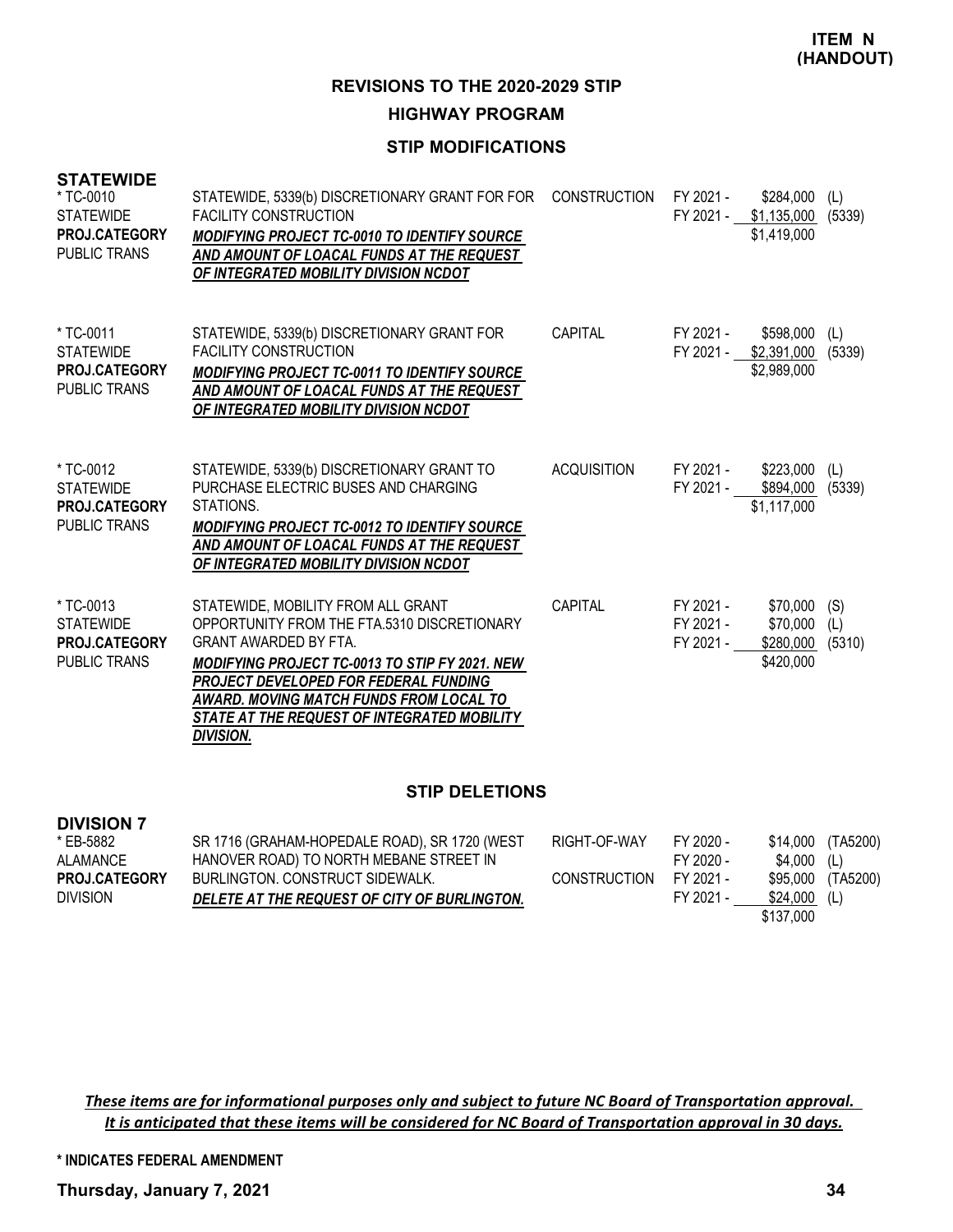**ITEM N (HANDOUT)**

## REVISIONS TO THE 2020-2029 STIP

### HIGHWAY PROGRAM

### STIP MODIFICATIONS

**STATEWIDE**

| Project | Description | Work Type | Fiscal Year | Amount | Fund |
|---|---|---|---|---|---|
| * TC-0010<br>STATEWIDE<br>**PROJ.CATEGORY**<br>PUBLIC TRANS | STATEWIDE, 5339(b) DISCRETIONARY GRANT FOR FOR FACILITY CONSTRUCTION<br>***MODIFYING PROJECT TC-0010 TO IDENTIFY SOURCE AND AMOUNT OF LOACAL FUNDS AT THE REQUEST OF INTEGRATED MOBILITY DIVISION NCDOT*** | CONSTRUCTION | FY 2021 -<br>FY 2021 - | \$284,000<br>\$1,135,000<br>\$1,419,000 | (L)<br>(5339) |
| * TC-0011<br>STATEWIDE<br>**PROJ.CATEGORY**<br>PUBLIC TRANS | STATEWIDE, 5339(b) DISCRETIONARY GRANT FOR FACILITY CONSTRUCTION<br>***MODIFYING PROJECT TC-0011 TO IDENTIFY SOURCE AND AMOUNT OF LOACAL FUNDS AT THE REQUEST OF INTEGRATED MOBILITY DIVISION NCDOT*** | CAPITAL | FY 2021 -<br>FY 2021 - | \$598,000<br>\$2,391,000<br>\$2,989,000 | (L)<br>(5339) |
| * TC-0012<br>STATEWIDE<br>**PROJ.CATEGORY**<br>PUBLIC TRANS | STATEWIDE, 5339(b) DISCRETIONARY GRANT TO PURCHASE ELECTRIC BUSES AND CHARGING STATIONS.<br>***MODIFYING PROJECT TC-0012 TO IDENTIFY SOURCE AND AMOUNT OF LOACAL FUNDS AT THE REQUEST OF INTEGRATED MOBILITY DIVISION NCDOT*** | ACQUISITION | FY 2021 -<br>FY 2021 - | \$223,000<br>\$894,000<br>\$1,117,000 | (L)<br>(5339) |
| * TC-0013<br>STATEWIDE<br>**PROJ.CATEGORY**<br>PUBLIC TRANS | STATEWIDE, MOBILITY FROM ALL GRANT OPPORTUNITY FROM THE FTA.5310 DISCRETIONARY GRANT AWARDED BY FTA.<br>***MODIFYING PROJECT TC-0013 TO STIP FY 2021. NEW PROJECT DEVELOPED FOR FEDERAL FUNDING AWARD. MOVING MATCH FUNDS FROM LOCAL TO STATE AT THE REQUEST OF INTEGRATED MOBILITY DIVISION.*** | CAPITAL | FY 2021 -<br>FY 2021 -<br>FY 2021 - | \$70,000<br>\$70,000<br>\$280,000<br>\$420,000 | (S)<br>(L)<br>(5310) |

### STIP DELETIONS

**DIVISION 7**

| Project | Description | Work Type | Fiscal Year | Amount | Fund |
|---|---|---|---|---|---|
| * EB-5882<br>ALAMANCE<br>**PROJ.CATEGORY**<br>DIVISION | SR 1716 (GRAHAM-HOPEDALE ROAD), SR 1720 (WEST HANOVER ROAD) TO NORTH MEBANE STREET IN BURLINGTON. CONSTRUCT SIDEWALK.<br>***DELETE AT THE REQUEST OF CITY OF BURLINGTON.*** | RIGHT-OF-WAY<br><br>CONSTRUCTION | FY 2020 -<br>FY 2020 -<br>FY 2021 -<br>FY 2021 - | \$14,000<br>\$4,000<br>\$95,000<br>\$24,000<br>\$137,000 | (TA5200)<br>(L)<br>(TA5200)<br>(L) |

*These items are for informational purposes only and subject to future NC Board of Transportation approval. It is anticipated that these items will be considered for NC Board of Transportation approval in 30 days.*

**\* INDICATES FEDERAL AMENDMENT**

**Thursday, January 7, 2021**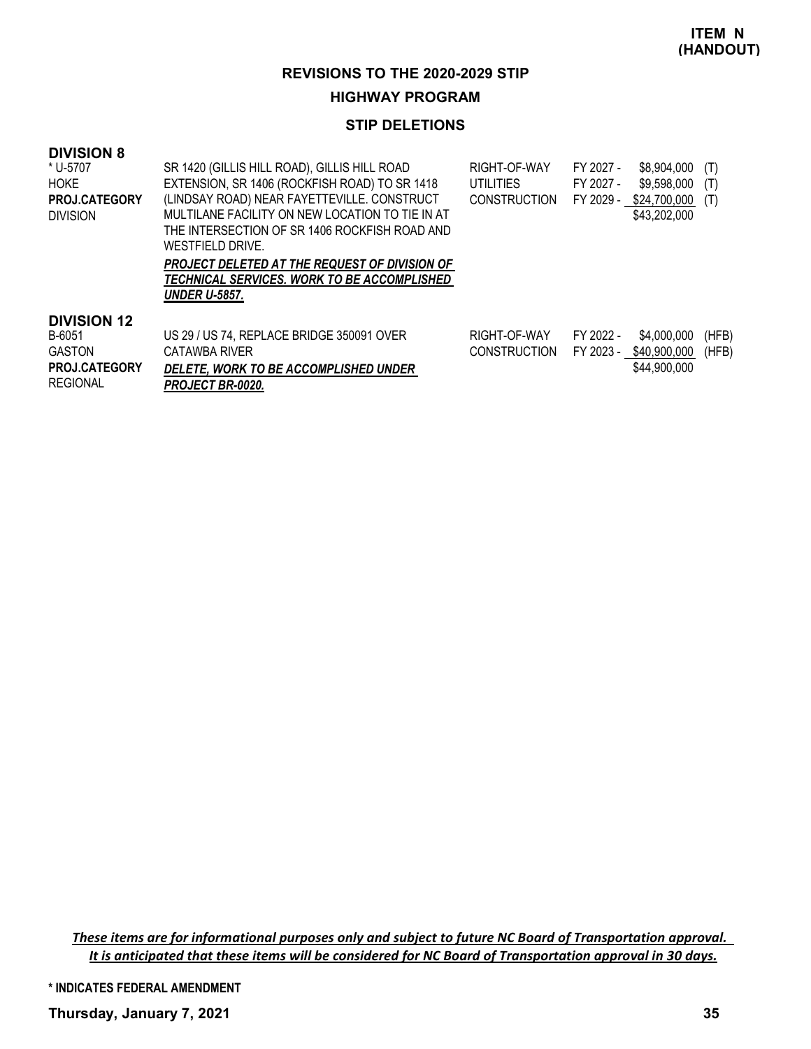**ITEM N (HANDOUT)**

## REVISIONS TO THE 2020-2029 STIP

### HIGHWAY PROGRAM

### STIP DELETIONS

**DIVISION 8**

| | | | | | |
|---|---|---|---|---|---|
| * U-5707<br>HOKE<br>**PROJ.CATEGORY**<br>DIVISION | SR 1420 (GILLIS HILL ROAD), GILLIS HILL ROAD EXTENSION, SR 1406 (ROCKFISH ROAD) TO SR 1418 (LINDSAY ROAD) NEAR FAYETTEVILLE. CONSTRUCT MULTILANE FACILITY ON NEW LOCATION TO TIE IN AT THE INTERSECTION OF SR 1406 ROCKFISH ROAD AND WESTFIELD DRIVE.<br>***PROJECT DELETED AT THE REQUEST OF DIVISION OF TECHNICAL SERVICES. WORK TO BE ACCOMPLISHED UNDER U-5857.*** | RIGHT-OF-WAY<br>UTILITIES<br>CONSTRUCTION | FY 2027 -<br>FY 2027 -<br>FY 2029 - | \$8,904,000<br>\$9,598,000<br>\$24,700,000<br>\$43,202,000 | (T)<br>(T)<br>(T) |

**DIVISION 12**

| | | | | | |
|---|---|---|---|---|---|
| B-6051<br>GASTON<br>**PROJ.CATEGORY**<br>REGIONAL | US 29 / US 74, REPLACE BRIDGE 350091 OVER CATAWBA RIVER<br>***DELETE, WORK TO BE ACCOMPLISHED UNDER PROJECT BR-0020.*** | RIGHT-OF-WAY<br>CONSTRUCTION | FY 2022 -<br>FY 2023 - | \$4,000,000<br>\$40,900,000<br>\$44,900,000 | (HFB)<br>(HFB) |

*These items are for informational purposes only and subject to future NC Board of Transportation approval. It is anticipated that these items will be considered for NC Board of Transportation approval in 30 days.*

**\* INDICATES FEDERAL AMENDMENT**

**Thursday, January 7, 2021**